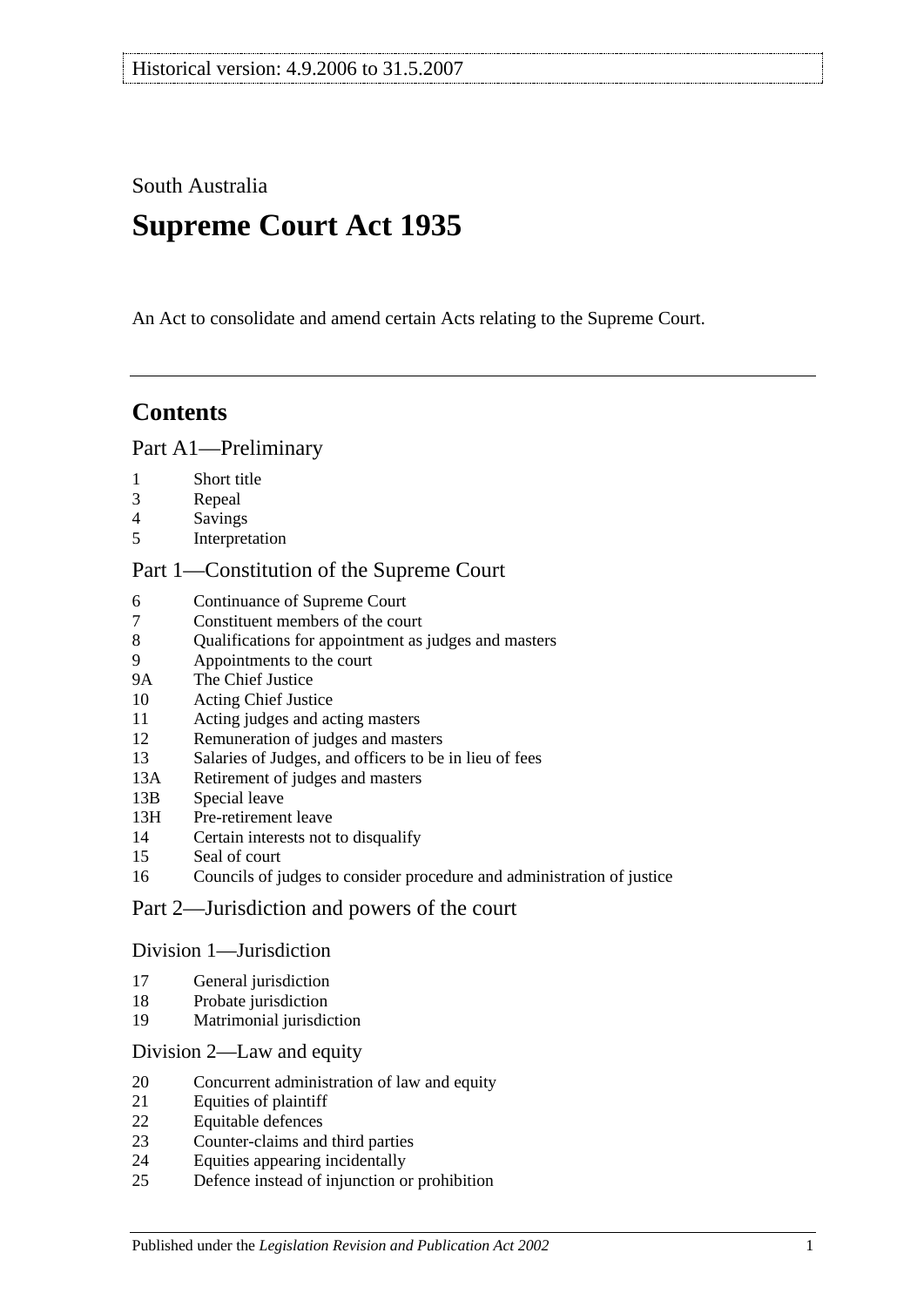Historical version: 4.9.2006 to 31.5.2007

South Australia

# Supreme Court Act 1935

An Act to consolidate and amend certain Acts relating to the Supreme Court.

## Contents

### Part A1—Preliminary

1 Short title
3 Repeal
4 Savings
5 Interpretation

### Part 1—Constitution of the Supreme Court

6 Continuance of Supreme Court
7 Constituent members of the court
8 Qualifications for appointment as judges and masters
9 Appointments to the court
9A The Chief Justice
10 Acting Chief Justice
11 Acting judges and acting masters
12 Remuneration of judges and masters
13 Salaries of Judges, and officers to be in lieu of fees
13A Retirement of judges and masters
13B Special leave
13H Pre-retirement leave
14 Certain interests not to disqualify
15 Seal of court
16 Councils of judges to consider procedure and administration of justice

### Part 2—Jurisdiction and powers of the court

#### Division 1—Jurisdiction

17 General jurisdiction
18 Probate jurisdiction
19 Matrimonial jurisdiction

#### Division 2—Law and equity

20 Concurrent administration of law and equity
21 Equities of plaintiff
22 Equitable defences
23 Counter-claims and third parties
24 Equities appearing incidentally
25 Defence instead of injunction or prohibition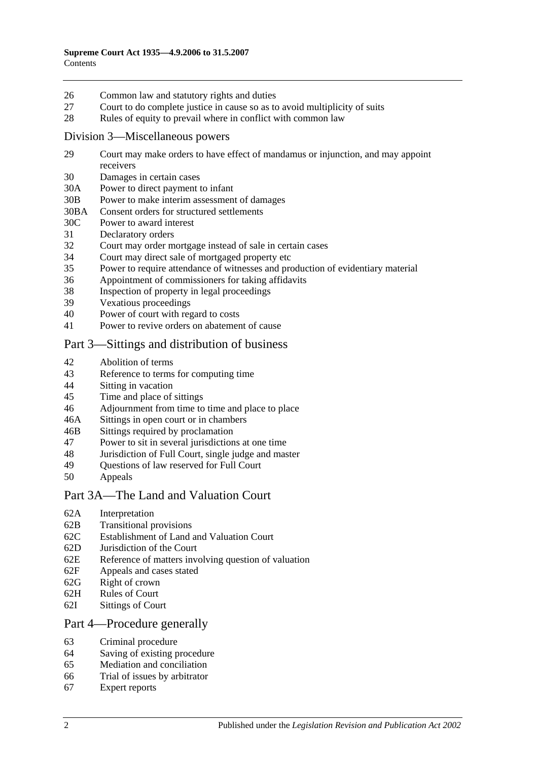26 Common law and statutory rights and duties
27 Court to do complete justice in cause so as to avoid multiplicity of suits
28 Rules of equity to prevail where in conflict with common law

## Division 3—Miscellaneous powers

29 Court may make orders to have effect of mandamus or injunction, and may appoint receivers
30 Damages in certain cases
30A Power to direct payment to infant
30B Power to make interim assessment of damages
30BA Consent orders for structured settlements
30C Power to award interest
31 Declaratory orders
32 Court may order mortgage instead of sale in certain cases
34 Court may direct sale of mortgaged property etc
35 Power to require attendance of witnesses and production of evidentiary material
36 Appointment of commissioners for taking affidavits
38 Inspection of property in legal proceedings
39 Vexatious proceedings
40 Power of court with regard to costs
41 Power to revive orders on abatement of cause

## Part 3—Sittings and distribution of business

42 Abolition of terms
43 Reference to terms for computing time
44 Sitting in vacation
45 Time and place of sittings
46 Adjournment from time to time and place to place
46A Sittings in open court or in chambers
46B Sittings required by proclamation
47 Power to sit in several jurisdictions at one time
48 Jurisdiction of Full Court, single judge and master
49 Questions of law reserved for Full Court
50 Appeals

## Part 3A—The Land and Valuation Court

62A Interpretation
62B Transitional provisions
62C Establishment of Land and Valuation Court
62D Jurisdiction of the Court
62E Reference of matters involving question of valuation
62F Appeals and cases stated
62G Right of crown
62H Rules of Court
62I Sittings of Court

## Part 4—Procedure generally

63 Criminal procedure
64 Saving of existing procedure
65 Mediation and conciliation
66 Trial of issues by arbitrator
67 Expert reports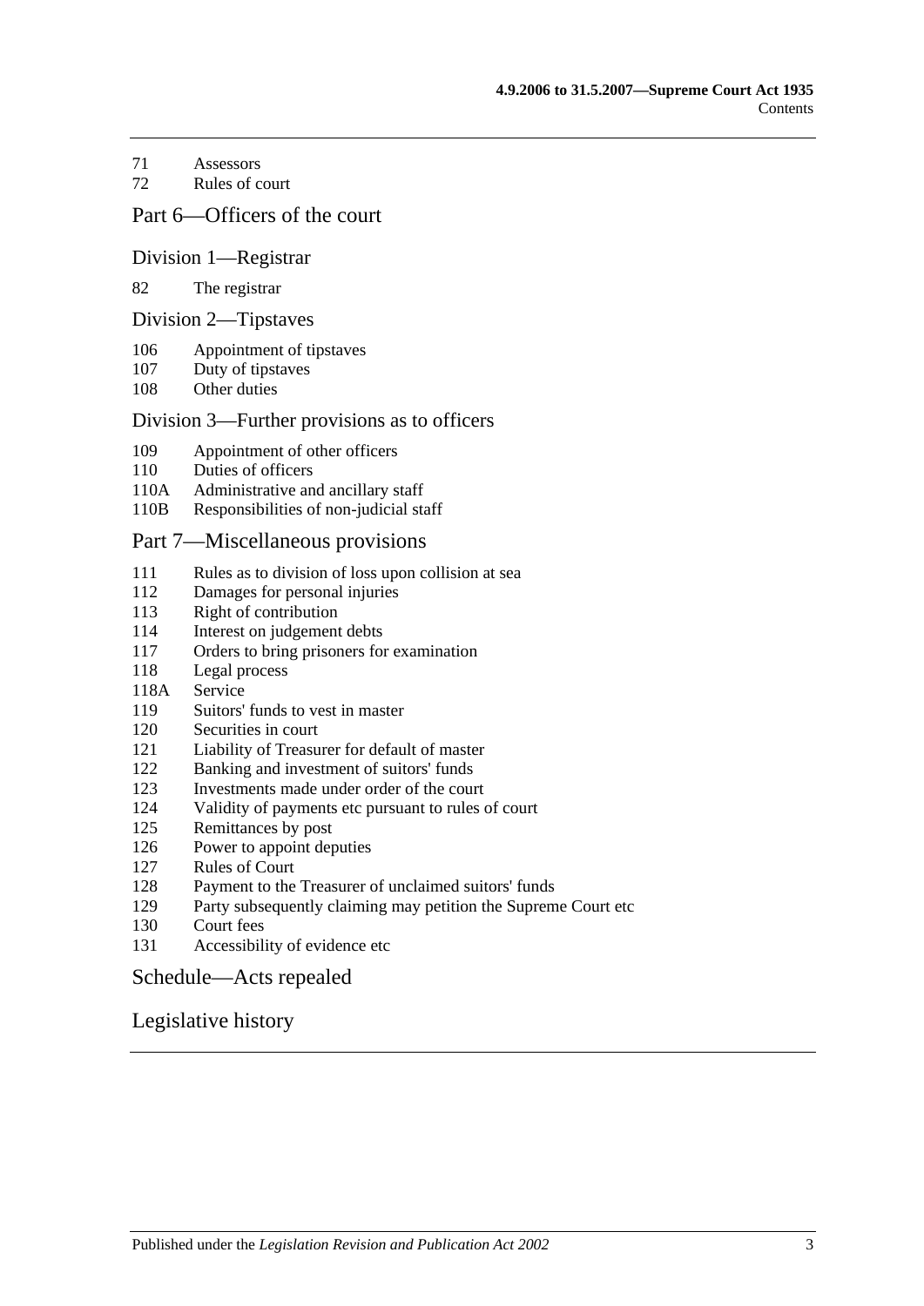71 Assessors
72 Rules of court

## Part 6—Officers of the court

### Division 1—Registrar

82 The registrar

### Division 2—Tipstaves

106 Appointment of tipstaves
107 Duty of tipstaves
108 Other duties

### Division 3—Further provisions as to officers

109 Appointment of other officers
110 Duties of officers
110A Administrative and ancillary staff
110B Responsibilities of non-judicial staff

## Part 7—Miscellaneous provisions

111 Rules as to division of loss upon collision at sea
112 Damages for personal injuries
113 Right of contribution
114 Interest on judgement debts
117 Orders to bring prisoners for examination
118 Legal process
118A Service
119 Suitors' funds to vest in master
120 Securities in court
121 Liability of Treasurer for default of master
122 Banking and investment of suitors' funds
123 Investments made under order of the court
124 Validity of payments etc pursuant to rules of court
125 Remittances by post
126 Power to appoint deputies
127 Rules of Court
128 Payment to the Treasurer of unclaimed suitors' funds
129 Party subsequently claiming may petition the Supreme Court etc
130 Court fees
131 Accessibility of evidence etc

## Schedule—Acts repealed

## Legislative history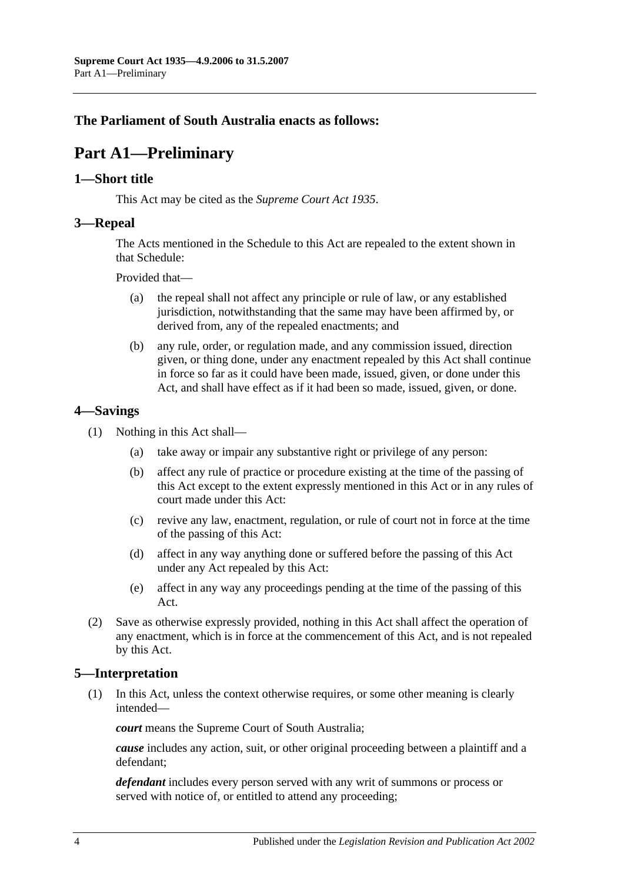**The Parliament of South Australia enacts as follows:**

# Part A1—Preliminary

## 1—Short title

This Act may be cited as the *Supreme Court Act 1935*.

## 3—Repeal

The Acts mentioned in the Schedule to this Act are repealed to the extent shown in that Schedule:

Provided that—

(a) the repeal shall not affect any principle or rule of law, or any established jurisdiction, notwithstanding that the same may have been affirmed by, or derived from, any of the repealed enactments; and

(b) any rule, order, or regulation made, and any commission issued, direction given, or thing done, under any enactment repealed by this Act shall continue in force so far as it could have been made, issued, given, or done under this Act, and shall have effect as if it had been so made, issued, given, or done.

## 4—Savings

(1) Nothing in this Act shall—

(a) take away or impair any substantive right or privilege of any person:

(b) affect any rule of practice or procedure existing at the time of the passing of this Act except to the extent expressly mentioned in this Act or in any rules of court made under this Act:

(c) revive any law, enactment, regulation, or rule of court not in force at the time of the passing of this Act:

(d) affect in any way anything done or suffered before the passing of this Act under any Act repealed by this Act:

(e) affect in any way any proceedings pending at the time of the passing of this Act.

(2) Save as otherwise expressly provided, nothing in this Act shall affect the operation of any enactment, which is in force at the commencement of this Act, and is not repealed by this Act.

## 5—Interpretation

(1) In this Act, unless the context otherwise requires, or some other meaning is clearly intended—

***court*** means the Supreme Court of South Australia;

***cause*** includes any action, suit, or other original proceeding between a plaintiff and a defendant;

***defendant*** includes every person served with any writ of summons or process or served with notice of, or entitled to attend any proceeding;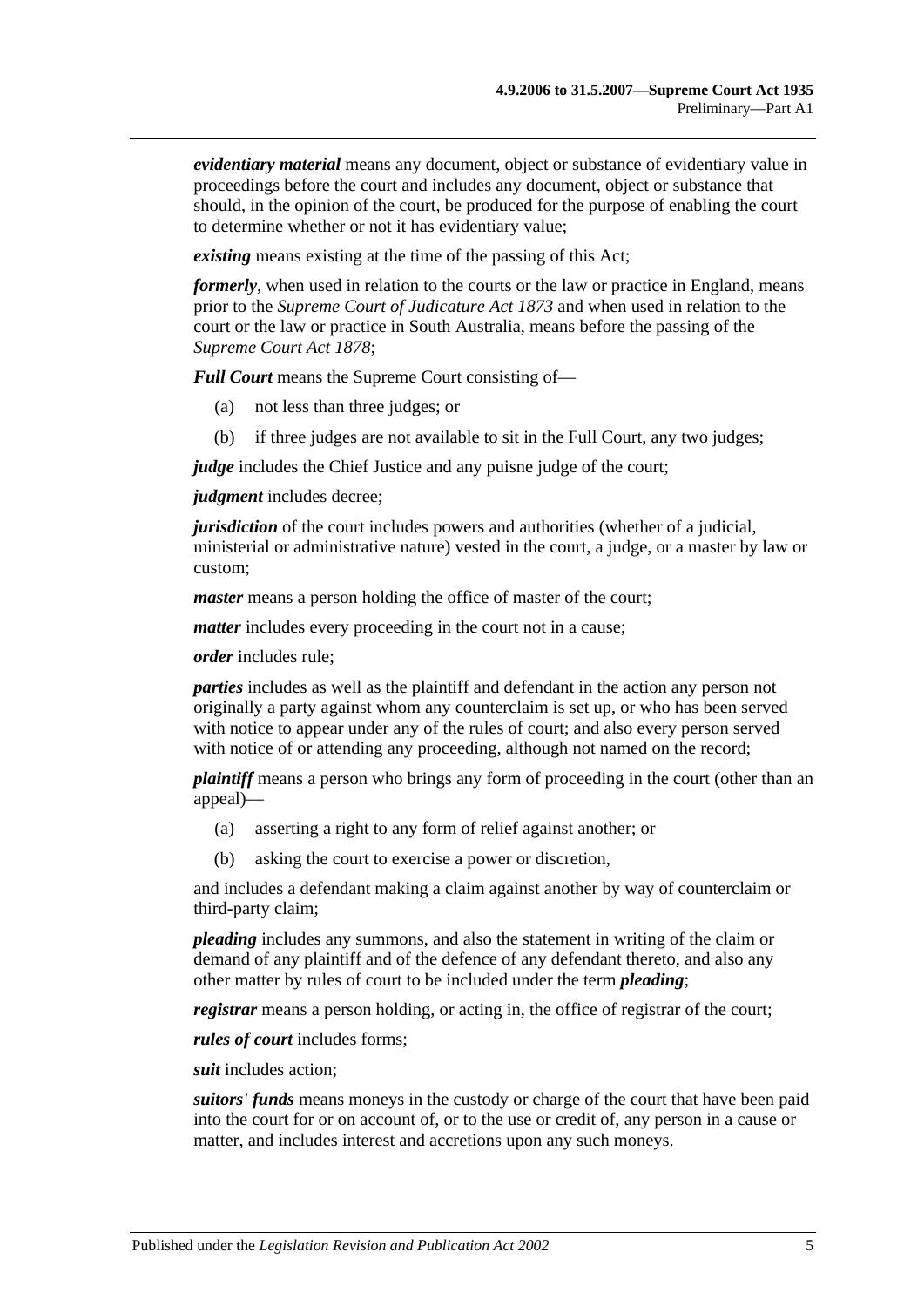***evidentiary material*** means any document, object or substance of evidentiary value in proceedings before the court and includes any document, object or substance that should, in the opinion of the court, be produced for the purpose of enabling the court to determine whether or not it has evidentiary value;

***existing*** means existing at the time of the passing of this Act;

***formerly***, when used in relation to the courts or the law or practice in England, means prior to the *Supreme Court of Judicature Act 1873* and when used in relation to the court or the law or practice in South Australia, means before the passing of the *Supreme Court Act 1878*;

***Full Court*** means the Supreme Court consisting of—

(a) not less than three judges; or

(b) if three judges are not available to sit in the Full Court, any two judges;

***judge*** includes the Chief Justice and any puisne judge of the court;

***judgment*** includes decree;

***jurisdiction*** of the court includes powers and authorities (whether of a judicial, ministerial or administrative nature) vested in the court, a judge, or a master by law or custom;

***master*** means a person holding the office of master of the court;

***matter*** includes every proceeding in the court not in a cause;

***order*** includes rule;

***parties*** includes as well as the plaintiff and defendant in the action any person not originally a party against whom any counterclaim is set up, or who has been served with notice to appear under any of the rules of court; and also every person served with notice of or attending any proceeding, although not named on the record;

***plaintiff*** means a person who brings any form of proceeding in the court (other than an appeal)—

(a) asserting a right to any form of relief against another; or

(b) asking the court to exercise a power or discretion,

and includes a defendant making a claim against another by way of counterclaim or third-party claim;

***pleading*** includes any summons, and also the statement in writing of the claim or demand of any plaintiff and of the defence of any defendant thereto, and also any other matter by rules of court to be included under the term ***pleading***;

***registrar*** means a person holding, or acting in, the office of registrar of the court;

***rules of court*** includes forms;

***suit*** includes action;

***suitors' funds*** means moneys in the custody or charge of the court that have been paid into the court for or on account of, or to the use or credit of, any person in a cause or matter, and includes interest and accretions upon any such moneys.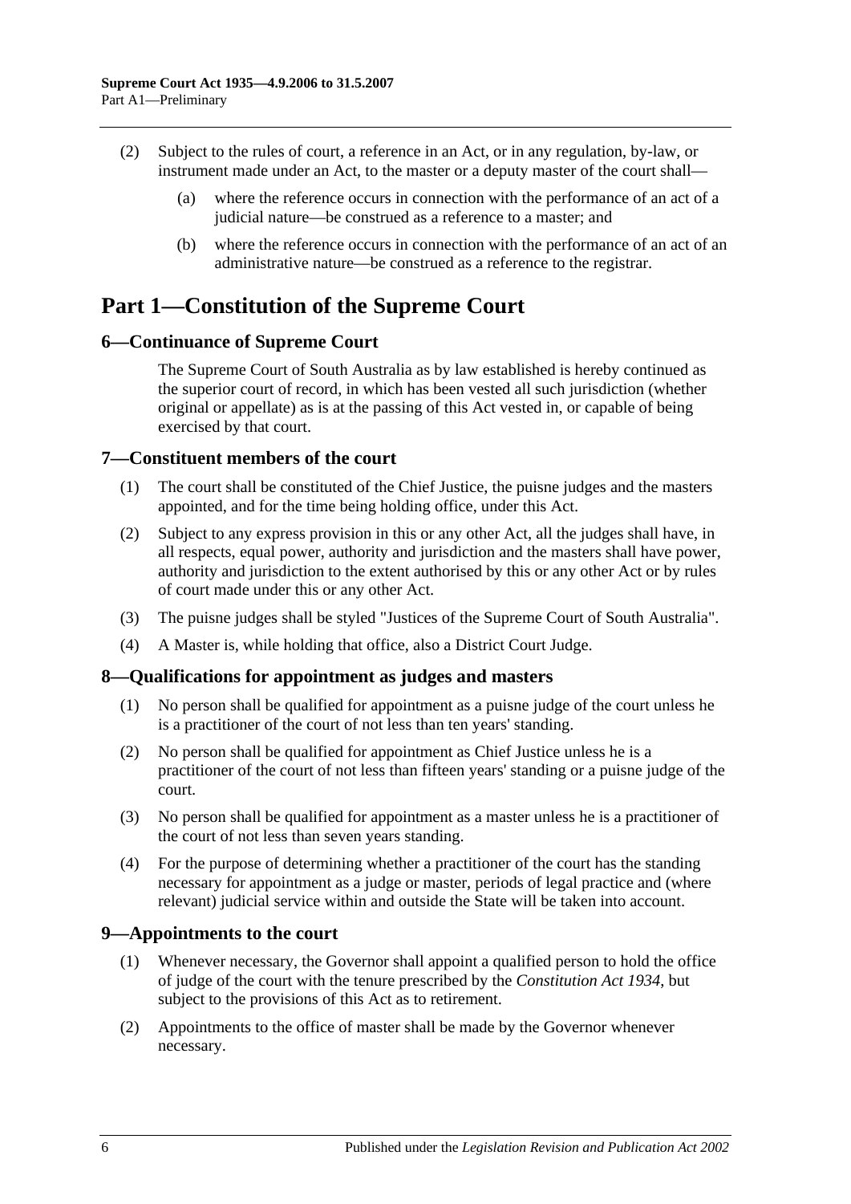(2) Subject to the rules of court, a reference in an Act, or in any regulation, by-law, or instrument made under an Act, to the master or a deputy master of the court shall—

(a) where the reference occurs in connection with the performance of an act of a judicial nature—be construed as a reference to a master; and

(b) where the reference occurs in connection with the performance of an act of an administrative nature—be construed as a reference to the registrar.

# Part 1—Constitution of the Supreme Court

## 6—Continuance of Supreme Court

The Supreme Court of South Australia as by law established is hereby continued as the superior court of record, in which has been vested all such jurisdiction (whether original or appellate) as is at the passing of this Act vested in, or capable of being exercised by that court.

## 7—Constituent members of the court

(1) The court shall be constituted of the Chief Justice, the puisne judges and the masters appointed, and for the time being holding office, under this Act.

(2) Subject to any express provision in this or any other Act, all the judges shall have, in all respects, equal power, authority and jurisdiction and the masters shall have power, authority and jurisdiction to the extent authorised by this or any other Act or by rules of court made under this or any other Act.

(3) The puisne judges shall be styled "Justices of the Supreme Court of South Australia".

(4) A Master is, while holding that office, also a District Court Judge.

## 8—Qualifications for appointment as judges and masters

(1) No person shall be qualified for appointment as a puisne judge of the court unless he is a practitioner of the court of not less than ten years' standing.

(2) No person shall be qualified for appointment as Chief Justice unless he is a practitioner of the court of not less than fifteen years' standing or a puisne judge of the court.

(3) No person shall be qualified for appointment as a master unless he is a practitioner of the court of not less than seven years standing.

(4) For the purpose of determining whether a practitioner of the court has the standing necessary for appointment as a judge or master, periods of legal practice and (where relevant) judicial service within and outside the State will be taken into account.

## 9—Appointments to the court

(1) Whenever necessary, the Governor shall appoint a qualified person to hold the office of judge of the court with the tenure prescribed by the *Constitution Act 1934*, but subject to the provisions of this Act as to retirement.

(2) Appointments to the office of master shall be made by the Governor whenever necessary.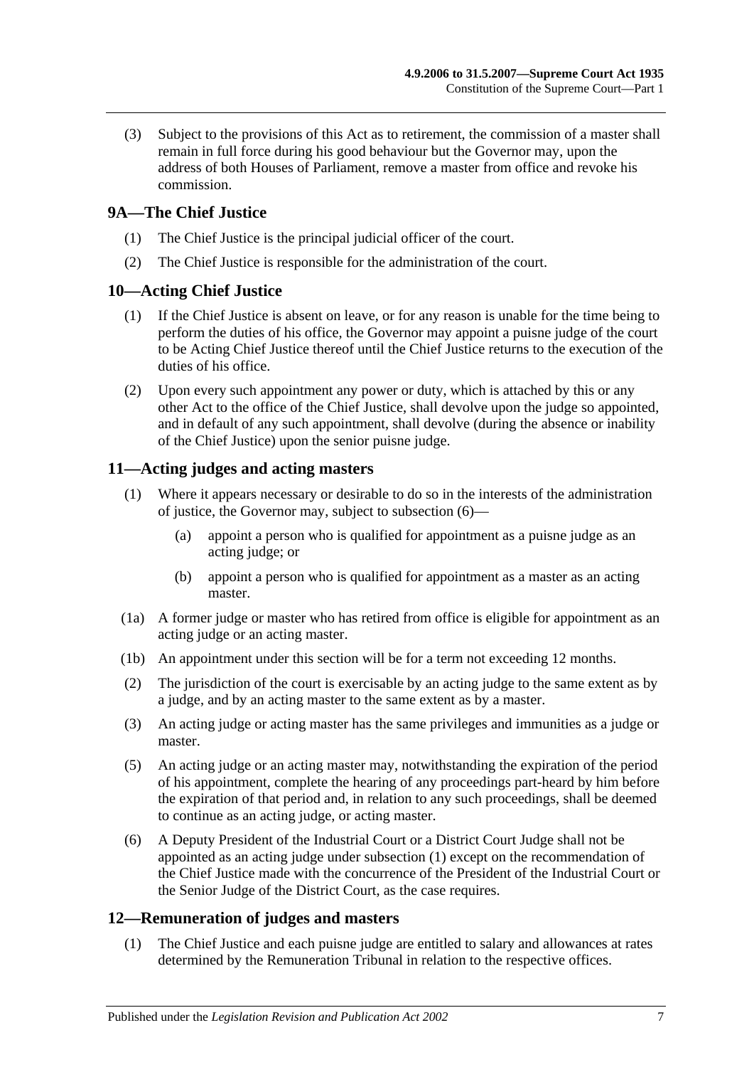(3) Subject to the provisions of this Act as to retirement, the commission of a master shall remain in full force during his good behaviour but the Governor may, upon the address of both Houses of Parliament, remove a master from office and revoke his commission.

## 9A—The Chief Justice

(1) The Chief Justice is the principal judicial officer of the court.

(2) The Chief Justice is responsible for the administration of the court.

## 10—Acting Chief Justice

(1) If the Chief Justice is absent on leave, or for any reason is unable for the time being to perform the duties of his office, the Governor may appoint a puisne judge of the court to be Acting Chief Justice thereof until the Chief Justice returns to the execution of the duties of his office.

(2) Upon every such appointment any power or duty, which is attached by this or any other Act to the office of the Chief Justice, shall devolve upon the judge so appointed, and in default of any such appointment, shall devolve (during the absence or inability of the Chief Justice) upon the senior puisne judge.

## 11—Acting judges and acting masters

(1) Where it appears necessary or desirable to do so in the interests of the administration of justice, the Governor may, subject to subsection (6)—

(a) appoint a person who is qualified for appointment as a puisne judge as an acting judge; or

(b) appoint a person who is qualified for appointment as a master as an acting master.

(1a) A former judge or master who has retired from office is eligible for appointment as an acting judge or an acting master.

(1b) An appointment under this section will be for a term not exceeding 12 months.

(2) The jurisdiction of the court is exercisable by an acting judge to the same extent as by a judge, and by an acting master to the same extent as by a master.

(3) An acting judge or acting master has the same privileges and immunities as a judge or master.

(5) An acting judge or an acting master may, notwithstanding the expiration of the period of his appointment, complete the hearing of any proceedings part-heard by him before the expiration of that period and, in relation to any such proceedings, shall be deemed to continue as an acting judge, or acting master.

(6) A Deputy President of the Industrial Court or a District Court Judge shall not be appointed as an acting judge under subsection (1) except on the recommendation of the Chief Justice made with the concurrence of the President of the Industrial Court or the Senior Judge of the District Court, as the case requires.

## 12—Remuneration of judges and masters

(1) The Chief Justice and each puisne judge are entitled to salary and allowances at rates determined by the Remuneration Tribunal in relation to the respective offices.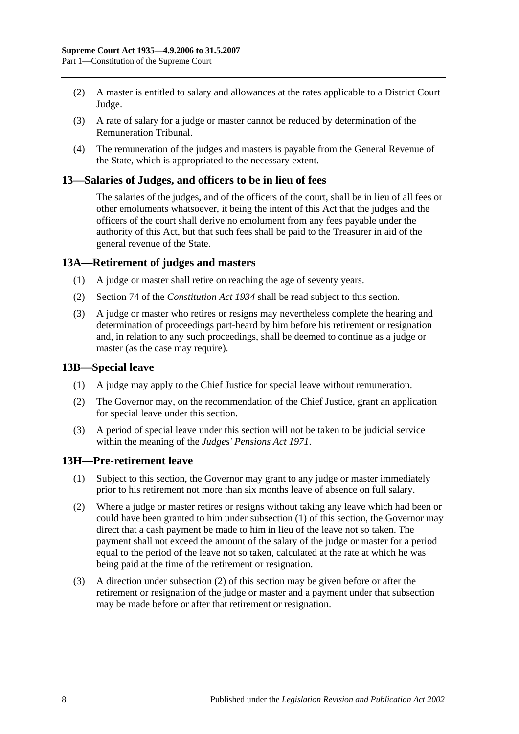(2) A master is entitled to salary and allowances at the rates applicable to a District Court Judge.

(3) A rate of salary for a judge or master cannot be reduced by determination of the Remuneration Tribunal.

(4) The remuneration of the judges and masters is payable from the General Revenue of the State, which is appropriated to the necessary extent.

## 13—Salaries of Judges, and officers to be in lieu of fees

The salaries of the judges, and of the officers of the court, shall be in lieu of all fees or other emoluments whatsoever, it being the intent of this Act that the judges and the officers of the court shall derive no emolument from any fees payable under the authority of this Act, but that such fees shall be paid to the Treasurer in aid of the general revenue of the State.

## 13A—Retirement of judges and masters

(1) A judge or master shall retire on reaching the age of seventy years.

(2) Section 74 of the *Constitution Act 1934* shall be read subject to this section.

(3) A judge or master who retires or resigns may nevertheless complete the hearing and determination of proceedings part-heard by him before his retirement or resignation and, in relation to any such proceedings, shall be deemed to continue as a judge or master (as the case may require).

## 13B—Special leave

(1) A judge may apply to the Chief Justice for special leave without remuneration.

(2) The Governor may, on the recommendation of the Chief Justice, grant an application for special leave under this section.

(3) A period of special leave under this section will not be taken to be judicial service within the meaning of the *Judges' Pensions Act 1971*.

## 13H—Pre-retirement leave

(1) Subject to this section, the Governor may grant to any judge or master immediately prior to his retirement not more than six months leave of absence on full salary.

(2) Where a judge or master retires or resigns without taking any leave which had been or could have been granted to him under subsection (1) of this section, the Governor may direct that a cash payment be made to him in lieu of the leave not so taken. The payment shall not exceed the amount of the salary of the judge or master for a period equal to the period of the leave not so taken, calculated at the rate at which he was being paid at the time of the retirement or resignation.

(3) A direction under subsection (2) of this section may be given before or after the retirement or resignation of the judge or master and a payment under that subsection may be made before or after that retirement or resignation.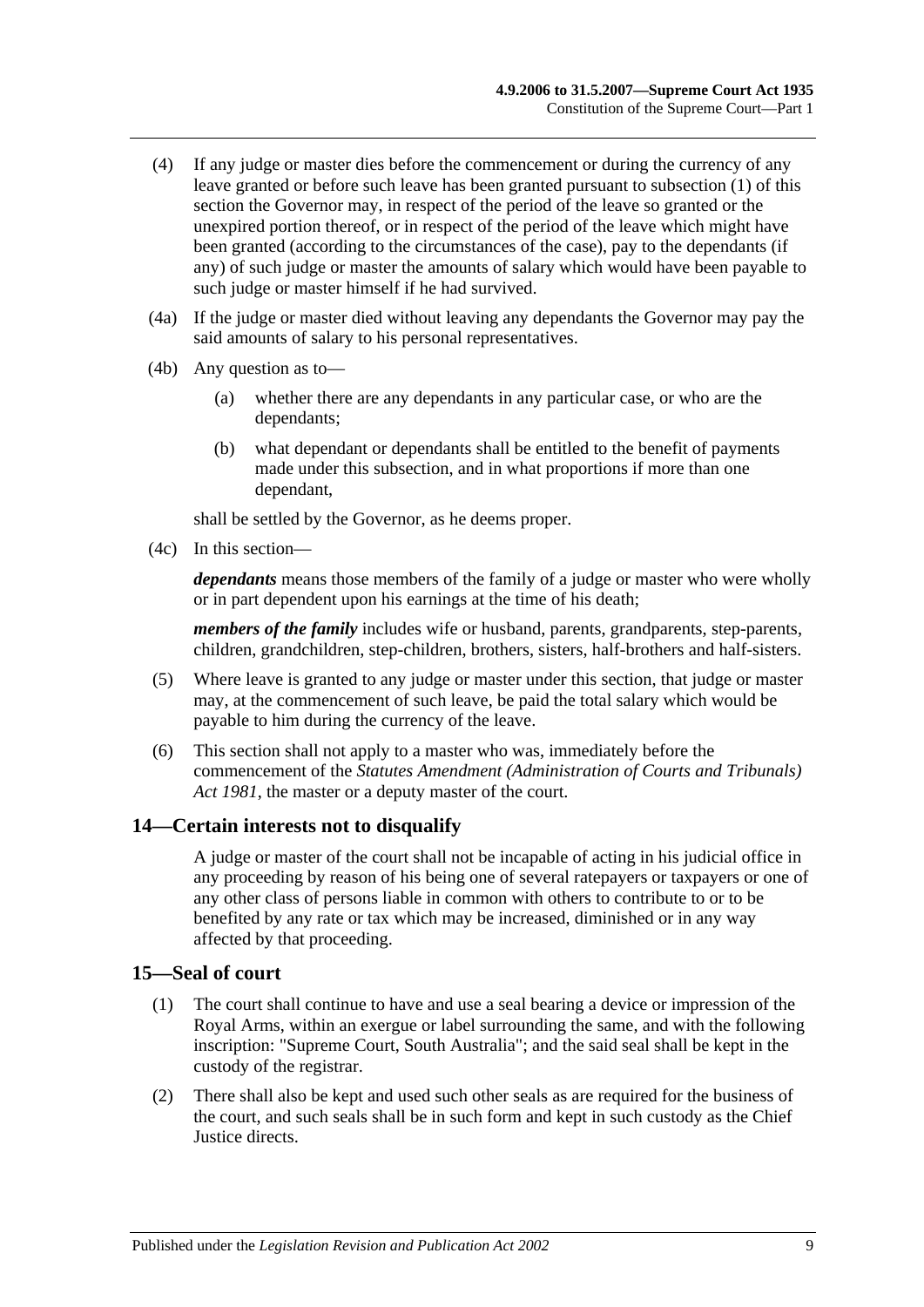(4) If any judge or master dies before the commencement or during the currency of any leave granted or before such leave has been granted pursuant to subsection (1) of this section the Governor may, in respect of the period of the leave so granted or the unexpired portion thereof, or in respect of the period of the leave which might have been granted (according to the circumstances of the case), pay to the dependants (if any) of such judge or master the amounts of salary which would have been payable to such judge or master himself if he had survived.

(4a) If the judge or master died without leaving any dependants the Governor may pay the said amounts of salary to his personal representatives.

(4b) Any question as to—

(a) whether there are any dependants in any particular case, or who are the dependants;

(b) what dependant or dependants shall be entitled to the benefit of payments made under this subsection, and in what proportions if more than one dependant,

shall be settled by the Governor, as he deems proper.

(4c) In this section—

***dependants*** means those members of the family of a judge or master who were wholly or in part dependent upon his earnings at the time of his death;

***members of the family*** includes wife or husband, parents, grandparents, step-parents, children, grandchildren, step-children, brothers, sisters, half-brothers and half-sisters.

(5) Where leave is granted to any judge or master under this section, that judge or master may, at the commencement of such leave, be paid the total salary which would be payable to him during the currency of the leave.

(6) This section shall not apply to a master who was, immediately before the commencement of the *Statutes Amendment (Administration of Courts and Tribunals) Act 1981*, the master or a deputy master of the court.

## 14—Certain interests not to disqualify

A judge or master of the court shall not be incapable of acting in his judicial office in any proceeding by reason of his being one of several ratepayers or taxpayers or one of any other class of persons liable in common with others to contribute to or to be benefited by any rate or tax which may be increased, diminished or in any way affected by that proceeding.

## 15—Seal of court

(1) The court shall continue to have and use a seal bearing a device or impression of the Royal Arms, within an exergue or label surrounding the same, and with the following inscription: "Supreme Court, South Australia"; and the said seal shall be kept in the custody of the registrar.

(2) There shall also be kept and used such other seals as are required for the business of the court, and such seals shall be in such form and kept in such custody as the Chief Justice directs.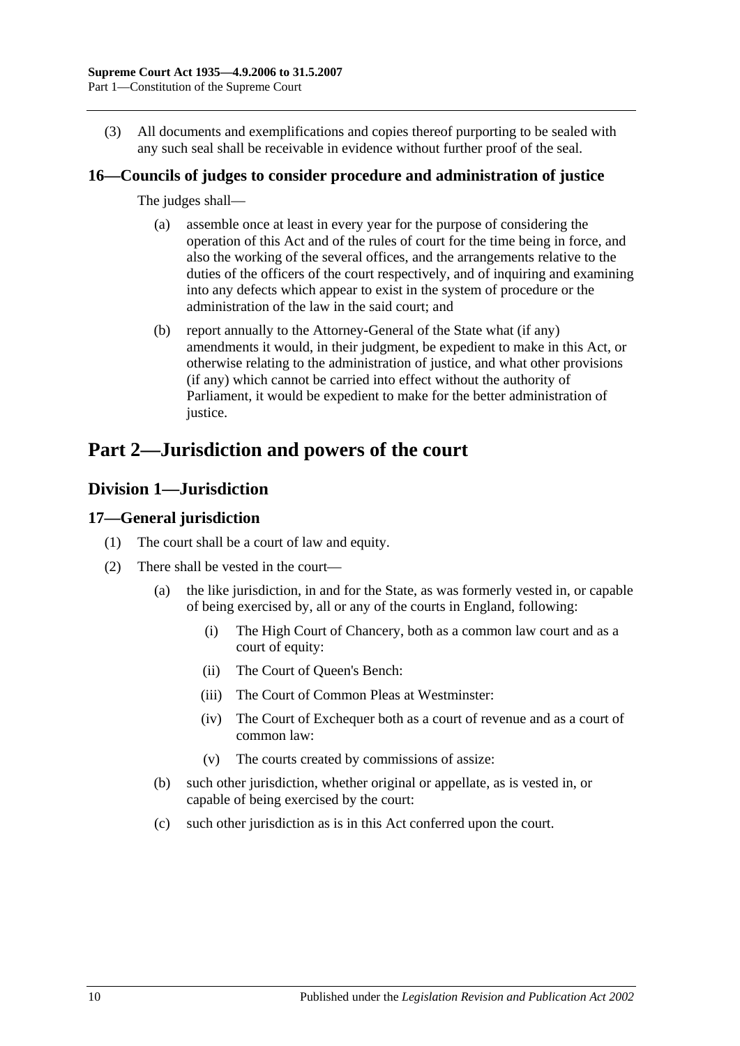(3) All documents and exemplifications and copies thereof purporting to be sealed with any such seal shall be receivable in evidence without further proof of the seal.

### 16—Councils of judges to consider procedure and administration of justice

The judges shall—

(a) assemble once at least in every year for the purpose of considering the operation of this Act and of the rules of court for the time being in force, and also the working of the several offices, and the arrangements relative to the duties of the officers of the court respectively, and of inquiring and examining into any defects which appear to exist in the system of procedure or the administration of the law in the said court; and

(b) report annually to the Attorney-General of the State what (if any) amendments it would, in their judgment, be expedient to make in this Act, or otherwise relating to the administration of justice, and what other provisions (if any) which cannot be carried into effect without the authority of Parliament, it would be expedient to make for the better administration of justice.

# Part 2—Jurisdiction and powers of the court

## Division 1—Jurisdiction

### 17—General jurisdiction

(1) The court shall be a court of law and equity.

(2) There shall be vested in the court—

(a) the like jurisdiction, in and for the State, as was formerly vested in, or capable of being exercised by, all or any of the courts in England, following:

(i) The High Court of Chancery, both as a common law court and as a court of equity:

(ii) The Court of Queen's Bench:

(iii) The Court of Common Pleas at Westminster:

(iv) The Court of Exchequer both as a court of revenue and as a court of common law:

(v) The courts created by commissions of assize:

(b) such other jurisdiction, whether original or appellate, as is vested in, or capable of being exercised by the court:

(c) such other jurisdiction as is in this Act conferred upon the court.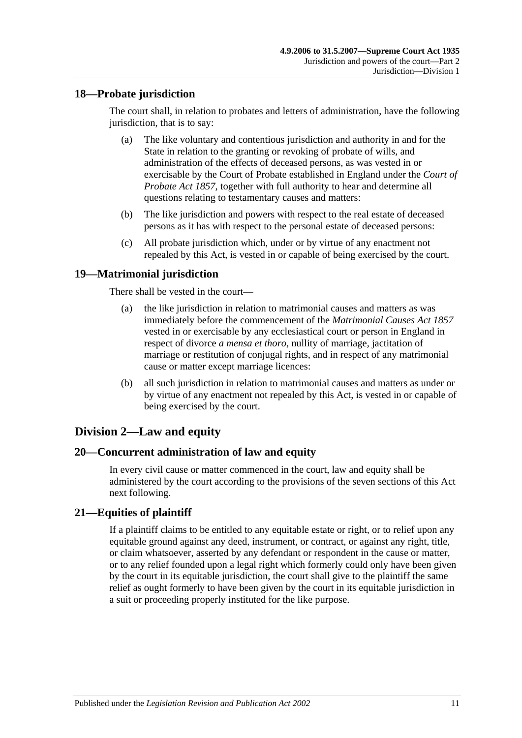## 18—Probate jurisdiction

The court shall, in relation to probates and letters of administration, have the following jurisdiction, that is to say:

(a) The like voluntary and contentious jurisdiction and authority in and for the State in relation to the granting or revoking of probate of wills, and administration of the effects of deceased persons, as was vested in or exercisable by the Court of Probate established in England under the *Court of Probate Act 1857*, together with full authority to hear and determine all questions relating to testamentary causes and matters:

(b) The like jurisdiction and powers with respect to the real estate of deceased persons as it has with respect to the personal estate of deceased persons:

(c) All probate jurisdiction which, under or by virtue of any enactment not repealed by this Act, is vested in or capable of being exercised by the court.

## 19—Matrimonial jurisdiction

There shall be vested in the court—

(a) the like jurisdiction in relation to matrimonial causes and matters as was immediately before the commencement of the *Matrimonial Causes Act 1857* vested in or exercisable by any ecclesiastical court or person in England in respect of divorce *a mensa et thoro*, nullity of marriage, jactitation of marriage or restitution of conjugal rights, and in respect of any matrimonial cause or matter except marriage licences:

(b) all such jurisdiction in relation to matrimonial causes and matters as under or by virtue of any enactment not repealed by this Act, is vested in or capable of being exercised by the court.

# Division 2—Law and equity

## 20—Concurrent administration of law and equity

In every civil cause or matter commenced in the court, law and equity shall be administered by the court according to the provisions of the seven sections of this Act next following.

## 21—Equities of plaintiff

If a plaintiff claims to be entitled to any equitable estate or right, or to relief upon any equitable ground against any deed, instrument, or contract, or against any right, title, or claim whatsoever, asserted by any defendant or respondent in the cause or matter, or to any relief founded upon a legal right which formerly could only have been given by the court in its equitable jurisdiction, the court shall give to the plaintiff the same relief as ought formerly to have been given by the court in its equitable jurisdiction in a suit or proceeding properly instituted for the like purpose.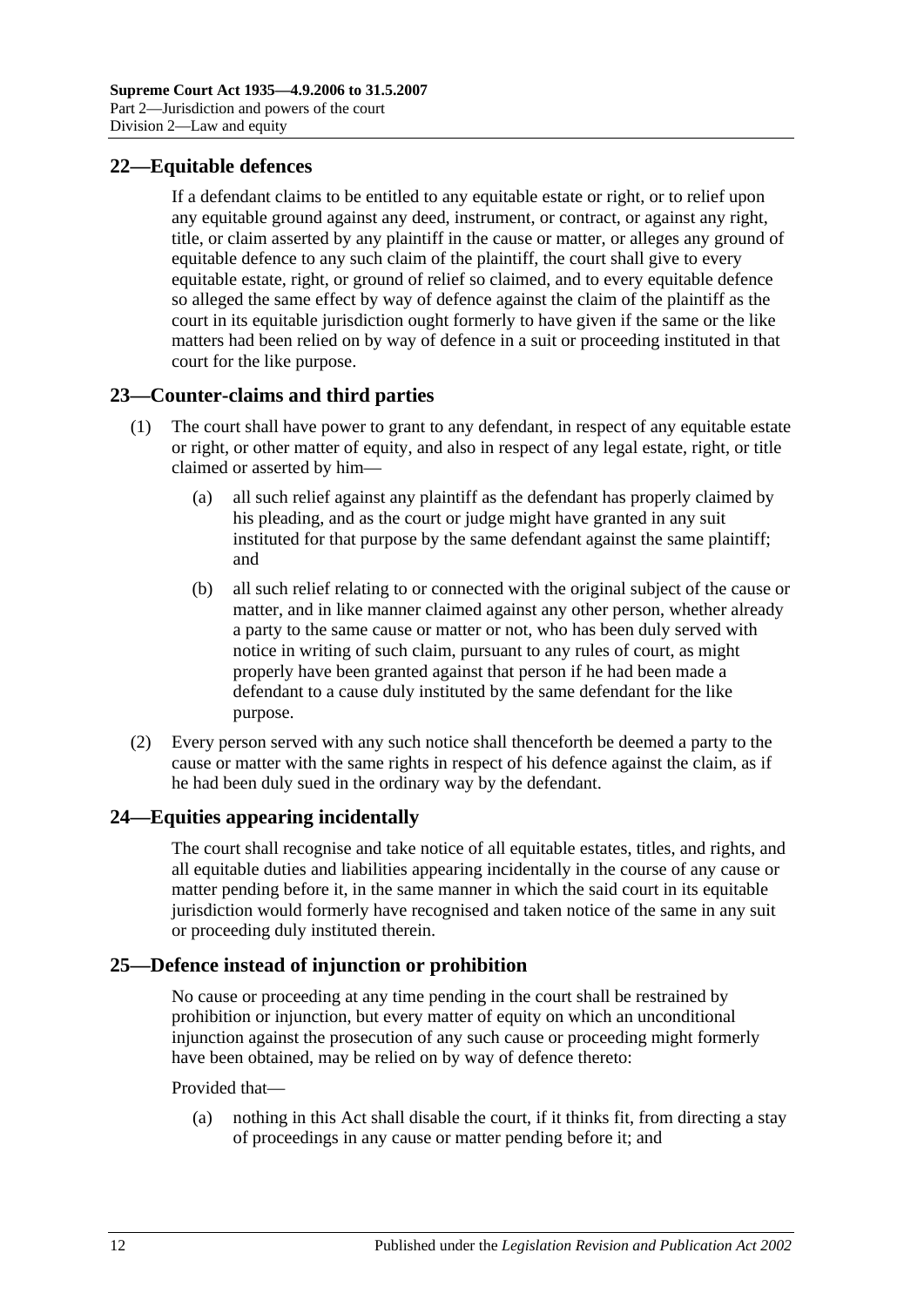## 22—Equitable defences

If a defendant claims to be entitled to any equitable estate or right, or to relief upon any equitable ground against any deed, instrument, or contract, or against any right, title, or claim asserted by any plaintiff in the cause or matter, or alleges any ground of equitable defence to any such claim of the plaintiff, the court shall give to every equitable estate, right, or ground of relief so claimed, and to every equitable defence so alleged the same effect by way of defence against the claim of the plaintiff as the court in its equitable jurisdiction ought formerly to have given if the same or the like matters had been relied on by way of defence in a suit or proceeding instituted in that court for the like purpose.

## 23—Counter-claims and third parties

(1) The court shall have power to grant to any defendant, in respect of any equitable estate or right, or other matter of equity, and also in respect of any legal estate, right, or title claimed or asserted by him—

(a) all such relief against any plaintiff as the defendant has properly claimed by his pleading, and as the court or judge might have granted in any suit instituted for that purpose by the same defendant against the same plaintiff; and

(b) all such relief relating to or connected with the original subject of the cause or matter, and in like manner claimed against any other person, whether already a party to the same cause or matter or not, who has been duly served with notice in writing of such claim, pursuant to any rules of court, as might properly have been granted against that person if he had been made a defendant to a cause duly instituted by the same defendant for the like purpose.

(2) Every person served with any such notice shall thenceforth be deemed a party to the cause or matter with the same rights in respect of his defence against the claim, as if he had been duly sued in the ordinary way by the defendant.

## 24—Equities appearing incidentally

The court shall recognise and take notice of all equitable estates, titles, and rights, and all equitable duties and liabilities appearing incidentally in the course of any cause or matter pending before it, in the same manner in which the said court in its equitable jurisdiction would formerly have recognised and taken notice of the same in any suit or proceeding duly instituted therein.

## 25—Defence instead of injunction or prohibition

No cause or proceeding at any time pending in the court shall be restrained by prohibition or injunction, but every matter of equity on which an unconditional injunction against the prosecution of any such cause or proceeding might formerly have been obtained, may be relied on by way of defence thereto:

Provided that—

(a) nothing in this Act shall disable the court, if it thinks fit, from directing a stay of proceedings in any cause or matter pending before it; and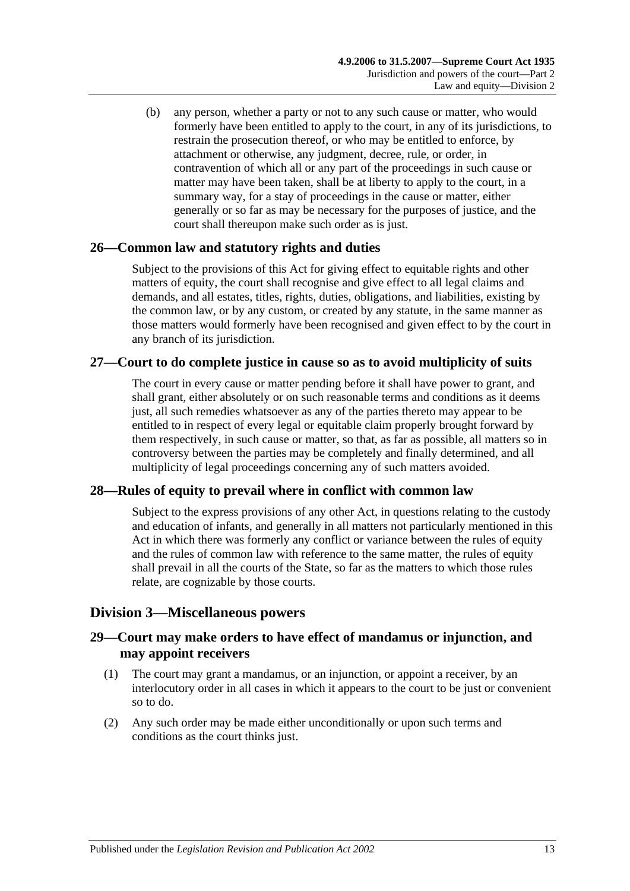(b) any person, whether a party or not to any such cause or matter, who would formerly have been entitled to apply to the court, in any of its jurisdictions, to restrain the prosecution thereof, or who may be entitled to enforce, by attachment or otherwise, any judgment, decree, rule, or order, in contravention of which all or any part of the proceedings in such cause or matter may have been taken, shall be at liberty to apply to the court, in a summary way, for a stay of proceedings in the cause or matter, either generally or so far as may be necessary for the purposes of justice, and the court shall thereupon make such order as is just.

### 26—Common law and statutory rights and duties

Subject to the provisions of this Act for giving effect to equitable rights and other matters of equity, the court shall recognise and give effect to all legal claims and demands, and all estates, titles, rights, duties, obligations, and liabilities, existing by the common law, or by any custom, or created by any statute, in the same manner as those matters would formerly have been recognised and given effect to by the court in any branch of its jurisdiction.

### 27—Court to do complete justice in cause so as to avoid multiplicity of suits

The court in every cause or matter pending before it shall have power to grant, and shall grant, either absolutely or on such reasonable terms and conditions as it deems just, all such remedies whatsoever as any of the parties thereto may appear to be entitled to in respect of every legal or equitable claim properly brought forward by them respectively, in such cause or matter, so that, as far as possible, all matters so in controversy between the parties may be completely and finally determined, and all multiplicity of legal proceedings concerning any of such matters avoided.

### 28—Rules of equity to prevail where in conflict with common law

Subject to the express provisions of any other Act, in questions relating to the custody and education of infants, and generally in all matters not particularly mentioned in this Act in which there was formerly any conflict or variance between the rules of equity and the rules of common law with reference to the same matter, the rules of equity shall prevail in all the courts of the State, so far as the matters to which those rules relate, are cognizable by those courts.

## Division 3—Miscellaneous powers

### 29—Court may make orders to have effect of mandamus or injunction, and may appoint receivers

(1) The court may grant a mandamus, or an injunction, or appoint a receiver, by an interlocutory order in all cases in which it appears to the court to be just or convenient so to do.

(2) Any such order may be made either unconditionally or upon such terms and conditions as the court thinks just.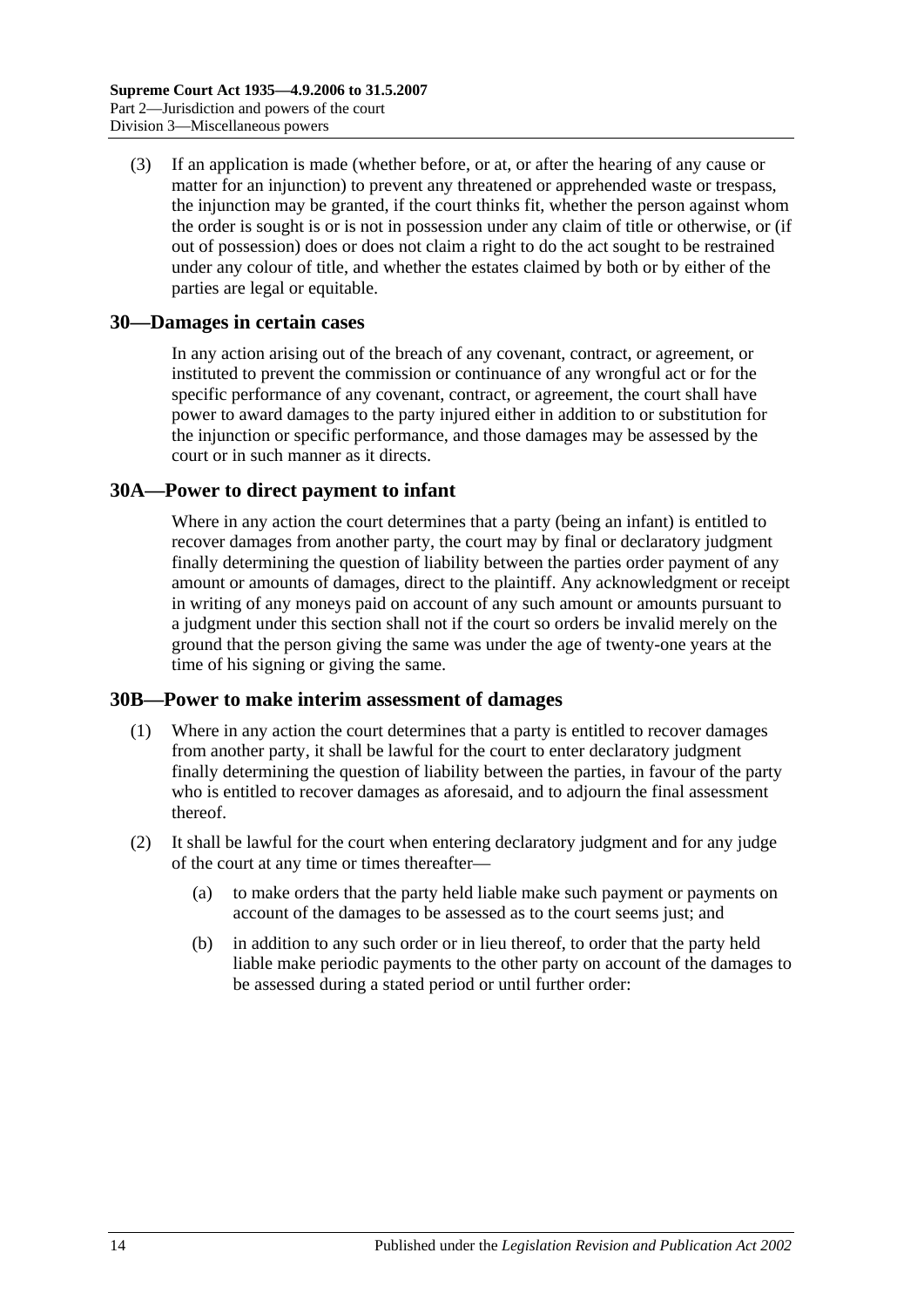(3) If an application is made (whether before, or at, or after the hearing of any cause or matter for an injunction) to prevent any threatened or apprehended waste or trespass, the injunction may be granted, if the court thinks fit, whether the person against whom the order is sought is or is not in possession under any claim of title or otherwise, or (if out of possession) does or does not claim a right to do the act sought to be restrained under any colour of title, and whether the estates claimed by both or by either of the parties are legal or equitable.

## 30—Damages in certain cases

In any action arising out of the breach of any covenant, contract, or agreement, or instituted to prevent the commission or continuance of any wrongful act or for the specific performance of any covenant, contract, or agreement, the court shall have power to award damages to the party injured either in addition to or substitution for the injunction or specific performance, and those damages may be assessed by the court or in such manner as it directs.

## 30A—Power to direct payment to infant

Where in any action the court determines that a party (being an infant) is entitled to recover damages from another party, the court may by final or declaratory judgment finally determining the question of liability between the parties order payment of any amount or amounts of damages, direct to the plaintiff. Any acknowledgment or receipt in writing of any moneys paid on account of any such amount or amounts pursuant to a judgment under this section shall not if the court so orders be invalid merely on the ground that the person giving the same was under the age of twenty-one years at the time of his signing or giving the same.

## 30B—Power to make interim assessment of damages

(1) Where in any action the court determines that a party is entitled to recover damages from another party, it shall be lawful for the court to enter declaratory judgment finally determining the question of liability between the parties, in favour of the party who is entitled to recover damages as aforesaid, and to adjourn the final assessment thereof.

(2) It shall be lawful for the court when entering declaratory judgment and for any judge of the court at any time or times thereafter—

(a) to make orders that the party held liable make such payment or payments on account of the damages to be assessed as to the court seems just; and

(b) in addition to any such order or in lieu thereof, to order that the party held liable make periodic payments to the other party on account of the damages to be assessed during a stated period or until further order: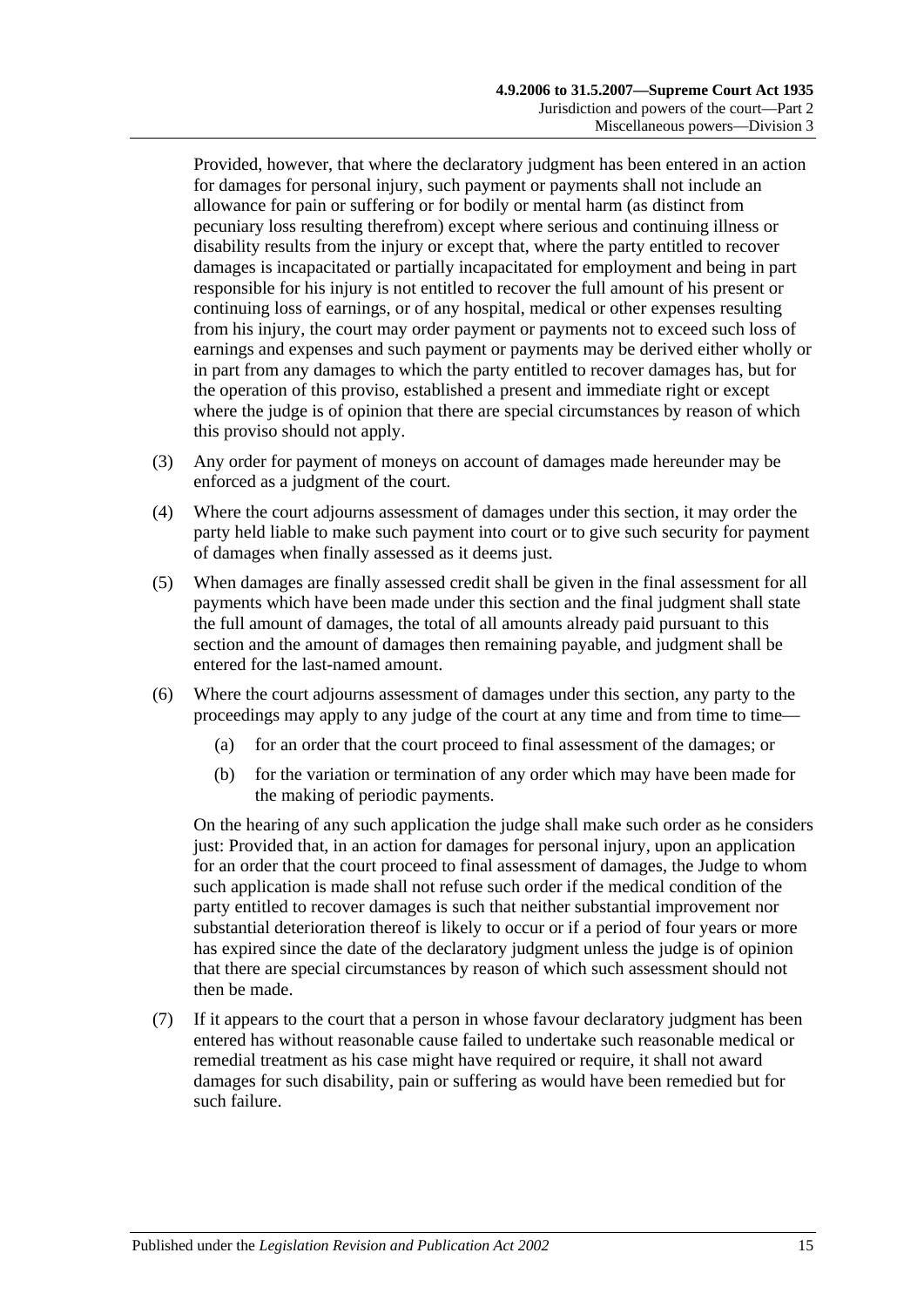Provided, however, that where the declaratory judgment has been entered in an action for damages for personal injury, such payment or payments shall not include an allowance for pain or suffering or for bodily or mental harm (as distinct from pecuniary loss resulting therefrom) except where serious and continuing illness or disability results from the injury or except that, where the party entitled to recover damages is incapacitated or partially incapacitated for employment and being in part responsible for his injury is not entitled to recover the full amount of his present or continuing loss of earnings, or of any hospital, medical or other expenses resulting from his injury, the court may order payment or payments not to exceed such loss of earnings and expenses and such payment or payments may be derived either wholly or in part from any damages to which the party entitled to recover damages has, but for the operation of this proviso, established a present and immediate right or except where the judge is of opinion that there are special circumstances by reason of which this proviso should not apply.

(3) Any order for payment of moneys on account of damages made hereunder may be enforced as a judgment of the court.

(4) Where the court adjourns assessment of damages under this section, it may order the party held liable to make such payment into court or to give such security for payment of damages when finally assessed as it deems just.

(5) When damages are finally assessed credit shall be given in the final assessment for all payments which have been made under this section and the final judgment shall state the full amount of damages, the total of all amounts already paid pursuant to this section and the amount of damages then remaining payable, and judgment shall be entered for the last-named amount.

(6) Where the court adjourns assessment of damages under this section, any party to the proceedings may apply to any judge of the court at any time and from time to time—

(a) for an order that the court proceed to final assessment of the damages; or

(b) for the variation or termination of any order which may have been made for the making of periodic payments.

On the hearing of any such application the judge shall make such order as he considers just: Provided that, in an action for damages for personal injury, upon an application for an order that the court proceed to final assessment of damages, the Judge to whom such application is made shall not refuse such order if the medical condition of the party entitled to recover damages is such that neither substantial improvement nor substantial deterioration thereof is likely to occur or if a period of four years or more has expired since the date of the declaratory judgment unless the judge is of opinion that there are special circumstances by reason of which such assessment should not then be made.

(7) If it appears to the court that a person in whose favour declaratory judgment has been entered has without reasonable cause failed to undertake such reasonable medical or remedial treatment as his case might have required or require, it shall not award damages for such disability, pain or suffering as would have been remedied but for such failure.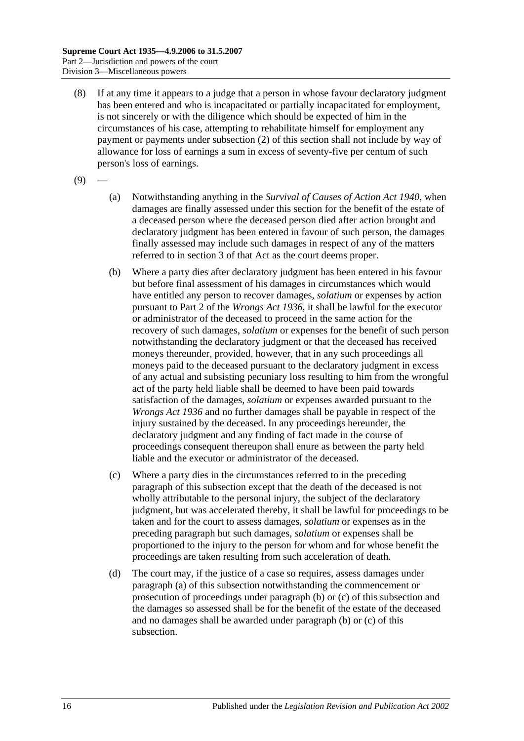(8) If at any time it appears to a judge that a person in whose favour declaratory judgment has been entered and who is incapacitated or partially incapacitated for employment, is not sincerely or with the diligence which should be expected of him in the circumstances of his case, attempting to rehabilitate himself for employment any payment or payments under subsection (2) of this section shall not include by way of allowance for loss of earnings a sum in excess of seventy-five per centum of such person's loss of earnings.

(9) —

(a) Notwithstanding anything in the *Survival of Causes of Action Act 1940*, when damages are finally assessed under this section for the benefit of the estate of a deceased person where the deceased person died after action brought and declaratory judgment has been entered in favour of such person, the damages finally assessed may include such damages in respect of any of the matters referred to in section 3 of that Act as the court deems proper.

(b) Where a party dies after declaratory judgment has been entered in his favour but before final assessment of his damages in circumstances which would have entitled any person to recover damages, *solatium* or expenses by action pursuant to Part 2 of the *Wrongs Act 1936*, it shall be lawful for the executor or administrator of the deceased to proceed in the same action for the recovery of such damages, *solatium* or expenses for the benefit of such person notwithstanding the declaratory judgment or that the deceased has received moneys thereunder, provided, however, that in any such proceedings all moneys paid to the deceased pursuant to the declaratory judgment in excess of any actual and subsisting pecuniary loss resulting to him from the wrongful act of the party held liable shall be deemed to have been paid towards satisfaction of the damages, *solatium* or expenses awarded pursuant to the *Wrongs Act 1936* and no further damages shall be payable in respect of the injury sustained by the deceased. In any proceedings hereunder, the declaratory judgment and any finding of fact made in the course of proceedings consequent thereupon shall enure as between the party held liable and the executor or administrator of the deceased.

(c) Where a party dies in the circumstances referred to in the preceding paragraph of this subsection except that the death of the deceased is not wholly attributable to the personal injury, the subject of the declaratory judgment, but was accelerated thereby, it shall be lawful for proceedings to be taken and for the court to assess damages, *solatium* or expenses as in the preceding paragraph but such damages, *solatium* or expenses shall be proportioned to the injury to the person for whom and for whose benefit the proceedings are taken resulting from such acceleration of death.

(d) The court may, if the justice of a case so requires, assess damages under paragraph (a) of this subsection notwithstanding the commencement or prosecution of proceedings under paragraph (b) or (c) of this subsection and the damages so assessed shall be for the benefit of the estate of the deceased and no damages shall be awarded under paragraph (b) or (c) of this subsection.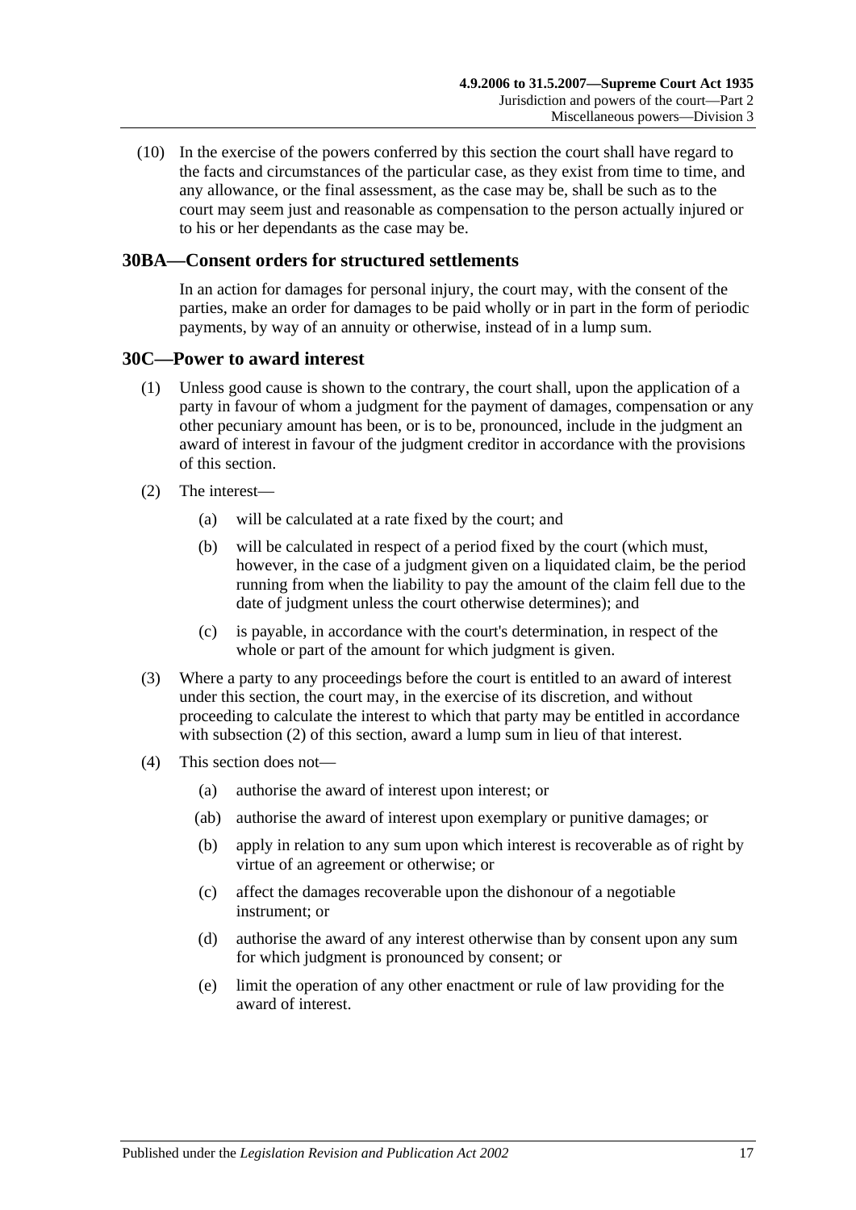(10) In the exercise of the powers conferred by this section the court shall have regard to the facts and circumstances of the particular case, as they exist from time to time, and any allowance, or the final assessment, as the case may be, shall be such as to the court may seem just and reasonable as compensation to the person actually injured or to his or her dependants as the case may be.

## 30BA—Consent orders for structured settlements

In an action for damages for personal injury, the court may, with the consent of the parties, make an order for damages to be paid wholly or in part in the form of periodic payments, by way of an annuity or otherwise, instead of in a lump sum.

## 30C—Power to award interest

(1) Unless good cause is shown to the contrary, the court shall, upon the application of a party in favour of whom a judgment for the payment of damages, compensation or any other pecuniary amount has been, or is to be, pronounced, include in the judgment an award of interest in favour of the judgment creditor in accordance with the provisions of this section.

(2) The interest—

- (a) will be calculated at a rate fixed by the court; and
- (b) will be calculated in respect of a period fixed by the court (which must, however, in the case of a judgment given on a liquidated claim, be the period running from when the liability to pay the amount of the claim fell due to the date of judgment unless the court otherwise determines); and
- (c) is payable, in accordance with the court's determination, in respect of the whole or part of the amount for which judgment is given.

(3) Where a party to any proceedings before the court is entitled to an award of interest under this section, the court may, in the exercise of its discretion, and without proceeding to calculate the interest to which that party may be entitled in accordance with subsection (2) of this section, award a lump sum in lieu of that interest.

(4) This section does not—

- (a) authorise the award of interest upon interest; or
- (ab) authorise the award of interest upon exemplary or punitive damages; or
- (b) apply in relation to any sum upon which interest is recoverable as of right by virtue of an agreement or otherwise; or
- (c) affect the damages recoverable upon the dishonour of a negotiable instrument; or
- (d) authorise the award of any interest otherwise than by consent upon any sum for which judgment is pronounced by consent; or
- (e) limit the operation of any other enactment or rule of law providing for the award of interest.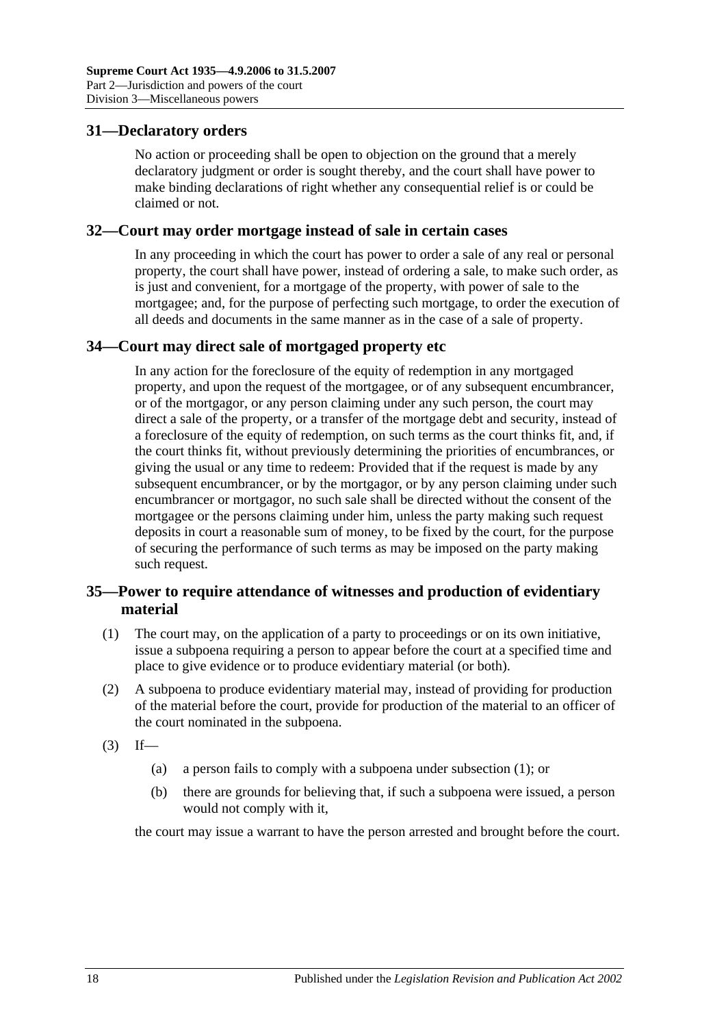## 31—Declaratory orders

No action or proceeding shall be open to objection on the ground that a merely declaratory judgment or order is sought thereby, and the court shall have power to make binding declarations of right whether any consequential relief is or could be claimed or not.

## 32—Court may order mortgage instead of sale in certain cases

In any proceeding in which the court has power to order a sale of any real or personal property, the court shall have power, instead of ordering a sale, to make such order, as is just and convenient, for a mortgage of the property, with power of sale to the mortgagee; and, for the purpose of perfecting such mortgage, to order the execution of all deeds and documents in the same manner as in the case of a sale of property.

## 34—Court may direct sale of mortgaged property etc

In any action for the foreclosure of the equity of redemption in any mortgaged property, and upon the request of the mortgagee, or of any subsequent encumbrancer, or of the mortgagor, or any person claiming under any such person, the court may direct a sale of the property, or a transfer of the mortgage debt and security, instead of a foreclosure of the equity of redemption, on such terms as the court thinks fit, and, if the court thinks fit, without previously determining the priorities of encumbrances, or giving the usual or any time to redeem: Provided that if the request is made by any subsequent encumbrancer, or by the mortgagor, or by any person claiming under such encumbrancer or mortgagor, no such sale shall be directed without the consent of the mortgagee or the persons claiming under him, unless the party making such request deposits in court a reasonable sum of money, to be fixed by the court, for the purpose of securing the performance of such terms as may be imposed on the party making such request.

## 35—Power to require attendance of witnesses and production of evidentiary material

(1) The court may, on the application of a party to proceedings or on its own initiative, issue a subpoena requiring a person to appear before the court at a specified time and place to give evidence or to produce evidentiary material (or both).

(2) A subpoena to produce evidentiary material may, instead of providing for production of the material before the court, provide for production of the material to an officer of the court nominated in the subpoena.

(3) If—

(a) a person fails to comply with a subpoena under subsection (1); or

(b) there are grounds for believing that, if such a subpoena were issued, a person would not comply with it,

the court may issue a warrant to have the person arrested and brought before the court.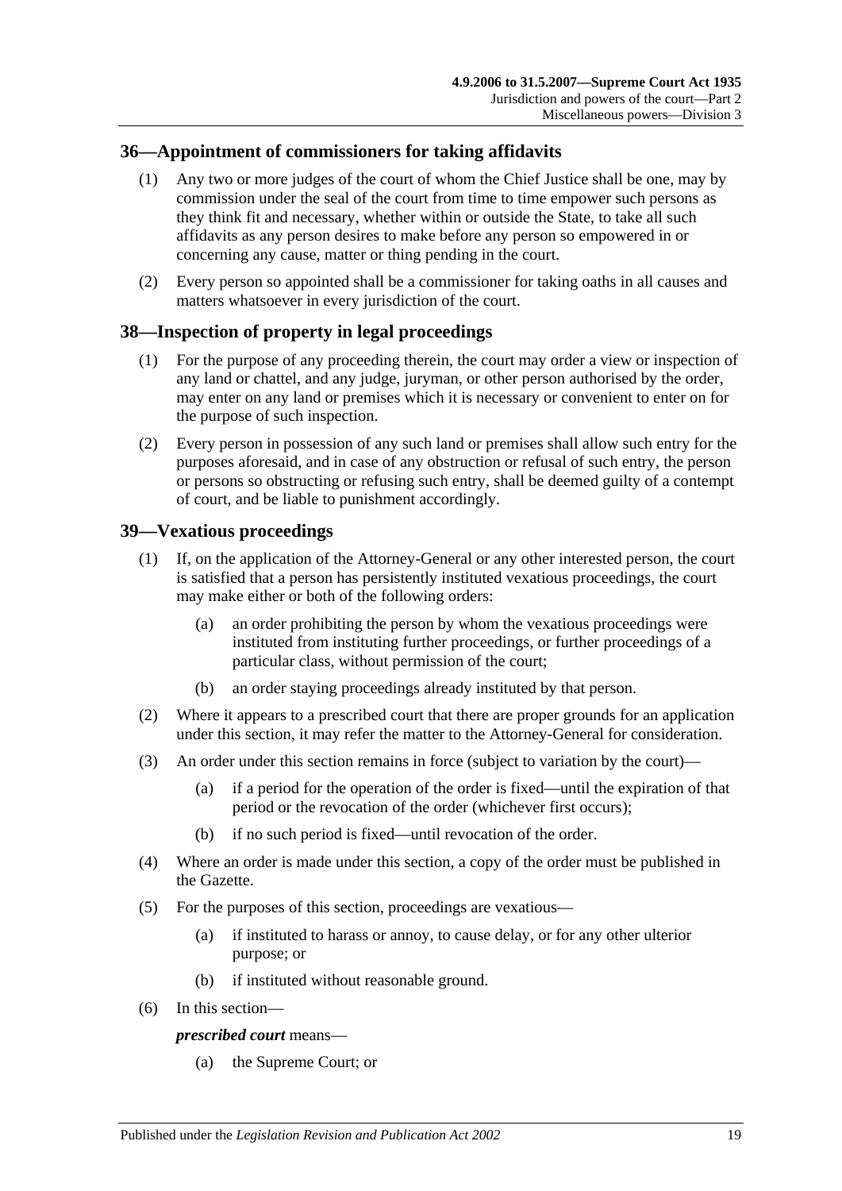## 36—Appointment of commissioners for taking affidavits

(1) Any two or more judges of the court of whom the Chief Justice shall be one, may by commission under the seal of the court from time to time empower such persons as they think fit and necessary, whether within or outside the State, to take all such affidavits as any person desires to make before any person so empowered in or concerning any cause, matter or thing pending in the court.

(2) Every person so appointed shall be a commissioner for taking oaths in all causes and matters whatsoever in every jurisdiction of the court.

## 38—Inspection of property in legal proceedings

(1) For the purpose of any proceeding therein, the court may order a view or inspection of any land or chattel, and any judge, juryman, or other person authorised by the order, may enter on any land or premises which it is necessary or convenient to enter on for the purpose of such inspection.

(2) Every person in possession of any such land or premises shall allow such entry for the purposes aforesaid, and in case of any obstruction or refusal of such entry, the person or persons so obstructing or refusing such entry, shall be deemed guilty of a contempt of court, and be liable to punishment accordingly.

## 39—Vexatious proceedings

(1) If, on the application of the Attorney-General or any other interested person, the court is satisfied that a person has persistently instituted vexatious proceedings, the court may make either or both of the following orders:

- (a) an order prohibiting the person by whom the vexatious proceedings were instituted from instituting further proceedings, or further proceedings of a particular class, without permission of the court;
- (b) an order staying proceedings already instituted by that person.

(2) Where it appears to a prescribed court that there are proper grounds for an application under this section, it may refer the matter to the Attorney-General for consideration.

(3) An order under this section remains in force (subject to variation by the court)—

- (a) if a period for the operation of the order is fixed—until the expiration of that period or the revocation of the order (whichever first occurs);
- (b) if no such period is fixed—until revocation of the order.

(4) Where an order is made under this section, a copy of the order must be published in the Gazette.

(5) For the purposes of this section, proceedings are vexatious—

- (a) if instituted to harass or annoy, to cause delay, or for any other ulterior purpose; or
- (b) if instituted without reasonable ground.

(6) In this section—

***prescribed court*** means—

- (a) the Supreme Court; or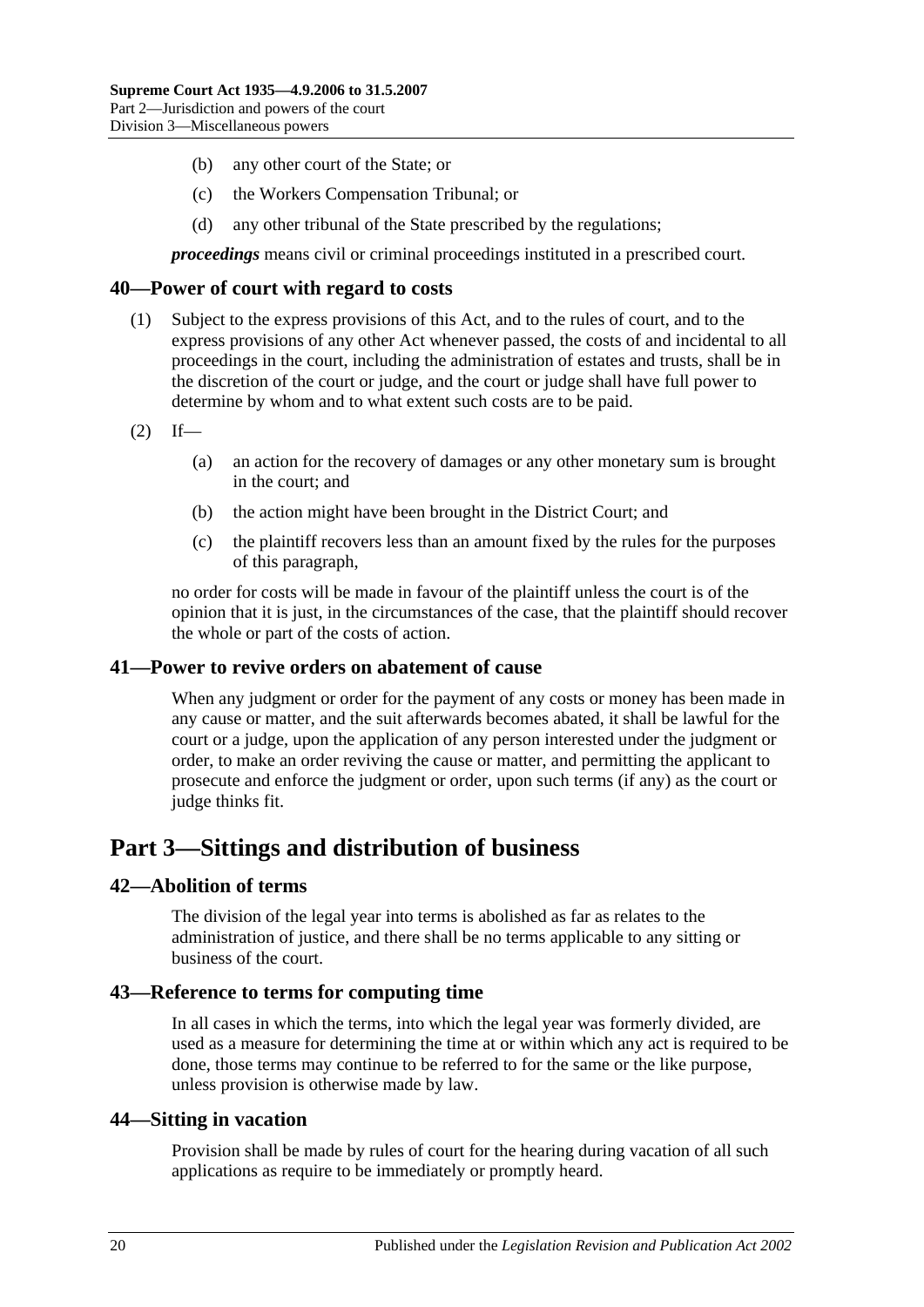(b) any other court of the State; or

(c) the Workers Compensation Tribunal; or

(d) any other tribunal of the State prescribed by the regulations;

***proceedings*** means civil or criminal proceedings instituted in a prescribed court.

## 40—Power of court with regard to costs

(1) Subject to the express provisions of this Act, and to the rules of court, and to the express provisions of any other Act whenever passed, the costs of and incidental to all proceedings in the court, including the administration of estates and trusts, shall be in the discretion of the court or judge, and the court or judge shall have full power to determine by whom and to what extent such costs are to be paid.

(2) If—

(a) an action for the recovery of damages or any other monetary sum is brought in the court; and

(b) the action might have been brought in the District Court; and

(c) the plaintiff recovers less than an amount fixed by the rules for the purposes of this paragraph,

no order for costs will be made in favour of the plaintiff unless the court is of the opinion that it is just, in the circumstances of the case, that the plaintiff should recover the whole or part of the costs of action.

## 41—Power to revive orders on abatement of cause

When any judgment or order for the payment of any costs or money has been made in any cause or matter, and the suit afterwards becomes abated, it shall be lawful for the court or a judge, upon the application of any person interested under the judgment or order, to make an order reviving the cause or matter, and permitting the applicant to prosecute and enforce the judgment or order, upon such terms (if any) as the court or judge thinks fit.

# Part 3—Sittings and distribution of business

## 42—Abolition of terms

The division of the legal year into terms is abolished as far as relates to the administration of justice, and there shall be no terms applicable to any sitting or business of the court.

## 43—Reference to terms for computing time

In all cases in which the terms, into which the legal year was formerly divided, are used as a measure for determining the time at or within which any act is required to be done, those terms may continue to be referred to for the same or the like purpose, unless provision is otherwise made by law.

## 44—Sitting in vacation

Provision shall be made by rules of court for the hearing during vacation of all such applications as require to be immediately or promptly heard.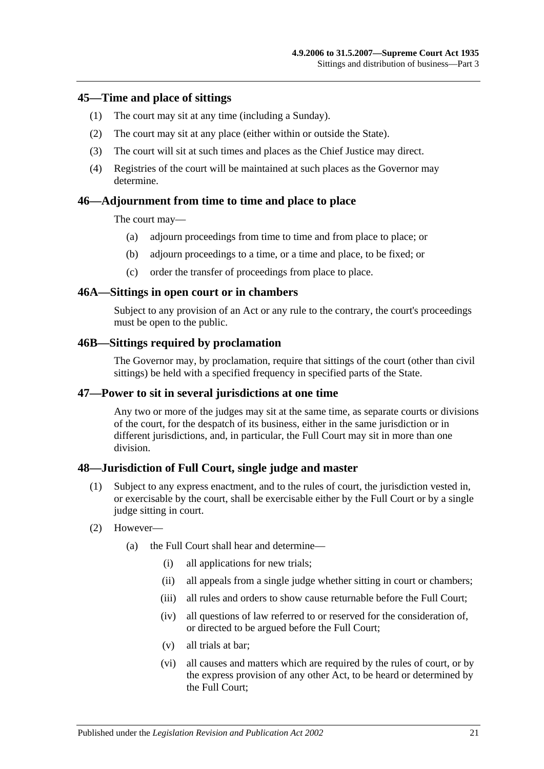## 45—Time and place of sittings

(1) The court may sit at any time (including a Sunday).

(2) The court may sit at any place (either within or outside the State).

(3) The court will sit at such times and places as the Chief Justice may direct.

(4) Registries of the court will be maintained at such places as the Governor may determine.

## 46—Adjournment from time to time and place to place

The court may—

(a) adjourn proceedings from time to time and from place to place; or

(b) adjourn proceedings to a time, or a time and place, to be fixed; or

(c) order the transfer of proceedings from place to place.

## 46A—Sittings in open court or in chambers

Subject to any provision of an Act or any rule to the contrary, the court's proceedings must be open to the public.

## 46B—Sittings required by proclamation

The Governor may, by proclamation, require that sittings of the court (other than civil sittings) be held with a specified frequency in specified parts of the State.

## 47—Power to sit in several jurisdictions at one time

Any two or more of the judges may sit at the same time, as separate courts or divisions of the court, for the despatch of its business, either in the same jurisdiction or in different jurisdictions, and, in particular, the Full Court may sit in more than one division.

## 48—Jurisdiction of Full Court, single judge and master

(1) Subject to any express enactment, and to the rules of court, the jurisdiction vested in, or exercisable by the court, shall be exercisable either by the Full Court or by a single judge sitting in court.

(2) However—

(a) the Full Court shall hear and determine—

(i) all applications for new trials;

(ii) all appeals from a single judge whether sitting in court or chambers;

(iii) all rules and orders to show cause returnable before the Full Court;

(iv) all questions of law referred to or reserved for the consideration of, or directed to be argued before the Full Court;

(v) all trials at bar;

(vi) all causes and matters which are required by the rules of court, or by the express provision of any other Act, to be heard or determined by the Full Court;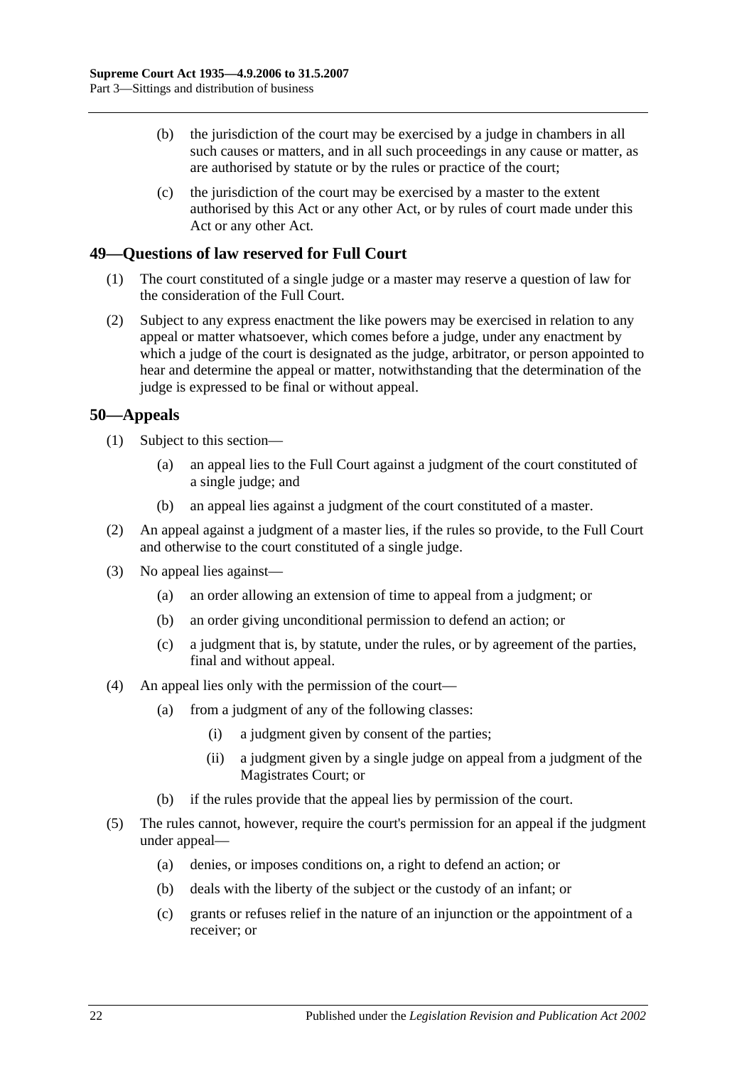(b) the jurisdiction of the court may be exercised by a judge in chambers in all such causes or matters, and in all such proceedings in any cause or matter, as are authorised by statute or by the rules or practice of the court;

(c) the jurisdiction of the court may be exercised by a master to the extent authorised by this Act or any other Act, or by rules of court made under this Act or any other Act.

## 49—Questions of law reserved for Full Court

(1) The court constituted of a single judge or a master may reserve a question of law for the consideration of the Full Court.

(2) Subject to any express enactment the like powers may be exercised in relation to any appeal or matter whatsoever, which comes before a judge, under any enactment by which a judge of the court is designated as the judge, arbitrator, or person appointed to hear and determine the appeal or matter, notwithstanding that the determination of the judge is expressed to be final or without appeal.

## 50—Appeals

(1) Subject to this section—

(a) an appeal lies to the Full Court against a judgment of the court constituted of a single judge; and

(b) an appeal lies against a judgment of the court constituted of a master.

(2) An appeal against a judgment of a master lies, if the rules so provide, to the Full Court and otherwise to the court constituted of a single judge.

(3) No appeal lies against—

(a) an order allowing an extension of time to appeal from a judgment; or

(b) an order giving unconditional permission to defend an action; or

(c) a judgment that is, by statute, under the rules, or by agreement of the parties, final and without appeal.

(4) An appeal lies only with the permission of the court—

(a) from a judgment of any of the following classes:

(i) a judgment given by consent of the parties;

(ii) a judgment given by a single judge on appeal from a judgment of the Magistrates Court; or

(b) if the rules provide that the appeal lies by permission of the court.

(5) The rules cannot, however, require the court's permission for an appeal if the judgment under appeal—

(a) denies, or imposes conditions on, a right to defend an action; or

(b) deals with the liberty of the subject or the custody of an infant; or

(c) grants or refuses relief in the nature of an injunction or the appointment of a receiver; or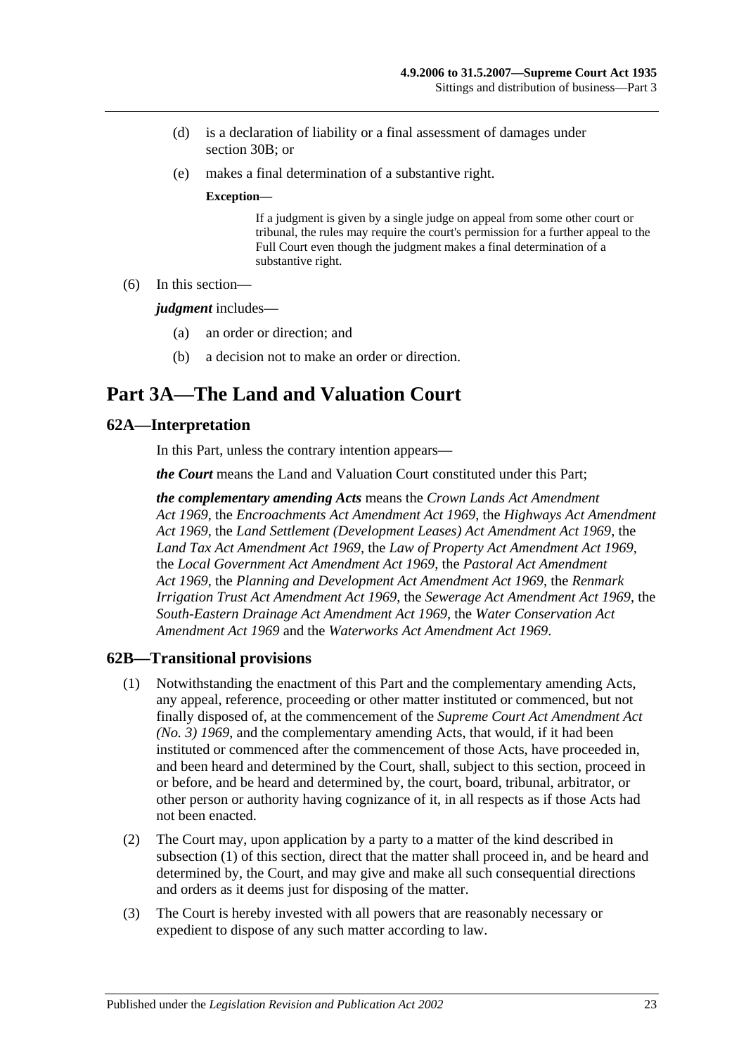(d) is a declaration of liability or a final assessment of damages under section 30B; or

(e) makes a final determination of a substantive right.

**Exception—**

If a judgment is given by a single judge on appeal from some other court or tribunal, the rules may require the court's permission for a further appeal to the Full Court even though the judgment makes a final determination of a substantive right.

(6) In this section—

***judgment*** includes—

(a) an order or direction; and

(b) a decision not to make an order or direction.

# Part 3A—The Land and Valuation Court

## 62A—Interpretation

In this Part, unless the contrary intention appears—

***the Court*** means the Land and Valuation Court constituted under this Part;

***the complementary amending Acts*** means the *Crown Lands Act Amendment Act 1969*, the *Encroachments Act Amendment Act 1969*, the *Highways Act Amendment Act 1969*, the *Land Settlement (Development Leases) Act Amendment Act 1969*, the *Land Tax Act Amendment Act 1969*, the *Law of Property Act Amendment Act 1969*, the *Local Government Act Amendment Act 1969*, the *Pastoral Act Amendment Act 1969*, the *Planning and Development Act Amendment Act 1969*, the *Renmark Irrigation Trust Act Amendment Act 1969*, the *Sewerage Act Amendment Act 1969*, the *South-Eastern Drainage Act Amendment Act 1969*, the *Water Conservation Act Amendment Act 1969* and the *Waterworks Act Amendment Act 1969*.

## 62B—Transitional provisions

(1) Notwithstanding the enactment of this Part and the complementary amending Acts, any appeal, reference, proceeding or other matter instituted or commenced, but not finally disposed of, at the commencement of the *Supreme Court Act Amendment Act (No. 3) 1969*, and the complementary amending Acts, that would, if it had been instituted or commenced after the commencement of those Acts, have proceeded in, and been heard and determined by the Court, shall, subject to this section, proceed in or before, and be heard and determined by, the court, board, tribunal, arbitrator, or other person or authority having cognizance of it, in all respects as if those Acts had not been enacted.

(2) The Court may, upon application by a party to a matter of the kind described in subsection (1) of this section, direct that the matter shall proceed in, and be heard and determined by, the Court, and may give and make all such consequential directions and orders as it deems just for disposing of the matter.

(3) The Court is hereby invested with all powers that are reasonably necessary or expedient to dispose of any such matter according to law.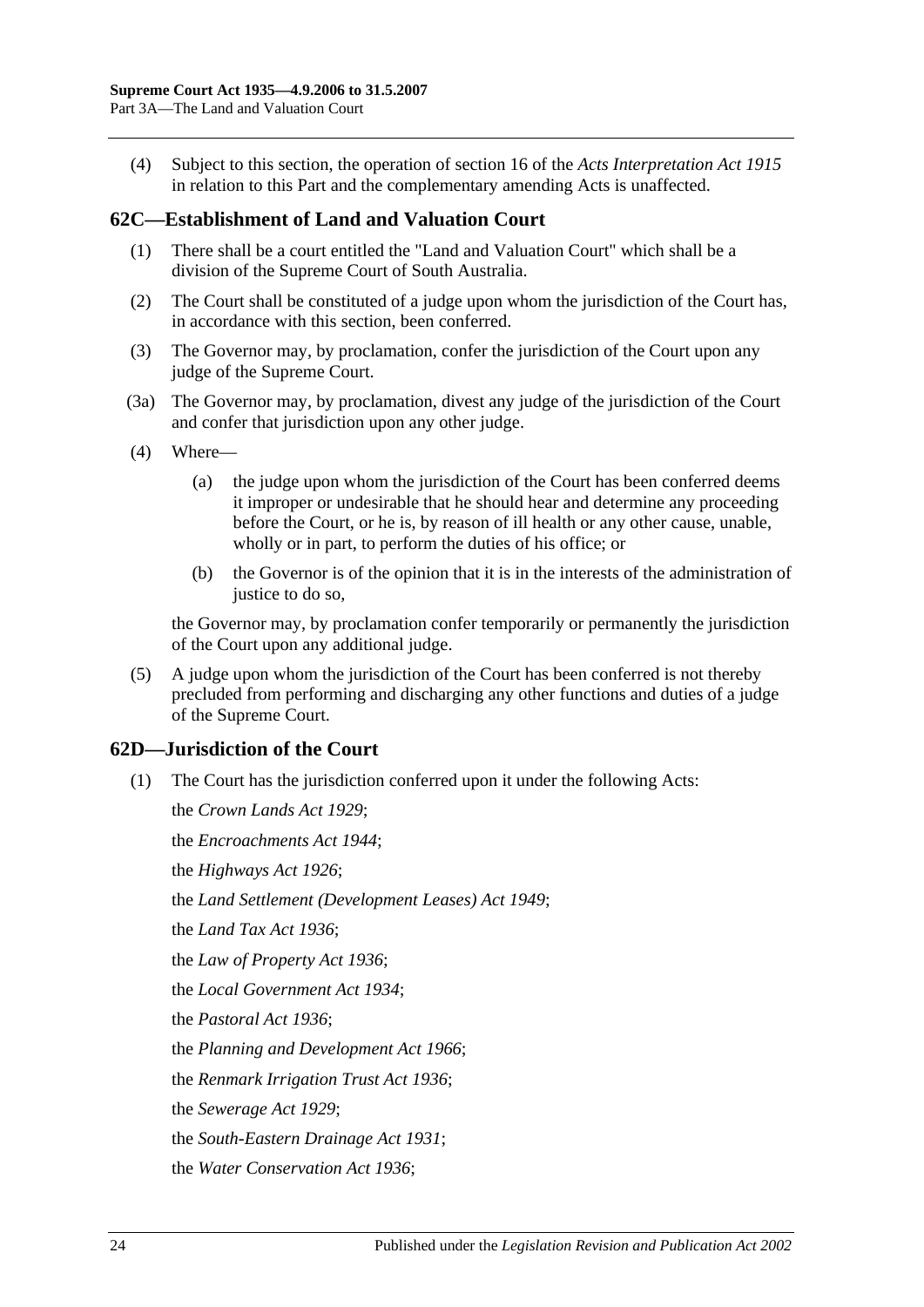(4) Subject to this section, the operation of section 16 of the *Acts Interpretation Act 1915* in relation to this Part and the complementary amending Acts is unaffected.

## 62C—Establishment of Land and Valuation Court

(1) There shall be a court entitled the "Land and Valuation Court" which shall be a division of the Supreme Court of South Australia.

(2) The Court shall be constituted of a judge upon whom the jurisdiction of the Court has, in accordance with this section, been conferred.

(3) The Governor may, by proclamation, confer the jurisdiction of the Court upon any judge of the Supreme Court.

(3a) The Governor may, by proclamation, divest any judge of the jurisdiction of the Court and confer that jurisdiction upon any other judge.

(4) Where—

(a) the judge upon whom the jurisdiction of the Court has been conferred deems it improper or undesirable that he should hear and determine any proceeding before the Court, or he is, by reason of ill health or any other cause, unable, wholly or in part, to perform the duties of his office; or

(b) the Governor is of the opinion that it is in the interests of the administration of justice to do so,

the Governor may, by proclamation confer temporarily or permanently the jurisdiction of the Court upon any additional judge.

(5) A judge upon whom the jurisdiction of the Court has been conferred is not thereby precluded from performing and discharging any other functions and duties of a judge of the Supreme Court.

## 62D—Jurisdiction of the Court

(1) The Court has the jurisdiction conferred upon it under the following Acts:

the *Crown Lands Act 1929*;

the *Encroachments Act 1944*;

the *Highways Act 1926*;

the *Land Settlement (Development Leases) Act 1949*;

the *Land Tax Act 1936*;

the *Law of Property Act 1936*;

the *Local Government Act 1934*;

the *Pastoral Act 1936*;

the *Planning and Development Act 1966*;

the *Renmark Irrigation Trust Act 1936*;

the *Sewerage Act 1929*;

the *South-Eastern Drainage Act 1931*;

the *Water Conservation Act 1936*;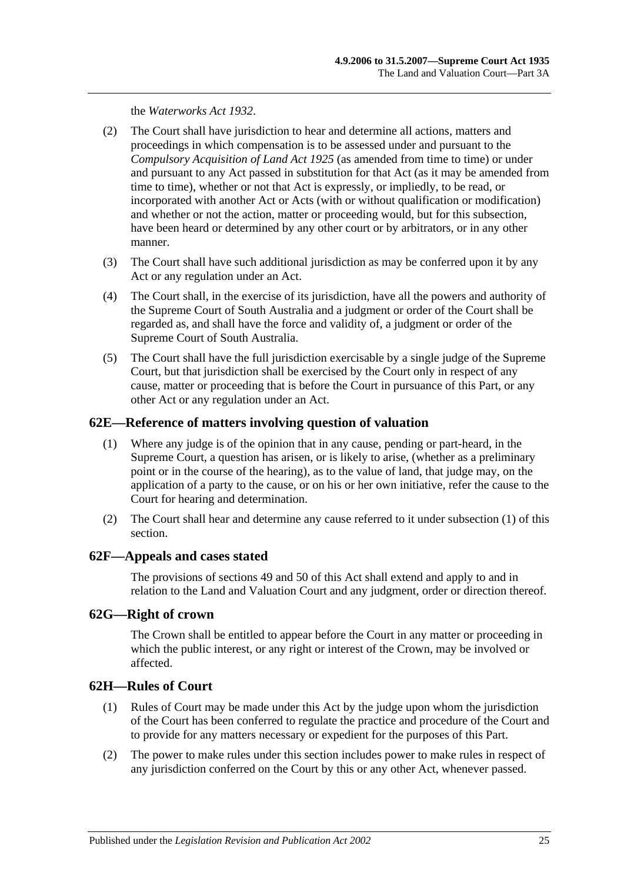the *Waterworks Act 1932*.

(2) The Court shall have jurisdiction to hear and determine all actions, matters and proceedings in which compensation is to be assessed under and pursuant to the *Compulsory Acquisition of Land Act 1925* (as amended from time to time) or under and pursuant to any Act passed in substitution for that Act (as it may be amended from time to time), whether or not that Act is expressly, or impliedly, to be read, or incorporated with another Act or Acts (with or without qualification or modification) and whether or not the action, matter or proceeding would, but for this subsection, have been heard or determined by any other court or by arbitrators, or in any other manner.

(3) The Court shall have such additional jurisdiction as may be conferred upon it by any Act or any regulation under an Act.

(4) The Court shall, in the exercise of its jurisdiction, have all the powers and authority of the Supreme Court of South Australia and a judgment or order of the Court shall be regarded as, and shall have the force and validity of, a judgment or order of the Supreme Court of South Australia.

(5) The Court shall have the full jurisdiction exercisable by a single judge of the Supreme Court, but that jurisdiction shall be exercised by the Court only in respect of any cause, matter or proceeding that is before the Court in pursuance of this Part, or any other Act or any regulation under an Act.

## 62E—Reference of matters involving question of valuation

(1) Where any judge is of the opinion that in any cause, pending or part-heard, in the Supreme Court, a question has arisen, or is likely to arise, (whether as a preliminary point or in the course of the hearing), as to the value of land, that judge may, on the application of a party to the cause, or on his or her own initiative, refer the cause to the Court for hearing and determination.

(2) The Court shall hear and determine any cause referred to it under subsection (1) of this section.

## 62F—Appeals and cases stated

The provisions of sections 49 and 50 of this Act shall extend and apply to and in relation to the Land and Valuation Court and any judgment, order or direction thereof.

## 62G—Right of crown

The Crown shall be entitled to appear before the Court in any matter or proceeding in which the public interest, or any right or interest of the Crown, may be involved or affected.

## 62H—Rules of Court

(1) Rules of Court may be made under this Act by the judge upon whom the jurisdiction of the Court has been conferred to regulate the practice and procedure of the Court and to provide for any matters necessary or expedient for the purposes of this Part.

(2) The power to make rules under this section includes power to make rules in respect of any jurisdiction conferred on the Court by this or any other Act, whenever passed.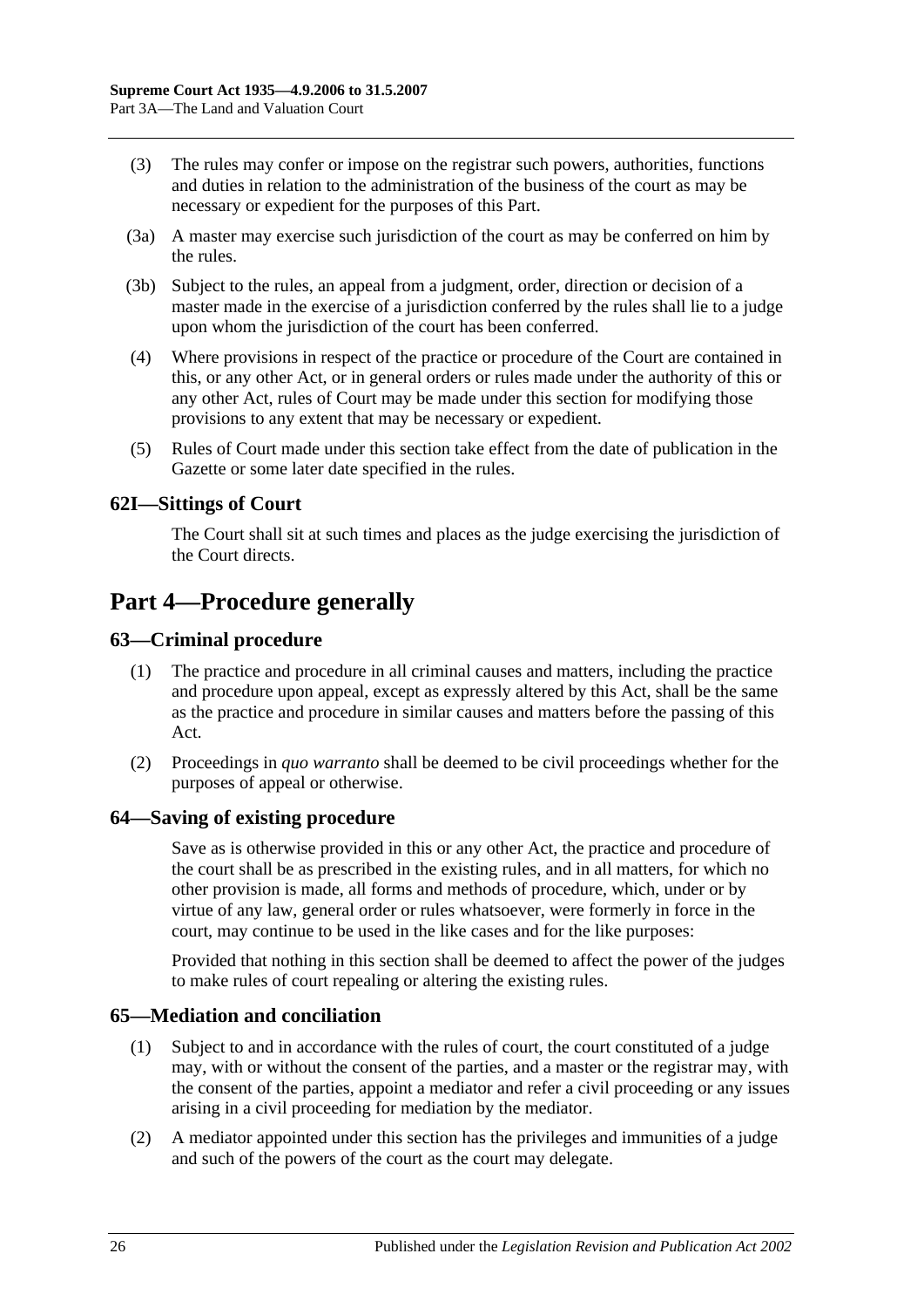(3) The rules may confer or impose on the registrar such powers, authorities, functions and duties in relation to the administration of the business of the court as may be necessary or expedient for the purposes of this Part.

(3a) A master may exercise such jurisdiction of the court as may be conferred on him by the rules.

(3b) Subject to the rules, an appeal from a judgment, order, direction or decision of a master made in the exercise of a jurisdiction conferred by the rules shall lie to a judge upon whom the jurisdiction of the court has been conferred.

(4) Where provisions in respect of the practice or procedure of the Court are contained in this, or any other Act, or in general orders or rules made under the authority of this or any other Act, rules of Court may be made under this section for modifying those provisions to any extent that may be necessary or expedient.

(5) Rules of Court made under this section take effect from the date of publication in the Gazette or some later date specified in the rules.

### 62I—Sittings of Court

The Court shall sit at such times and places as the judge exercising the jurisdiction of the Court directs.

## Part 4—Procedure generally

### 63—Criminal procedure

(1) The practice and procedure in all criminal causes and matters, including the practice and procedure upon appeal, except as expressly altered by this Act, shall be the same as the practice and procedure in similar causes and matters before the passing of this Act.

(2) Proceedings in *quo warranto* shall be deemed to be civil proceedings whether for the purposes of appeal or otherwise.

### 64—Saving of existing procedure

Save as is otherwise provided in this or any other Act, the practice and procedure of the court shall be as prescribed in the existing rules, and in all matters, for which no other provision is made, all forms and methods of procedure, which, under or by virtue of any law, general order or rules whatsoever, were formerly in force in the court, may continue to be used in the like cases and for the like purposes:

Provided that nothing in this section shall be deemed to affect the power of the judges to make rules of court repealing or altering the existing rules.

### 65—Mediation and conciliation

(1) Subject to and in accordance with the rules of court, the court constituted of a judge may, with or without the consent of the parties, and a master or the registrar may, with the consent of the parties, appoint a mediator and refer a civil proceeding or any issues arising in a civil proceeding for mediation by the mediator.

(2) A mediator appointed under this section has the privileges and immunities of a judge and such of the powers of the court as the court may delegate.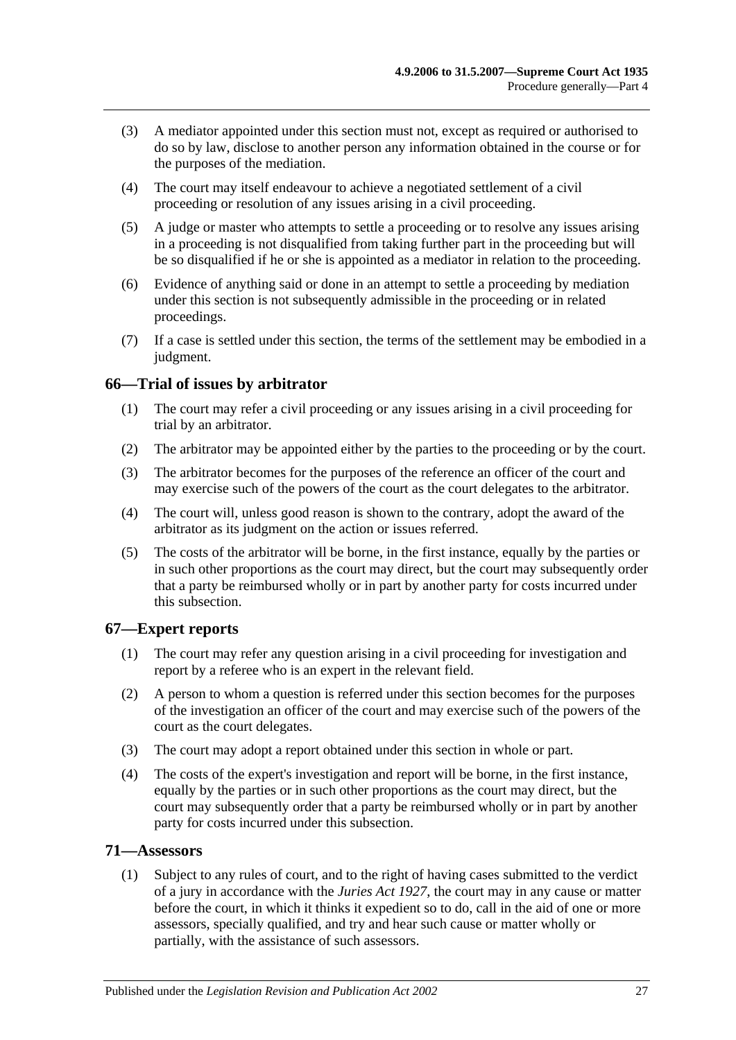(3) A mediator appointed under this section must not, except as required or authorised to do so by law, disclose to another person any information obtained in the course or for the purposes of the mediation.

(4) The court may itself endeavour to achieve a negotiated settlement of a civil proceeding or resolution of any issues arising in a civil proceeding.

(5) A judge or master who attempts to settle a proceeding or to resolve any issues arising in a proceeding is not disqualified from taking further part in the proceeding but will be so disqualified if he or she is appointed as a mediator in relation to the proceeding.

(6) Evidence of anything said or done in an attempt to settle a proceeding by mediation under this section is not subsequently admissible in the proceeding or in related proceedings.

(7) If a case is settled under this section, the terms of the settlement may be embodied in a judgment.

## 66—Trial of issues by arbitrator

(1) The court may refer a civil proceeding or any issues arising in a civil proceeding for trial by an arbitrator.

(2) The arbitrator may be appointed either by the parties to the proceeding or by the court.

(3) The arbitrator becomes for the purposes of the reference an officer of the court and may exercise such of the powers of the court as the court delegates to the arbitrator.

(4) The court will, unless good reason is shown to the contrary, adopt the award of the arbitrator as its judgment on the action or issues referred.

(5) The costs of the arbitrator will be borne, in the first instance, equally by the parties or in such other proportions as the court may direct, but the court may subsequently order that a party be reimbursed wholly or in part by another party for costs incurred under this subsection.

## 67—Expert reports

(1) The court may refer any question arising in a civil proceeding for investigation and report by a referee who is an expert in the relevant field.

(2) A person to whom a question is referred under this section becomes for the purposes of the investigation an officer of the court and may exercise such of the powers of the court as the court delegates.

(3) The court may adopt a report obtained under this section in whole or part.

(4) The costs of the expert's investigation and report will be borne, in the first instance, equally by the parties or in such other proportions as the court may direct, but the court may subsequently order that a party be reimbursed wholly or in part by another party for costs incurred under this subsection.

## 71—Assessors

(1) Subject to any rules of court, and to the right of having cases submitted to the verdict of a jury in accordance with the *Juries Act 1927*, the court may in any cause or matter before the court, in which it thinks it expedient so to do, call in the aid of one or more assessors, specially qualified, and try and hear such cause or matter wholly or partially, with the assistance of such assessors.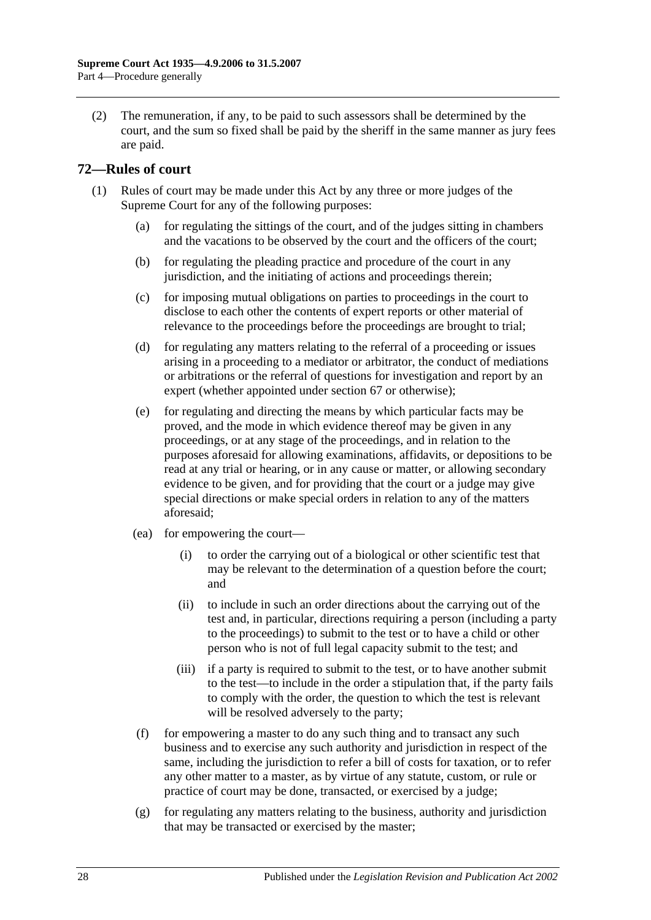(2) The remuneration, if any, to be paid to such assessors shall be determined by the court, and the sum so fixed shall be paid by the sheriff in the same manner as jury fees are paid.

## 72—Rules of court

(1) Rules of court may be made under this Act by any three or more judges of the Supreme Court for any of the following purposes:

(a) for regulating the sittings of the court, and of the judges sitting in chambers and the vacations to be observed by the court and the officers of the court;

(b) for regulating the pleading practice and procedure of the court in any jurisdiction, and the initiating of actions and proceedings therein;

(c) for imposing mutual obligations on parties to proceedings in the court to disclose to each other the contents of expert reports or other material of relevance to the proceedings before the proceedings are brought to trial;

(d) for regulating any matters relating to the referral of a proceeding or issues arising in a proceeding to a mediator or arbitrator, the conduct of mediations or arbitrations or the referral of questions for investigation and report by an expert (whether appointed under section 67 or otherwise);

(e) for regulating and directing the means by which particular facts may be proved, and the mode in which evidence thereof may be given in any proceedings, or at any stage of the proceedings, and in relation to the purposes aforesaid for allowing examinations, affidavits, or depositions to be read at any trial or hearing, or in any cause or matter, or allowing secondary evidence to be given, and for providing that the court or a judge may give special directions or make special orders in relation to any of the matters aforesaid;

(ea) for empowering the court—

(i) to order the carrying out of a biological or other scientific test that may be relevant to the determination of a question before the court; and

(ii) to include in such an order directions about the carrying out of the test and, in particular, directions requiring a person (including a party to the proceedings) to submit to the test or to have a child or other person who is not of full legal capacity submit to the test; and

(iii) if a party is required to submit to the test, or to have another submit to the test—to include in the order a stipulation that, if the party fails to comply with the order, the question to which the test is relevant will be resolved adversely to the party;

(f) for empowering a master to do any such thing and to transact any such business and to exercise any such authority and jurisdiction in respect of the same, including the jurisdiction to refer a bill of costs for taxation, or to refer any other matter to a master, as by virtue of any statute, custom, or rule or practice of court may be done, transacted, or exercised by a judge;

(g) for regulating any matters relating to the business, authority and jurisdiction that may be transacted or exercised by the master;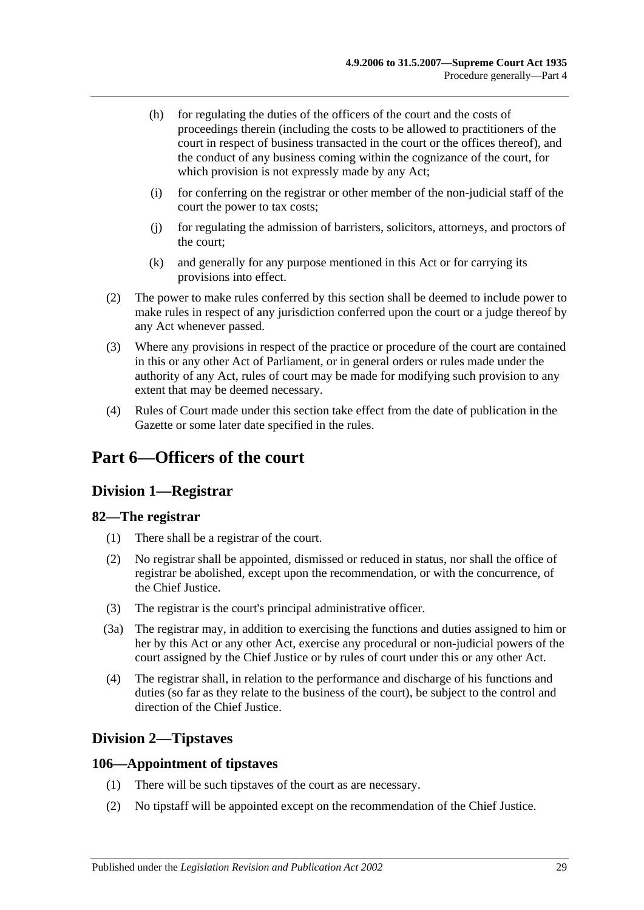(h) for regulating the duties of the officers of the court and the costs of proceedings therein (including the costs to be allowed to practitioners of the court in respect of business transacted in the court or the offices thereof), and the conduct of any business coming within the cognizance of the court, for which provision is not expressly made by any Act;

(i) for conferring on the registrar or other member of the non-judicial staff of the court the power to tax costs;

(j) for regulating the admission of barristers, solicitors, attorneys, and proctors of the court;

(k) and generally for any purpose mentioned in this Act or for carrying its provisions into effect.

(2) The power to make rules conferred by this section shall be deemed to include power to make rules in respect of any jurisdiction conferred upon the court or a judge thereof by any Act whenever passed.

(3) Where any provisions in respect of the practice or procedure of the court are contained in this or any other Act of Parliament, or in general orders or rules made under the authority of any Act, rules of court may be made for modifying such provision to any extent that may be deemed necessary.

(4) Rules of Court made under this section take effect from the date of publication in the Gazette or some later date specified in the rules.

# Part 6—Officers of the court

## Division 1—Registrar

### 82—The registrar

(1) There shall be a registrar of the court.

(2) No registrar shall be appointed, dismissed or reduced in status, nor shall the office of registrar be abolished, except upon the recommendation, or with the concurrence, of the Chief Justice.

(3) The registrar is the court's principal administrative officer.

(3a) The registrar may, in addition to exercising the functions and duties assigned to him or her by this Act or any other Act, exercise any procedural or non-judicial powers of the court assigned by the Chief Justice or by rules of court under this or any other Act.

(4) The registrar shall, in relation to the performance and discharge of his functions and duties (so far as they relate to the business of the court), be subject to the control and direction of the Chief Justice.

## Division 2—Tipstaves

### 106—Appointment of tipstaves

(1) There will be such tipstaves of the court as are necessary.

(2) No tipstaff will be appointed except on the recommendation of the Chief Justice.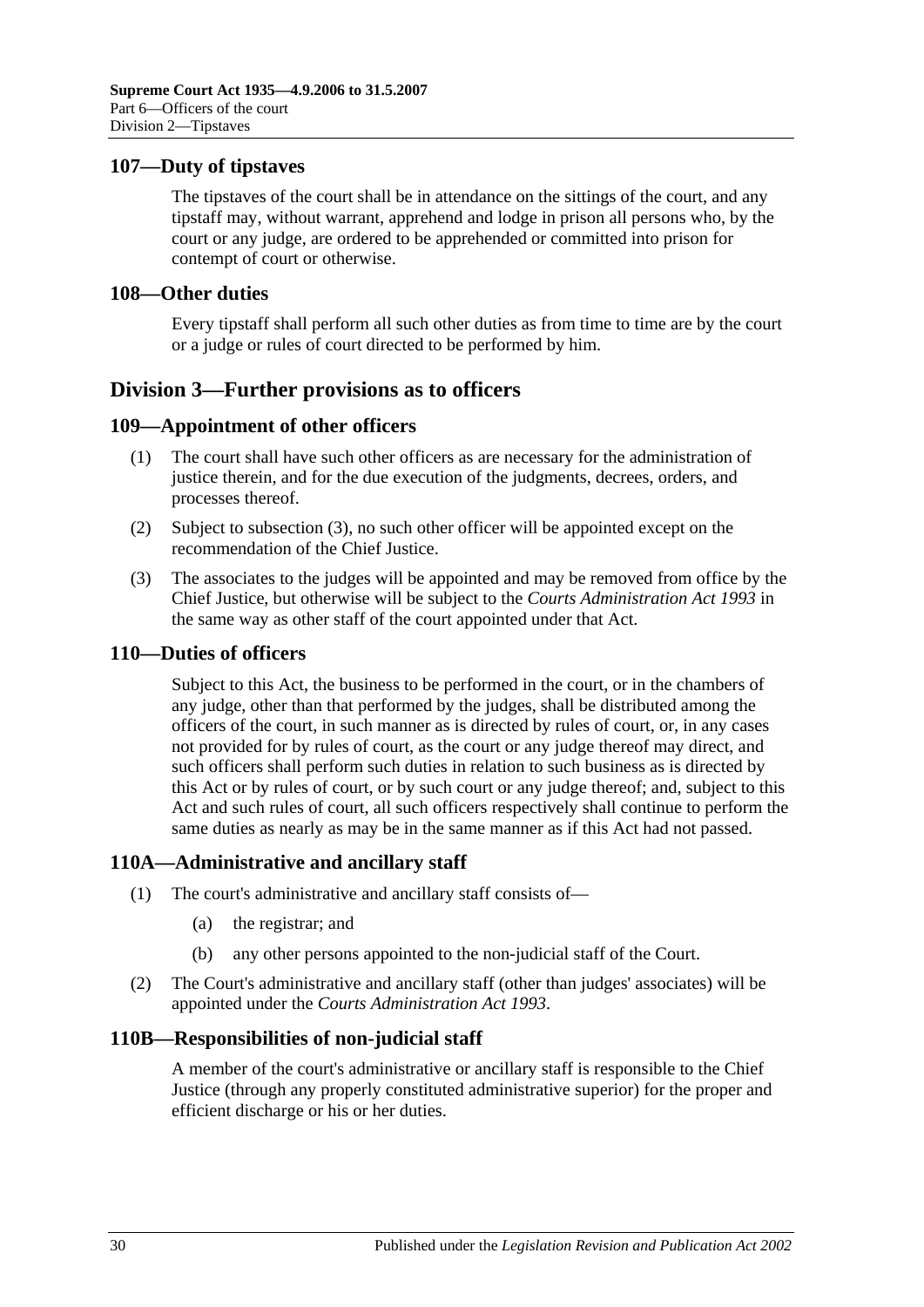## 107—Duty of tipstaves

The tipstaves of the court shall be in attendance on the sittings of the court, and any tipstaff may, without warrant, apprehend and lodge in prison all persons who, by the court or any judge, are ordered to be apprehended or committed into prison for contempt of court or otherwise.

## 108—Other duties

Every tipstaff shall perform all such other duties as from time to time are by the court or a judge or rules of court directed to be performed by him.

# Division 3—Further provisions as to officers

## 109—Appointment of other officers

(1) The court shall have such other officers as are necessary for the administration of justice therein, and for the due execution of the judgments, decrees, orders, and processes thereof.

(2) Subject to subsection (3), no such other officer will be appointed except on the recommendation of the Chief Justice.

(3) The associates to the judges will be appointed and may be removed from office by the Chief Justice, but otherwise will be subject to the *Courts Administration Act 1993* in the same way as other staff of the court appointed under that Act.

## 110—Duties of officers

Subject to this Act, the business to be performed in the court, or in the chambers of any judge, other than that performed by the judges, shall be distributed among the officers of the court, in such manner as is directed by rules of court, or, in any cases not provided for by rules of court, as the court or any judge thereof may direct, and such officers shall perform such duties in relation to such business as is directed by this Act or by rules of court, or by such court or any judge thereof; and, subject to this Act and such rules of court, all such officers respectively shall continue to perform the same duties as nearly as may be in the same manner as if this Act had not passed.

## 110A—Administrative and ancillary staff

(1) The court's administrative and ancillary staff consists of—

(a) the registrar; and

(b) any other persons appointed to the non-judicial staff of the Court.

(2) The Court's administrative and ancillary staff (other than judges' associates) will be appointed under the *Courts Administration Act 1993*.

## 110B—Responsibilities of non-judicial staff

A member of the court's administrative or ancillary staff is responsible to the Chief Justice (through any properly constituted administrative superior) for the proper and efficient discharge or his or her duties.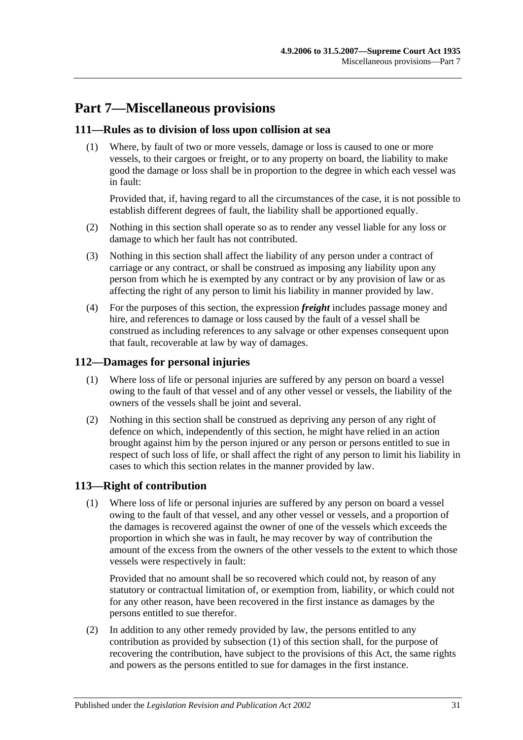# Part 7—Miscellaneous provisions

## 111—Rules as to division of loss upon collision at sea

(1) Where, by fault of two or more vessels, damage or loss is caused to one or more vessels, to their cargoes or freight, or to any property on board, the liability to make good the damage or loss shall be in proportion to the degree in which each vessel was in fault:

Provided that, if, having regard to all the circumstances of the case, it is not possible to establish different degrees of fault, the liability shall be apportioned equally.

(2) Nothing in this section shall operate so as to render any vessel liable for any loss or damage to which her fault has not contributed.

(3) Nothing in this section shall affect the liability of any person under a contract of carriage or any contract, or shall be construed as imposing any liability upon any person from which he is exempted by any contract or by any provision of law or as affecting the right of any person to limit his liability in manner provided by law.

(4) For the purposes of this section, the expression ***freight*** includes passage money and hire, and references to damage or loss caused by the fault of a vessel shall be construed as including references to any salvage or other expenses consequent upon that fault, recoverable at law by way of damages.

## 112—Damages for personal injuries

(1) Where loss of life or personal injuries are suffered by any person on board a vessel owing to the fault of that vessel and of any other vessel or vessels, the liability of the owners of the vessels shall be joint and several.

(2) Nothing in this section shall be construed as depriving any person of any right of defence on which, independently of this section, he might have relied in an action brought against him by the person injured or any person or persons entitled to sue in respect of such loss of life, or shall affect the right of any person to limit his liability in cases to which this section relates in the manner provided by law.

## 113—Right of contribution

(1) Where loss of life or personal injuries are suffered by any person on board a vessel owing to the fault of that vessel, and any other vessel or vessels, and a proportion of the damages is recovered against the owner of one of the vessels which exceeds the proportion in which she was in fault, he may recover by way of contribution the amount of the excess from the owners of the other vessels to the extent to which those vessels were respectively in fault:

Provided that no amount shall be so recovered which could not, by reason of any statutory or contractual limitation of, or exemption from, liability, or which could not for any other reason, have been recovered in the first instance as damages by the persons entitled to sue therefor.

(2) In addition to any other remedy provided by law, the persons entitled to any contribution as provided by subsection (1) of this section shall, for the purpose of recovering the contribution, have subject to the provisions of this Act, the same rights and powers as the persons entitled to sue for damages in the first instance.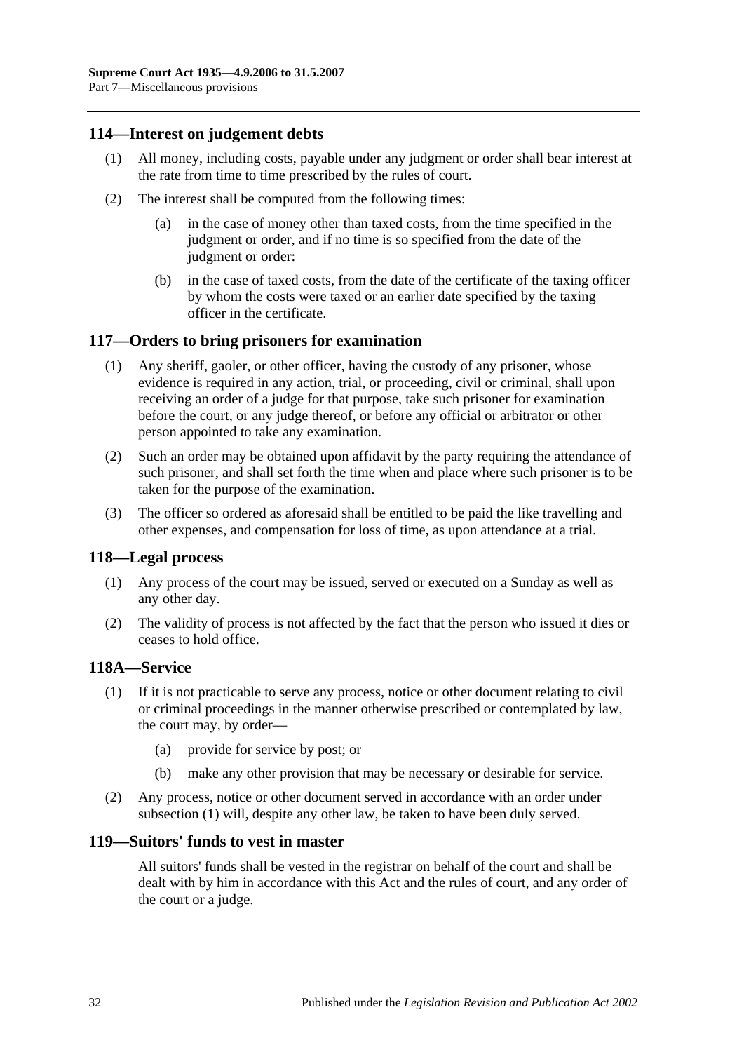## 114—Interest on judgement debts

(1) All money, including costs, payable under any judgment or order shall bear interest at the rate from time to time prescribed by the rules of court.

(2) The interest shall be computed from the following times:

(a) in the case of money other than taxed costs, from the time specified in the judgment or order, and if no time is so specified from the date of the judgment or order:

(b) in the case of taxed costs, from the date of the certificate of the taxing officer by whom the costs were taxed or an earlier date specified by the taxing officer in the certificate.

## 117—Orders to bring prisoners for examination

(1) Any sheriff, gaoler, or other officer, having the custody of any prisoner, whose evidence is required in any action, trial, or proceeding, civil or criminal, shall upon receiving an order of a judge for that purpose, take such prisoner for examination before the court, or any judge thereof, or before any official or arbitrator or other person appointed to take any examination.

(2) Such an order may be obtained upon affidavit by the party requiring the attendance of such prisoner, and shall set forth the time when and place where such prisoner is to be taken for the purpose of the examination.

(3) The officer so ordered as aforesaid shall be entitled to be paid the like travelling and other expenses, and compensation for loss of time, as upon attendance at a trial.

## 118—Legal process

(1) Any process of the court may be issued, served or executed on a Sunday as well as any other day.

(2) The validity of process is not affected by the fact that the person who issued it dies or ceases to hold office.

## 118A—Service

(1) If it is not practicable to serve any process, notice or other document relating to civil or criminal proceedings in the manner otherwise prescribed or contemplated by law, the court may, by order—

(a) provide for service by post; or

(b) make any other provision that may be necessary or desirable for service.

(2) Any process, notice or other document served in accordance with an order under subsection (1) will, despite any other law, be taken to have been duly served.

## 119—Suitors' funds to vest in master

All suitors' funds shall be vested in the registrar on behalf of the court and shall be dealt with by him in accordance with this Act and the rules of court, and any order of the court or a judge.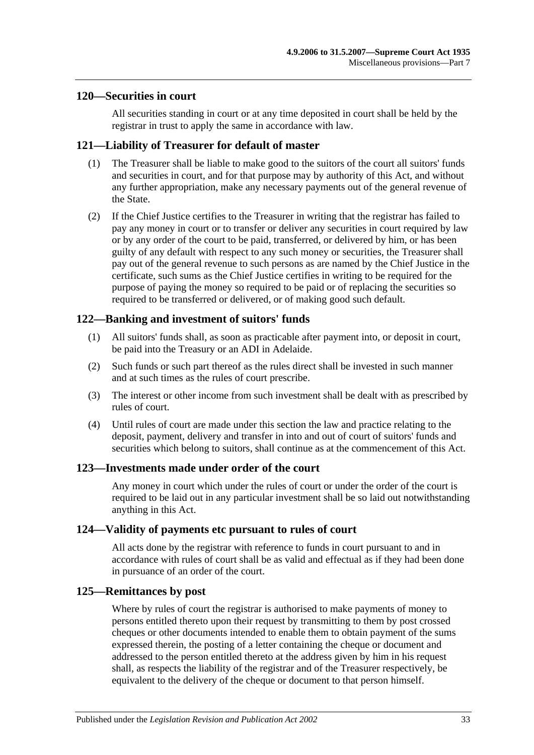## 120—Securities in court

All securities standing in court or at any time deposited in court shall be held by the registrar in trust to apply the same in accordance with law.

## 121—Liability of Treasurer for default of master

(1) The Treasurer shall be liable to make good to the suitors of the court all suitors' funds and securities in court, and for that purpose may by authority of this Act, and without any further appropriation, make any necessary payments out of the general revenue of the State.

(2) If the Chief Justice certifies to the Treasurer in writing that the registrar has failed to pay any money in court or to transfer or deliver any securities in court required by law or by any order of the court to be paid, transferred, or delivered by him, or has been guilty of any default with respect to any such money or securities, the Treasurer shall pay out of the general revenue to such persons as are named by the Chief Justice in the certificate, such sums as the Chief Justice certifies in writing to be required for the purpose of paying the money so required to be paid or of replacing the securities so required to be transferred or delivered, or of making good such default.

## 122—Banking and investment of suitors' funds

(1) All suitors' funds shall, as soon as practicable after payment into, or deposit in court, be paid into the Treasury or an ADI in Adelaide.

(2) Such funds or such part thereof as the rules direct shall be invested in such manner and at such times as the rules of court prescribe.

(3) The interest or other income from such investment shall be dealt with as prescribed by rules of court.

(4) Until rules of court are made under this section the law and practice relating to the deposit, payment, delivery and transfer in into and out of court of suitors' funds and securities which belong to suitors, shall continue as at the commencement of this Act.

## 123—Investments made under order of the court

Any money in court which under the rules of court or under the order of the court is required to be laid out in any particular investment shall be so laid out notwithstanding anything in this Act.

## 124—Validity of payments etc pursuant to rules of court

All acts done by the registrar with reference to funds in court pursuant to and in accordance with rules of court shall be as valid and effectual as if they had been done in pursuance of an order of the court.

## 125—Remittances by post

Where by rules of court the registrar is authorised to make payments of money to persons entitled thereto upon their request by transmitting to them by post crossed cheques or other documents intended to enable them to obtain payment of the sums expressed therein, the posting of a letter containing the cheque or document and addressed to the person entitled thereto at the address given by him in his request shall, as respects the liability of the registrar and of the Treasurer respectively, be equivalent to the delivery of the cheque or document to that person himself.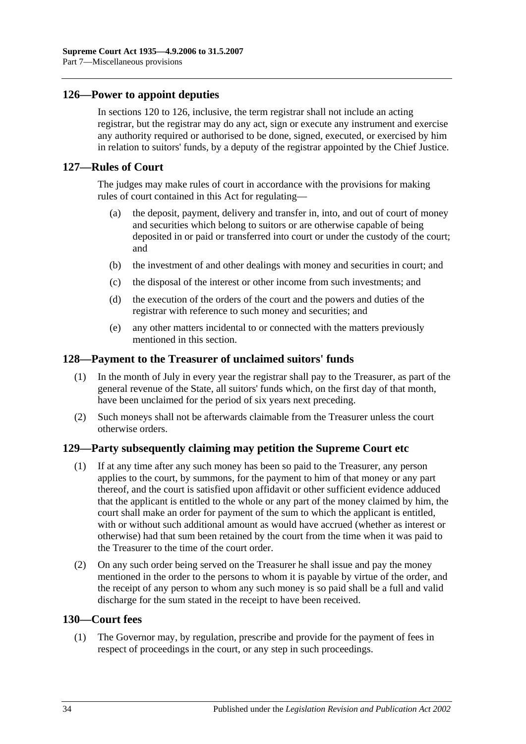## 126—Power to appoint deputies

In sections 120 to 126, inclusive, the term registrar shall not include an acting registrar, but the registrar may do any act, sign or execute any instrument and exercise any authority required or authorised to be done, signed, executed, or exercised by him in relation to suitors' funds, by a deputy of the registrar appointed by the Chief Justice.

## 127—Rules of Court

The judges may make rules of court in accordance with the provisions for making rules of court contained in this Act for regulating—

(a) the deposit, payment, delivery and transfer in, into, and out of court of money and securities which belong to suitors or are otherwise capable of being deposited in or paid or transferred into court or under the custody of the court; and

(b) the investment of and other dealings with money and securities in court; and

(c) the disposal of the interest or other income from such investments; and

(d) the execution of the orders of the court and the powers and duties of the registrar with reference to such money and securities; and

(e) any other matters incidental to or connected with the matters previously mentioned in this section.

## 128—Payment to the Treasurer of unclaimed suitors' funds

(1) In the month of July in every year the registrar shall pay to the Treasurer, as part of the general revenue of the State, all suitors' funds which, on the first day of that month, have been unclaimed for the period of six years next preceding.

(2) Such moneys shall not be afterwards claimable from the Treasurer unless the court otherwise orders.

## 129—Party subsequently claiming may petition the Supreme Court etc

(1) If at any time after any such money has been so paid to the Treasurer, any person applies to the court, by summons, for the payment to him of that money or any part thereof, and the court is satisfied upon affidavit or other sufficient evidence adduced that the applicant is entitled to the whole or any part of the money claimed by him, the court shall make an order for payment of the sum to which the applicant is entitled, with or without such additional amount as would have accrued (whether as interest or otherwise) had that sum been retained by the court from the time when it was paid to the Treasurer to the time of the court order.

(2) On any such order being served on the Treasurer he shall issue and pay the money mentioned in the order to the persons to whom it is payable by virtue of the order, and the receipt of any person to whom any such money is so paid shall be a full and valid discharge for the sum stated in the receipt to have been received.

## 130—Court fees

(1) The Governor may, by regulation, prescribe and provide for the payment of fees in respect of proceedings in the court, or any step in such proceedings.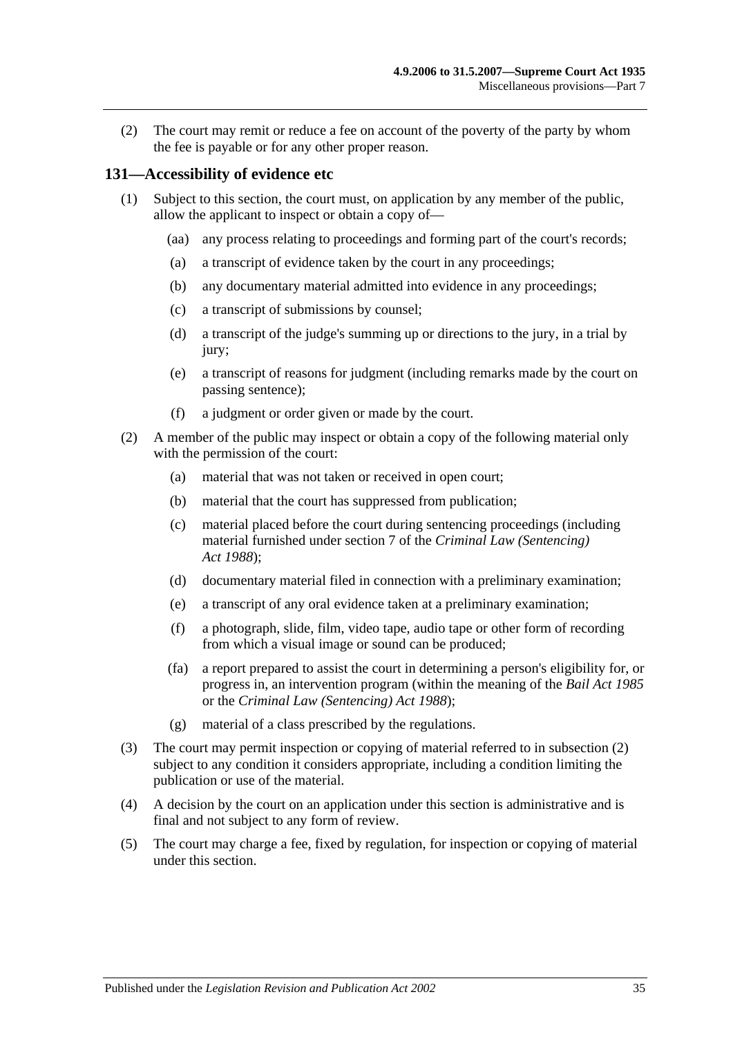(2) The court may remit or reduce a fee on account of the poverty of the party by whom the fee is payable or for any other proper reason.

## 131—Accessibility of evidence etc

(1) Subject to this section, the court must, on application by any member of the public, allow the applicant to inspect or obtain a copy of—

(aa) any process relating to proceedings and forming part of the court's records;

(a) a transcript of evidence taken by the court in any proceedings;

(b) any documentary material admitted into evidence in any proceedings;

(c) a transcript of submissions by counsel;

(d) a transcript of the judge's summing up or directions to the jury, in a trial by jury;

(e) a transcript of reasons for judgment (including remarks made by the court on passing sentence);

(f) a judgment or order given or made by the court.

(2) A member of the public may inspect or obtain a copy of the following material only with the permission of the court:

(a) material that was not taken or received in open court;

(b) material that the court has suppressed from publication;

(c) material placed before the court during sentencing proceedings (including material furnished under section 7 of the *Criminal Law (Sentencing) Act 1988*);

(d) documentary material filed in connection with a preliminary examination;

(e) a transcript of any oral evidence taken at a preliminary examination;

(f) a photograph, slide, film, video tape, audio tape or other form of recording from which a visual image or sound can be produced;

(fa) a report prepared to assist the court in determining a person's eligibility for, or progress in, an intervention program (within the meaning of the *Bail Act 1985* or the *Criminal Law (Sentencing) Act 1988*);

(g) material of a class prescribed by the regulations.

(3) The court may permit inspection or copying of material referred to in subsection (2) subject to any condition it considers appropriate, including a condition limiting the publication or use of the material.

(4) A decision by the court on an application under this section is administrative and is final and not subject to any form of review.

(5) The court may charge a fee, fixed by regulation, for inspection or copying of material under this section.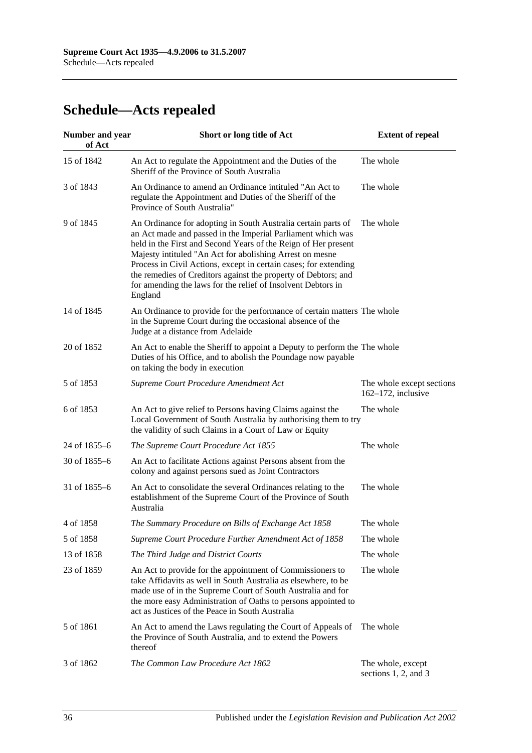# Schedule—Acts repealed

| Number and year of Act | Short or long title of Act | Extent of repeal |
|---|---|---|
| 15 of 1842 | An Act to regulate the Appointment and the Duties of the Sheriff of the Province of South Australia | The whole |
| 3 of 1843 | An Ordinance to amend an Ordinance intituled "An Act to regulate the Appointment and Duties of the Sheriff of the Province of South Australia" | The whole |
| 9 of 1845 | An Ordinance for adopting in South Australia certain parts of an Act made and passed in the Imperial Parliament which was held in the First and Second Years of the Reign of Her present Majesty intituled "An Act for abolishing Arrest on mesne Process in Civil Actions, except in certain cases; for extending the remedies of Creditors against the property of Debtors; and for amending the laws for the relief of Insolvent Debtors in England | The whole |
| 14 of 1845 | An Ordinance to provide for the performance of certain matters in the Supreme Court during the occasional absence of the Judge at a distance from Adelaide | The whole |
| 20 of 1852 | An Act to enable the Sheriff to appoint a Deputy to perform the Duties of his Office, and to abolish the Poundage now payable on taking the body in execution | The whole |
| 5 of 1853 | *Supreme Court Procedure Amendment Act* | The whole except sections 162–172, inclusive |
| 6 of 1853 | An Act to give relief to Persons having Claims against the Local Government of South Australia by authorising them to try the validity of such Claims in a Court of Law or Equity | The whole |
| 24 of 1855–6 | *The Supreme Court Procedure Act 1855* | The whole |
| 30 of 1855–6 | An Act to facilitate Actions against Persons absent from the colony and against persons sued as Joint Contractors | |
| 31 of 1855–6 | An Act to consolidate the several Ordinances relating to the establishment of the Supreme Court of the Province of South Australia | The whole |
| 4 of 1858 | *The Summary Procedure on Bills of Exchange Act 1858* | The whole |
| 5 of 1858 | *Supreme Court Procedure Further Amendment Act of 1858* | The whole |
| 13 of 1858 | *The Third Judge and District Courts* | The whole |
| 23 of 1859 | An Act to provide for the appointment of Commissioners to take Affidavits as well in South Australia as elsewhere, to be made use of in the Supreme Court of South Australia and for the more easy Administration of Oaths to persons appointed to act as Justices of the Peace in South Australia | The whole |
| 5 of 1861 | An Act to amend the Laws regulating the Court of Appeals of the Province of South Australia, and to extend the Powers thereof | The whole |
| 3 of 1862 | *The Common Law Procedure Act 1862* | The whole, except sections 1, 2, and 3 |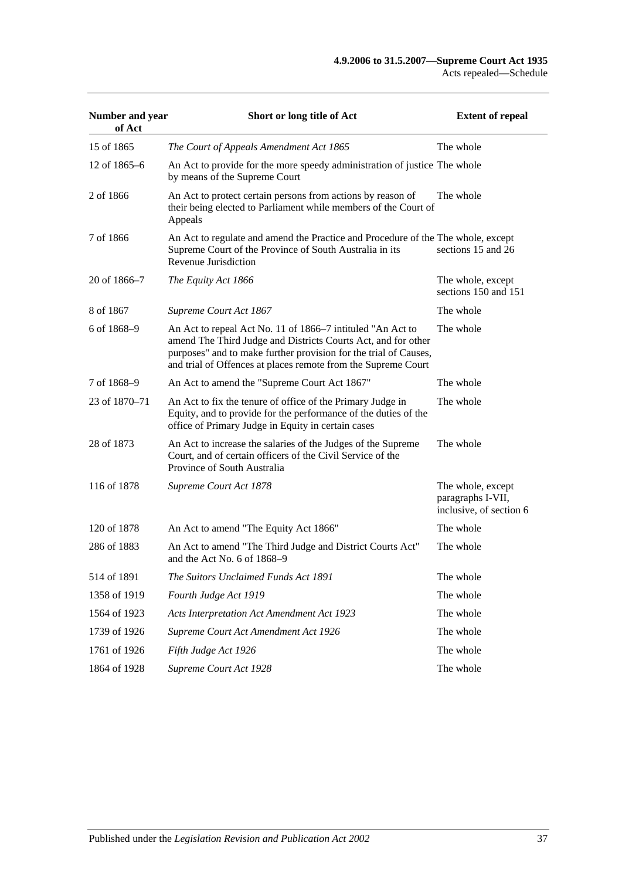| Number and year of Act | Short or long title of Act | Extent of repeal |
|---|---|---|
| 15 of 1865 | *The Court of Appeals Amendment Act 1865* | The whole |
| 12 of 1865–6 | An Act to provide for the more speedy administration of justice by means of the Supreme Court | The whole |
| 2 of 1866 | An Act to protect certain persons from actions by reason of their being elected to Parliament while members of the Court of Appeals | The whole |
| 7 of 1866 | An Act to regulate and amend the Practice and Procedure of the Supreme Court of the Province of South Australia in its Revenue Jurisdiction | The whole, except sections 15 and 26 |
| 20 of 1866–7 | *The Equity Act 1866* | The whole, except sections 150 and 151 |
| 8 of 1867 | *Supreme Court Act 1867* | The whole |
| 6 of 1868–9 | An Act to repeal Act No. 11 of 1866–7 intituled "An Act to amend The Third Judge and Districts Courts Act, and for other purposes" and to make further provision for the trial of Causes, and trial of Offences at places remote from the Supreme Court | The whole |
| 7 of 1868–9 | An Act to amend the "Supreme Court Act 1867" | The whole |
| 23 of 1870–71 | An Act to fix the tenure of office of the Primary Judge in Equity, and to provide for the performance of the duties of the office of Primary Judge in Equity in certain cases | The whole |
| 28 of 1873 | An Act to increase the salaries of the Judges of the Supreme Court, and of certain officers of the Civil Service of the Province of South Australia | The whole |
| 116 of 1878 | *Supreme Court Act 1878* | The whole, except paragraphs I-VII, inclusive, of section 6 |
| 120 of 1878 | An Act to amend "The Equity Act 1866" | The whole |
| 286 of 1883 | An Act to amend "The Third Judge and District Courts Act" and the Act No. 6 of 1868–9 | The whole |
| 514 of 1891 | *The Suitors Unclaimed Funds Act 1891* | The whole |
| 1358 of 1919 | *Fourth Judge Act 1919* | The whole |
| 1564 of 1923 | *Acts Interpretation Act Amendment Act 1923* | The whole |
| 1739 of 1926 | *Supreme Court Act Amendment Act 1926* | The whole |
| 1761 of 1926 | *Fifth Judge Act 1926* | The whole |
| 1864 of 1928 | *Supreme Court Act 1928* | The whole |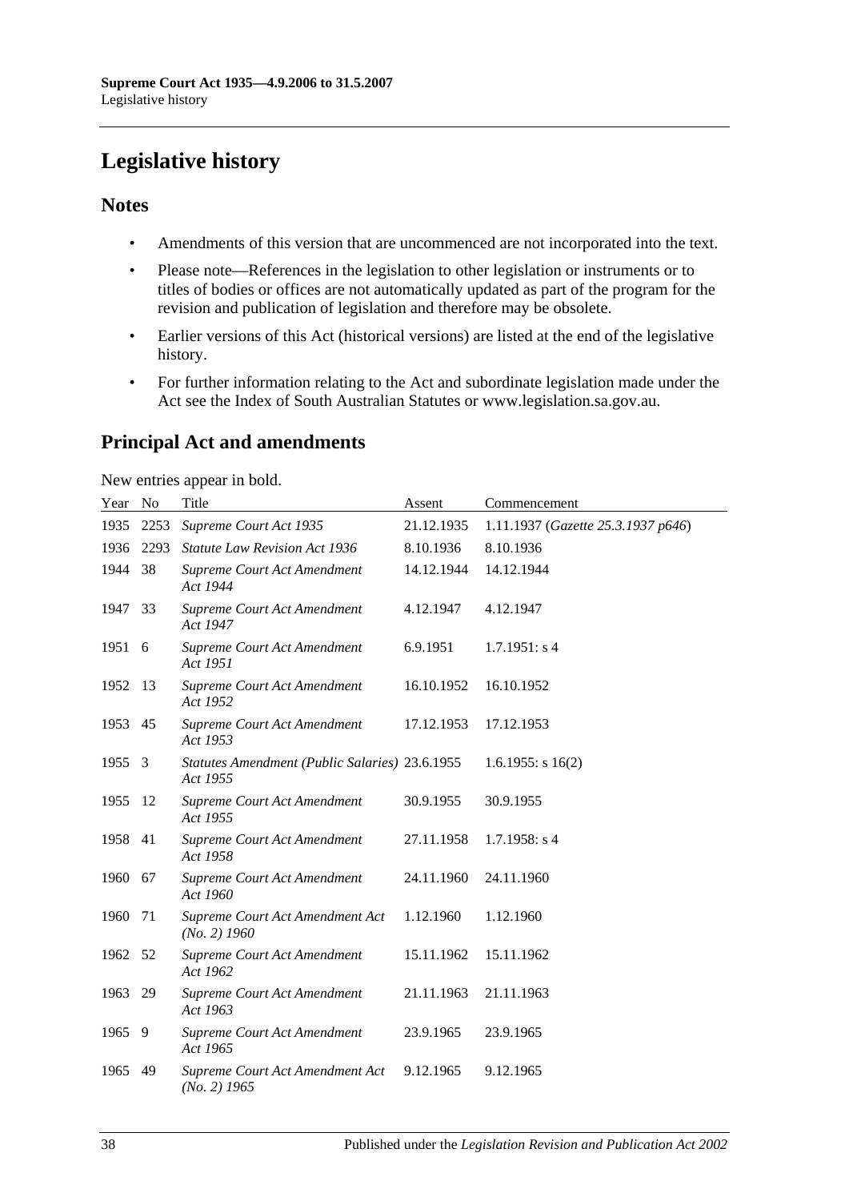# Legislative history

## Notes

- Amendments of this version that are uncommenced are not incorporated into the text.
- Please note—References in the legislation to other legislation or instruments or to titles of bodies or offices are not automatically updated as part of the program for the revision and publication of legislation and therefore may be obsolete.
- Earlier versions of this Act (historical versions) are listed at the end of the legislative history.
- For further information relating to the Act and subordinate legislation made under the Act see the Index of South Australian Statutes or www.legislation.sa.gov.au.

## Principal Act and amendments

New entries appear in bold.

| Year | No | Title | Assent | Commencement |
|---|---|---|---|---|
| 1935 | 2253 | *Supreme Court Act 1935* | 21.12.1935 | 1.11.1937 (*Gazette 25.3.1937 p646*) |
| 1936 | 2293 | *Statute Law Revision Act 1936* | 8.10.1936 | 8.10.1936 |
| 1944 | 38 | *Supreme Court Act Amendment Act 1944* | 14.12.1944 | 14.12.1944 |
| 1947 | 33 | *Supreme Court Act Amendment Act 1947* | 4.12.1947 | 4.12.1947 |
| 1951 | 6 | *Supreme Court Act Amendment Act 1951* | 6.9.1951 | 1.7.1951: s 4 |
| 1952 | 13 | *Supreme Court Act Amendment Act 1952* | 16.10.1952 | 16.10.1952 |
| 1953 | 45 | *Supreme Court Act Amendment Act 1953* | 17.12.1953 | 17.12.1953 |
| 1955 | 3 | *Statutes Amendment (Public Salaries) Act 1955* | 23.6.1955 | 1.6.1955: s 16(2) |
| 1955 | 12 | *Supreme Court Act Amendment Act 1955* | 30.9.1955 | 30.9.1955 |
| 1958 | 41 | *Supreme Court Act Amendment Act 1958* | 27.11.1958 | 1.7.1958: s 4 |
| 1960 | 67 | *Supreme Court Act Amendment Act 1960* | 24.11.1960 | 24.11.1960 |
| 1960 | 71 | *Supreme Court Act Amendment Act (No. 2) 1960* | 1.12.1960 | 1.12.1960 |
| 1962 | 52 | *Supreme Court Act Amendment Act 1962* | 15.11.1962 | 15.11.1962 |
| 1963 | 29 | *Supreme Court Act Amendment Act 1963* | 21.11.1963 | 21.11.1963 |
| 1965 | 9 | *Supreme Court Act Amendment Act 1965* | 23.9.1965 | 23.9.1965 |
| 1965 | 49 | *Supreme Court Act Amendment Act (No. 2) 1965* | 9.12.1965 | 9.12.1965 |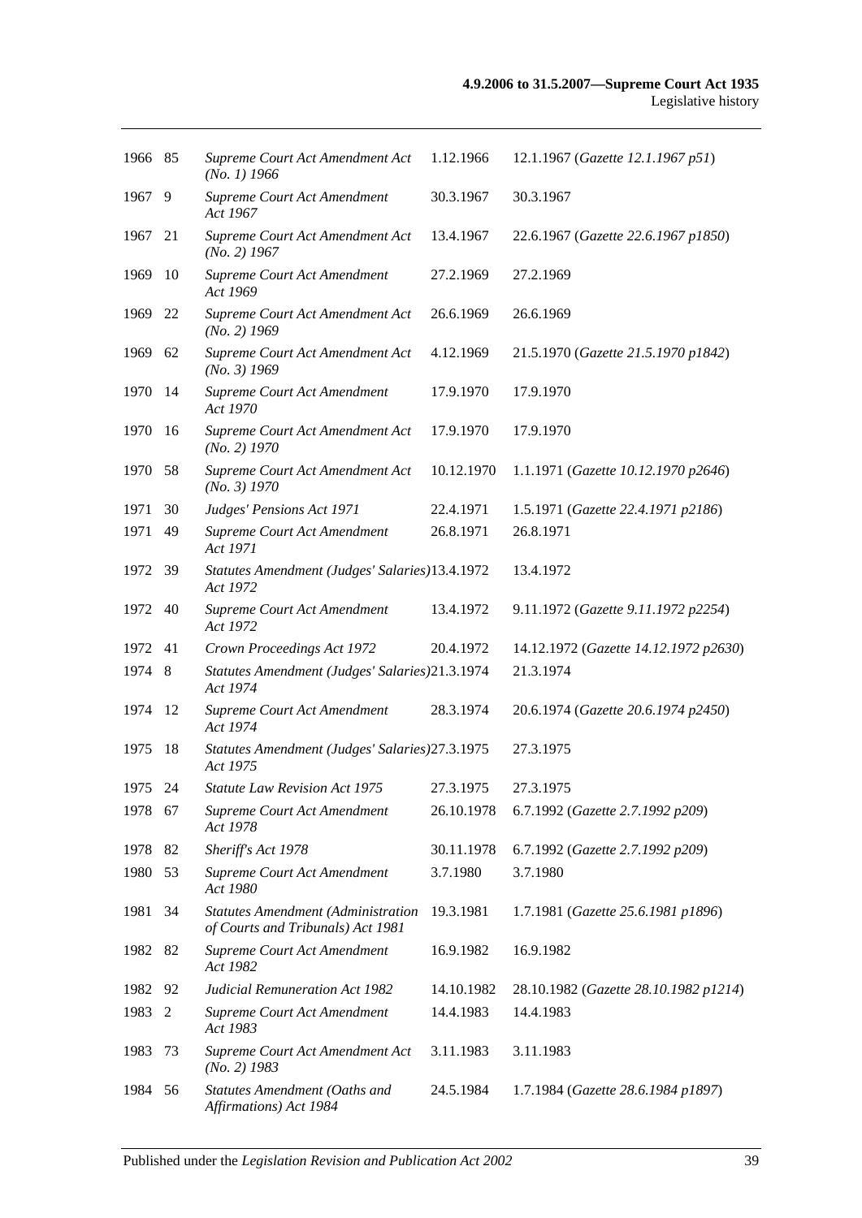| | | | | |
|---|---|---|---|---|
| 1966 | 85 | *Supreme Court Act Amendment Act (No. 1) 1966* | 1.12.1966 | 12.1.1967 (*Gazette 12.1.1967 p51*) |
| 1967 | 9 | *Supreme Court Act Amendment Act 1967* | 30.3.1967 | 30.3.1967 |
| 1967 | 21 | *Supreme Court Act Amendment Act (No. 2) 1967* | 13.4.1967 | 22.6.1967 (*Gazette 22.6.1967 p1850*) |
| 1969 | 10 | *Supreme Court Act Amendment Act 1969* | 27.2.1969 | 27.2.1969 |
| 1969 | 22 | *Supreme Court Act Amendment Act (No. 2) 1969* | 26.6.1969 | 26.6.1969 |
| 1969 | 62 | *Supreme Court Act Amendment Act (No. 3) 1969* | 4.12.1969 | 21.5.1970 (*Gazette 21.5.1970 p1842*) |
| 1970 | 14 | *Supreme Court Act Amendment Act 1970* | 17.9.1970 | 17.9.1970 |
| 1970 | 16 | *Supreme Court Act Amendment Act (No. 2) 1970* | 17.9.1970 | 17.9.1970 |
| 1970 | 58 | *Supreme Court Act Amendment Act (No. 3) 1970* | 10.12.1970 | 1.1.1971 (*Gazette 10.12.1970 p2646*) |
| 1971 | 30 | *Judges' Pensions Act 1971* | 22.4.1971 | 1.5.1971 (*Gazette 22.4.1971 p2186*) |
| 1971 | 49 | *Supreme Court Act Amendment Act 1971* | 26.8.1971 | 26.8.1971 |
| 1972 | 39 | *Statutes Amendment (Judges' Salaries) Act 1972* | 13.4.1972 | 13.4.1972 |
| 1972 | 40 | *Supreme Court Act Amendment Act 1972* | 13.4.1972 | 9.11.1972 (*Gazette 9.11.1972 p2254*) |
| 1972 | 41 | *Crown Proceedings Act 1972* | 20.4.1972 | 14.12.1972 (*Gazette 14.12.1972 p2630*) |
| 1974 | 8 | *Statutes Amendment (Judges' Salaries) Act 1974* | 21.3.1974 | 21.3.1974 |
| 1974 | 12 | *Supreme Court Act Amendment Act 1974* | 28.3.1974 | 20.6.1974 (*Gazette 20.6.1974 p2450*) |
| 1975 | 18 | *Statutes Amendment (Judges' Salaries) Act 1975* | 27.3.1975 | 27.3.1975 |
| 1975 | 24 | *Statute Law Revision Act 1975* | 27.3.1975 | 27.3.1975 |
| 1978 | 67 | *Supreme Court Act Amendment Act 1978* | 26.10.1978 | 6.7.1992 (*Gazette 2.7.1992 p209*) |
| 1978 | 82 | *Sheriff's Act 1978* | 30.11.1978 | 6.7.1992 (*Gazette 2.7.1992 p209*) |
| 1980 | 53 | *Supreme Court Act Amendment Act 1980* | 3.7.1980 | 3.7.1980 |
| 1981 | 34 | *Statutes Amendment (Administration of Courts and Tribunals) Act 1981* | 19.3.1981 | 1.7.1981 (*Gazette 25.6.1981 p1896*) |
| 1982 | 82 | *Supreme Court Act Amendment Act 1982* | 16.9.1982 | 16.9.1982 |
| 1982 | 92 | *Judicial Remuneration Act 1982* | 14.10.1982 | 28.10.1982 (*Gazette 28.10.1982 p1214*) |
| 1983 | 2 | *Supreme Court Act Amendment Act 1983* | 14.4.1983 | 14.4.1983 |
| 1983 | 73 | *Supreme Court Act Amendment Act (No. 2) 1983* | 3.11.1983 | 3.11.1983 |
| 1984 | 56 | *Statutes Amendment (Oaths and Affirmations) Act 1984* | 24.5.1984 | 1.7.1984 (*Gazette 28.6.1984 p1897*) |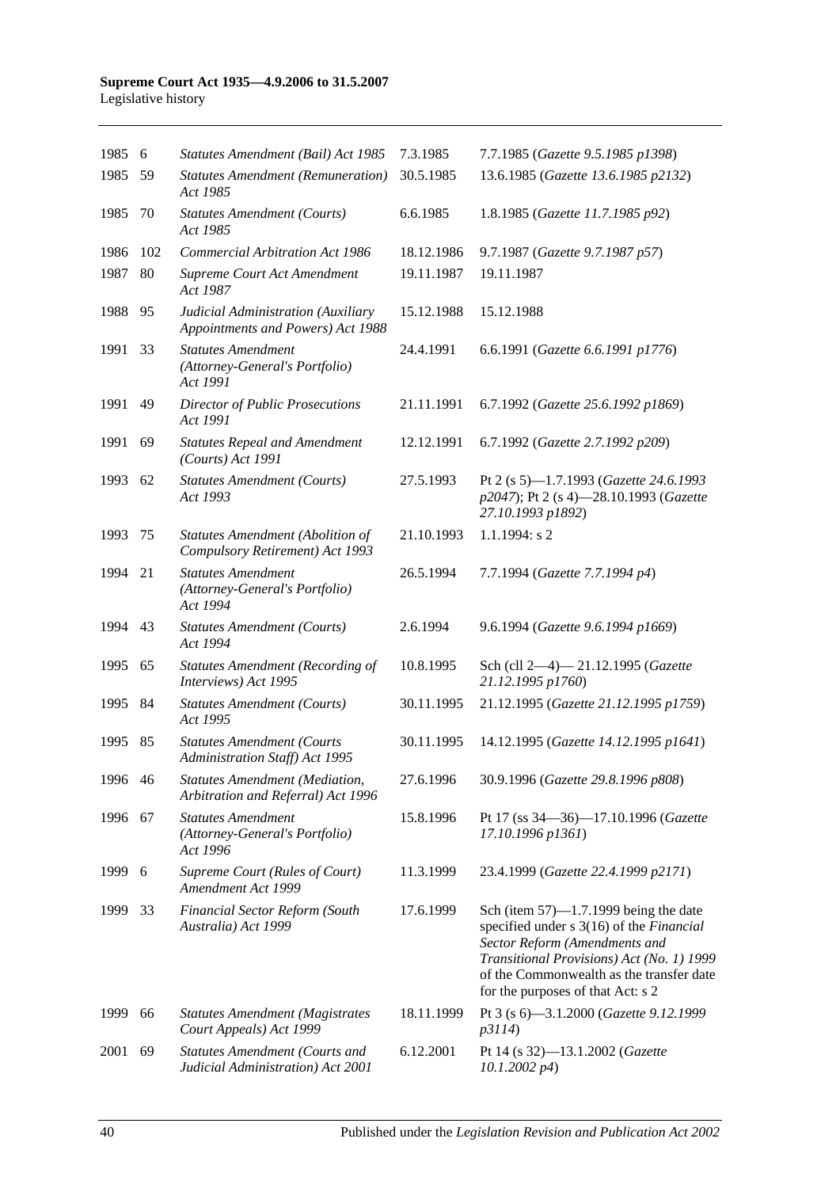| | | | | |
|---|---|---|---|---|
| 1985 | 6 | *Statutes Amendment (Bail) Act 1985* | 7.3.1985 | 7.7.1985 (*Gazette 9.5.1985 p1398*) |
| 1985 | 59 | *Statutes Amendment (Remuneration) Act 1985* | 30.5.1985 | 13.6.1985 (*Gazette 13.6.1985 p2132*) |
| 1985 | 70 | *Statutes Amendment (Courts) Act 1985* | 6.6.1985 | 1.8.1985 (*Gazette 11.7.1985 p92*) |
| 1986 | 102 | *Commercial Arbitration Act 1986* | 18.12.1986 | 9.7.1987 (*Gazette 9.7.1987 p57*) |
| 1987 | 80 | *Supreme Court Act Amendment Act 1987* | 19.11.1987 | 19.11.1987 |
| 1988 | 95 | *Judicial Administration (Auxiliary Appointments and Powers) Act 1988* | 15.12.1988 | 15.12.1988 |
| 1991 | 33 | *Statutes Amendment (Attorney-General's Portfolio) Act 1991* | 24.4.1991 | 6.6.1991 (*Gazette 6.6.1991 p1776*) |
| 1991 | 49 | *Director of Public Prosecutions Act 1991* | 21.11.1991 | 6.7.1992 (*Gazette 25.6.1992 p1869*) |
| 1991 | 69 | *Statutes Repeal and Amendment (Courts) Act 1991* | 12.12.1991 | 6.7.1992 (*Gazette 2.7.1992 p209*) |
| 1993 | 62 | *Statutes Amendment (Courts) Act 1993* | 27.5.1993 | Pt 2 (s 5)—1.7.1993 (*Gazette 24.6.1993 p2047*); Pt 2 (s 4)—28.10.1993 (*Gazette 27.10.1993 p1892*) |
| 1993 | 75 | *Statutes Amendment (Abolition of Compulsory Retirement) Act 1993* | 21.10.1993 | 1.1.1994: s 2 |
| 1994 | 21 | *Statutes Amendment (Attorney-General's Portfolio) Act 1994* | 26.5.1994 | 7.7.1994 (*Gazette 7.7.1994 p4*) |
| 1994 | 43 | *Statutes Amendment (Courts) Act 1994* | 2.6.1994 | 9.6.1994 (*Gazette 9.6.1994 p1669*) |
| 1995 | 65 | *Statutes Amendment (Recording of Interviews) Act 1995* | 10.8.1995 | Sch (cll 2—4)— 21.12.1995 (*Gazette 21.12.1995 p1760*) |
| 1995 | 84 | *Statutes Amendment (Courts) Act 1995* | 30.11.1995 | 21.12.1995 (*Gazette 21.12.1995 p1759*) |
| 1995 | 85 | *Statutes Amendment (Courts Administration Staff) Act 1995* | 30.11.1995 | 14.12.1995 (*Gazette 14.12.1995 p1641*) |
| 1996 | 46 | *Statutes Amendment (Mediation, Arbitration and Referral) Act 1996* | 27.6.1996 | 30.9.1996 (*Gazette 29.8.1996 p808*) |
| 1996 | 67 | *Statutes Amendment (Attorney-General's Portfolio) Act 1996* | 15.8.1996 | Pt 17 (ss 34—36)—17.10.1996 (*Gazette 17.10.1996 p1361*) |
| 1999 | 6 | *Supreme Court (Rules of Court) Amendment Act 1999* | 11.3.1999 | 23.4.1999 (*Gazette 22.4.1999 p2171*) |
| 1999 | 33 | *Financial Sector Reform (South Australia) Act 1999* | 17.6.1999 | Sch (item 57)—1.7.1999 being the date specified under s 3(16) of the *Financial Sector Reform (Amendments and Transitional Provisions) Act (No. 1) 1999* of the Commonwealth as the transfer date for the purposes of that Act: s 2 |
| 1999 | 66 | *Statutes Amendment (Magistrates Court Appeals) Act 1999* | 18.11.1999 | Pt 3 (s 6)—3.1.2000 (*Gazette 9.12.1999 p3114*) |
| 2001 | 69 | *Statutes Amendment (Courts and Judicial Administration) Act 2001* | 6.12.2001 | Pt 14 (s 32)—13.1.2002 (*Gazette 10.1.2002 p4*) |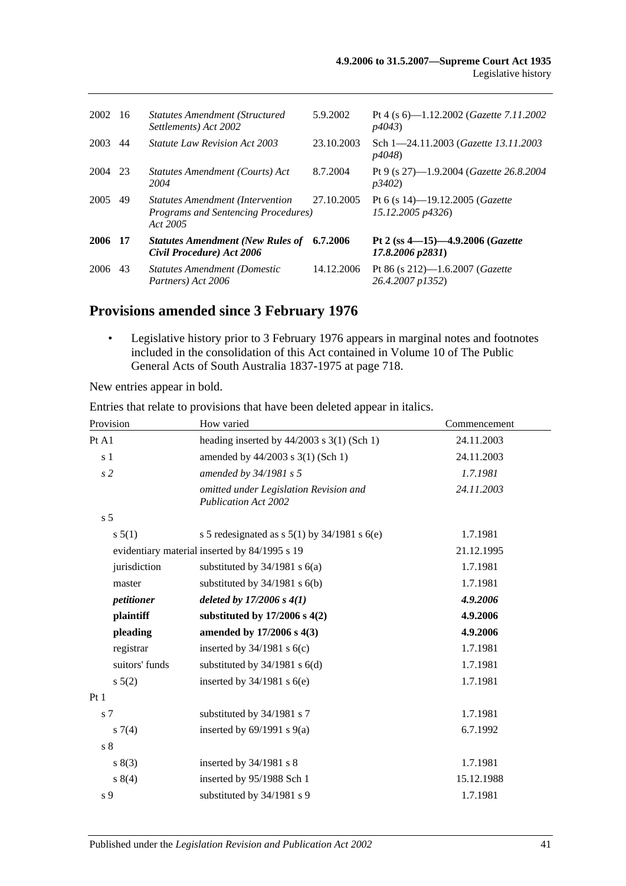| | | | | |
|---|---|---|---|---|
| 2002 | 16 | *Statutes Amendment (Structured Settlements) Act 2002* | 5.9.2002 | Pt 4 (s 6)—1.12.2002 (*Gazette 7.11.2002 p4043*) |
| 2003 | 44 | *Statute Law Revision Act 2003* | 23.10.2003 | Sch 1—24.11.2003 (*Gazette 13.11.2003 p4048*) |
| 2004 | 23 | *Statutes Amendment (Courts) Act 2004* | 8.7.2004 | Pt 9 (s 27)—1.9.2004 (*Gazette 26.8.2004 p3402*) |
| 2005 | 49 | *Statutes Amendment (Intervention Programs and Sentencing Procedures) Act 2005* | 27.10.2005 | Pt 6 (s 14)—19.12.2005 (*Gazette 15.12.2005 p4326*) |
| **2006** | **17** | ***Statutes Amendment (New Rules of Civil Procedure) Act 2006*** | **6.7.2006** | **Pt 2 (ss 4—15)—4.9.2006 (*Gazette 17.8.2006 p2831*)** |
| 2006 | 43 | *Statutes Amendment (Domestic Partners) Act 2006* | 14.12.2006 | Pt 86 (s 212)—1.6.2007 (*Gazette 26.4.2007 p1352*) |

## Provisions amended since 3 February 1976

- Legislative history prior to 3 February 1976 appears in marginal notes and footnotes included in the consolidation of this Act contained in Volume 10 of The Public General Acts of South Australia 1837-1975 at page 718.

New entries appear in bold.

Entries that relate to provisions that have been deleted appear in italics.

| Provision | How varied | Commencement |
|---|---|---|
| Pt A1 | heading inserted by 44/2003 s 3(1) (Sch 1) | 24.11.2003 |
| s 1 | amended by 44/2003 s 3(1) (Sch 1) | 24.11.2003 |
| *s 2* | *amended by 34/1981 s 5* | *1.7.1981* |
| | *omitted under Legislation Revision and Publication Act 2002* | *24.11.2003* |
| s 5 | | |
| s 5(1) | s 5 redesignated as s 5(1) by 34/1981 s 6(e) | 1.7.1981 |
| evidentiary material | inserted by 84/1995 s 19 | 21.12.1995 |
| jurisdiction | substituted by 34/1981 s 6(a) | 1.7.1981 |
| master | substituted by 34/1981 s 6(b) | 1.7.1981 |
| ***petitioner*** | ***deleted by 17/2006 s 4(1)*** | ***4.9.2006*** |
| **plaintiff** | **substituted by 17/2006 s 4(2)** | **4.9.2006** |
| **pleading** | **amended by 17/2006 s 4(3)** | **4.9.2006** |
| registrar | inserted by 34/1981 s 6(c) | 1.7.1981 |
| suitors' funds | substituted by 34/1981 s 6(d) | 1.7.1981 |
| s 5(2) | inserted by 34/1981 s 6(e) | 1.7.1981 |
| Pt 1 | | |
| s 7 | substituted by 34/1981 s 7 | 1.7.1981 |
| s 7(4) | inserted by 69/1991 s 9(a) | 6.7.1992 |
| s 8 | | |
| s 8(3) | inserted by 34/1981 s 8 | 1.7.1981 |
| s 8(4) | inserted by 95/1988 Sch 1 | 15.12.1988 |
| s 9 | substituted by 34/1981 s 9 | 1.7.1981 |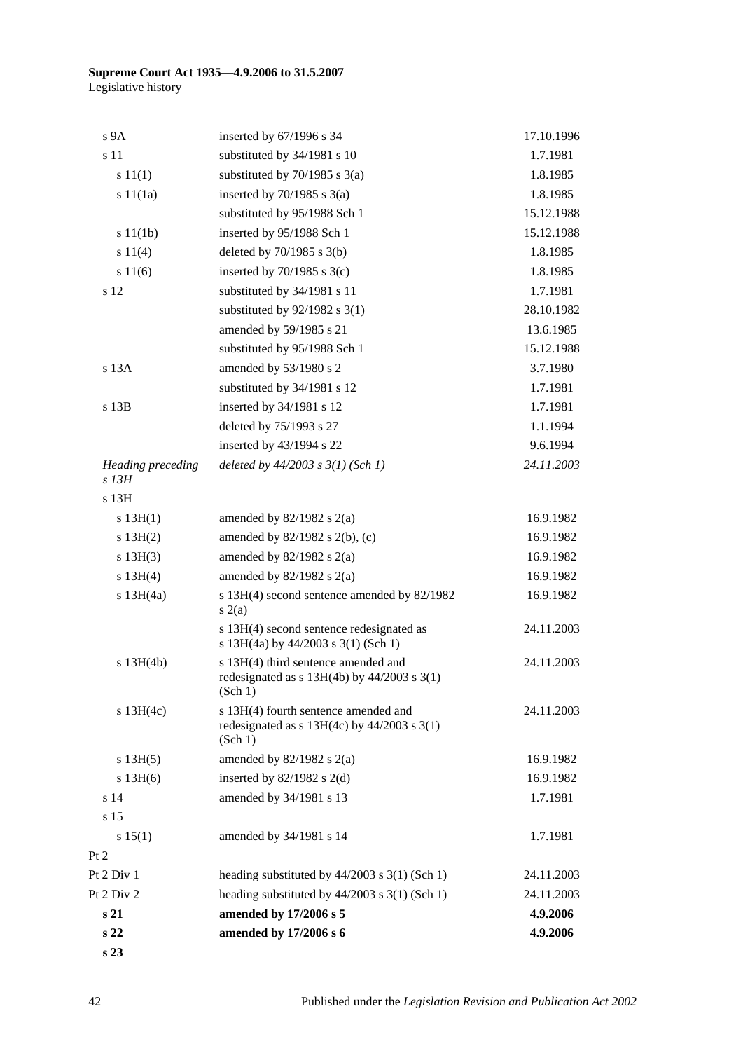| | | |
|---|---|---|
| s 9A | inserted by 67/1996 s 34 | 17.10.1996 |
| s 11 | substituted by 34/1981 s 10 | 1.7.1981 |
| s 11(1) | substituted by 70/1985 s 3(a) | 1.8.1985 |
| s 11(1a) | inserted by 70/1985 s 3(a) | 1.8.1985 |
| | substituted by 95/1988 Sch 1 | 15.12.1988 |
| s 11(1b) | inserted by 95/1988 Sch 1 | 15.12.1988 |
| s 11(4) | deleted by 70/1985 s 3(b) | 1.8.1985 |
| s 11(6) | inserted by 70/1985 s 3(c) | 1.8.1985 |
| s 12 | substituted by 34/1981 s 11 | 1.7.1981 |
| | substituted by 92/1982 s 3(1) | 28.10.1982 |
| | amended by 59/1985 s 21 | 13.6.1985 |
| | substituted by 95/1988 Sch 1 | 15.12.1988 |
| s 13A | amended by 53/1980 s 2 | 3.7.1980 |
| | substituted by 34/1981 s 12 | 1.7.1981 |
| s 13B | inserted by 34/1981 s 12 | 1.7.1981 |
| | deleted by 75/1993 s 27 | 1.1.1994 |
| | inserted by 43/1994 s 22 | 9.6.1994 |
| *Heading preceding s 13H* | *deleted by 44/2003 s 3(1) (Sch 1)* | *24.11.2003* |
| s 13H | | |
| s 13H(1) | amended by 82/1982 s 2(a) | 16.9.1982 |
| s 13H(2) | amended by 82/1982 s 2(b), (c) | 16.9.1982 |
| s 13H(3) | amended by 82/1982 s 2(a) | 16.9.1982 |
| s 13H(4) | amended by 82/1982 s 2(a) | 16.9.1982 |
| s 13H(4a) | s 13H(4) second sentence amended by 82/1982 s 2(a) | 16.9.1982 |
| | s 13H(4) second sentence redesignated as s 13H(4a) by 44/2003 s 3(1) (Sch 1) | 24.11.2003 |
| s 13H(4b) | s 13H(4) third sentence amended and redesignated as s 13H(4b) by 44/2003 s 3(1) (Sch 1) | 24.11.2003 |
| s 13H(4c) | s 13H(4) fourth sentence amended and redesignated as s 13H(4c) by 44/2003 s 3(1) (Sch 1) | 24.11.2003 |
| s 13H(5) | amended by 82/1982 s 2(a) | 16.9.1982 |
| s 13H(6) | inserted by 82/1982 s 2(d) | 16.9.1982 |
| s 14 | amended by 34/1981 s 13 | 1.7.1981 |
| s 15 | | |
| s 15(1) | amended by 34/1981 s 14 | 1.7.1981 |
| Pt 2 | | |
| Pt 2 Div 1 | heading substituted by 44/2003 s 3(1) (Sch 1) | 24.11.2003 |
| Pt 2 Div 2 | heading substituted by 44/2003 s 3(1) (Sch 1) | 24.11.2003 |
| **s 21** | **amended by 17/2006 s 5** | **4.9.2006** |
| **s 22** | **amended by 17/2006 s 6** | **4.9.2006** |
| **s 23** | | |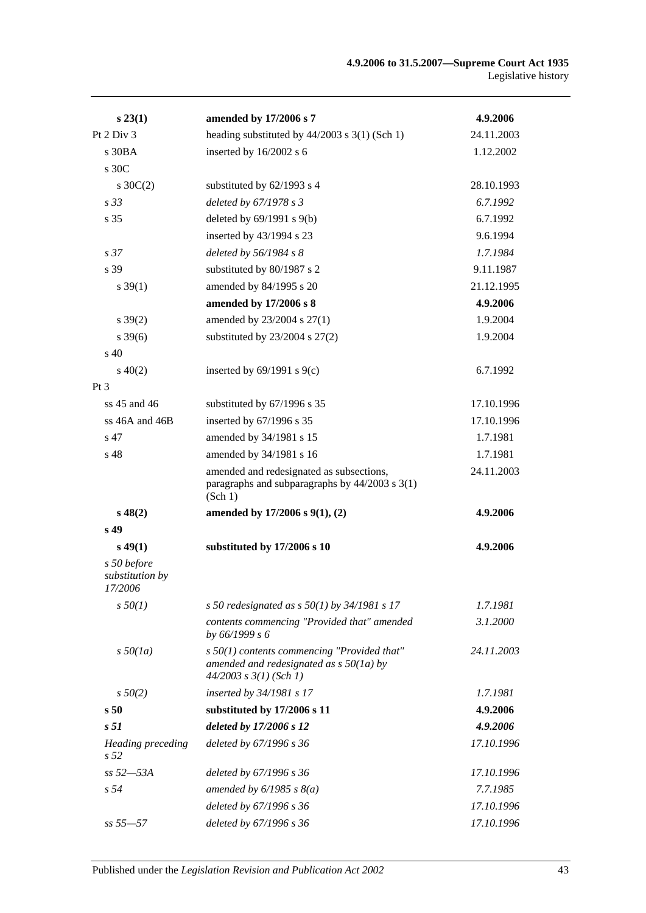| | | |
|---|---|---|
| **s 23(1)** | **amended by 17/2006 s 7** | **4.9.2006** |
| Pt 2 Div 3 | heading substituted by 44/2003 s 3(1) (Sch 1) | 24.11.2003 |
| s 30BA | inserted by 16/2002 s 6 | 1.12.2002 |
| s 30C | | |
| s 30C(2) | substituted by 62/1993 s 4 | 28.10.1993 |
| *s 33* | *deleted by 67/1978 s 3* | *6.7.1992* |
| s 35 | deleted by 69/1991 s 9(b) | 6.7.1992 |
| | inserted by 43/1994 s 23 | 9.6.1994 |
| *s 37* | *deleted by 56/1984 s 8* | *1.7.1984* |
| s 39 | substituted by 80/1987 s 2 | 9.11.1987 |
| s 39(1) | amended by 84/1995 s 20 | 21.12.1995 |
| | **amended by 17/2006 s 8** | **4.9.2006** |
| s 39(2) | amended by 23/2004 s 27(1) | 1.9.2004 |
| s 39(6) | substituted by 23/2004 s 27(2) | 1.9.2004 |
| s 40 | | |
| s 40(2) | inserted by 69/1991 s 9(c) | 6.7.1992 |
| Pt 3 | | |
| ss 45 and 46 | substituted by 67/1996 s 35 | 17.10.1996 |
| ss 46A and 46B | inserted by 67/1996 s 35 | 17.10.1996 |
| s 47 | amended by 34/1981 s 15 | 1.7.1981 |
| s 48 | amended by 34/1981 s 16 | 1.7.1981 |
| | amended and redesignated as subsections, paragraphs and subparagraphs by 44/2003 s 3(1) (Sch 1) | 24.11.2003 |
| **s 48(2)** | **amended by 17/2006 s 9(1), (2)** | **4.9.2006** |
| **s 49** | | |
| **s 49(1)** | **substituted by 17/2006 s 10** | **4.9.2006** |
| *s 50 before substitution by 17/2006* | | |
| *s 50(1)* | *s 50 redesignated as s 50(1) by 34/1981 s 17* | *1.7.1981* |
| | *contents commencing "Provided that" amended by 66/1999 s 6* | *3.1.2000* |
| *s 50(1a)* | *s 50(1) contents commencing "Provided that" amended and redesignated as s 50(1a) by 44/2003 s 3(1) (Sch 1)* | *24.11.2003* |
| *s 50(2)* | *inserted by 34/1981 s 17* | *1.7.1981* |
| **s 50** | **substituted by 17/2006 s 11** | **4.9.2006** |
| ***s 51*** | ***deleted by 17/2006 s 12*** | ***4.9.2006*** |
| *Heading preceding s 52* | *deleted by 67/1996 s 36* | *17.10.1996* |
| *ss 52—53A* | *deleted by 67/1996 s 36* | *17.10.1996* |
| *s 54* | *amended by 6/1985 s 8(a)* | *7.7.1985* |
| | *deleted by 67/1996 s 36* | *17.10.1996* |
| *ss 55—57* | *deleted by 67/1996 s 36* | *17.10.1996* |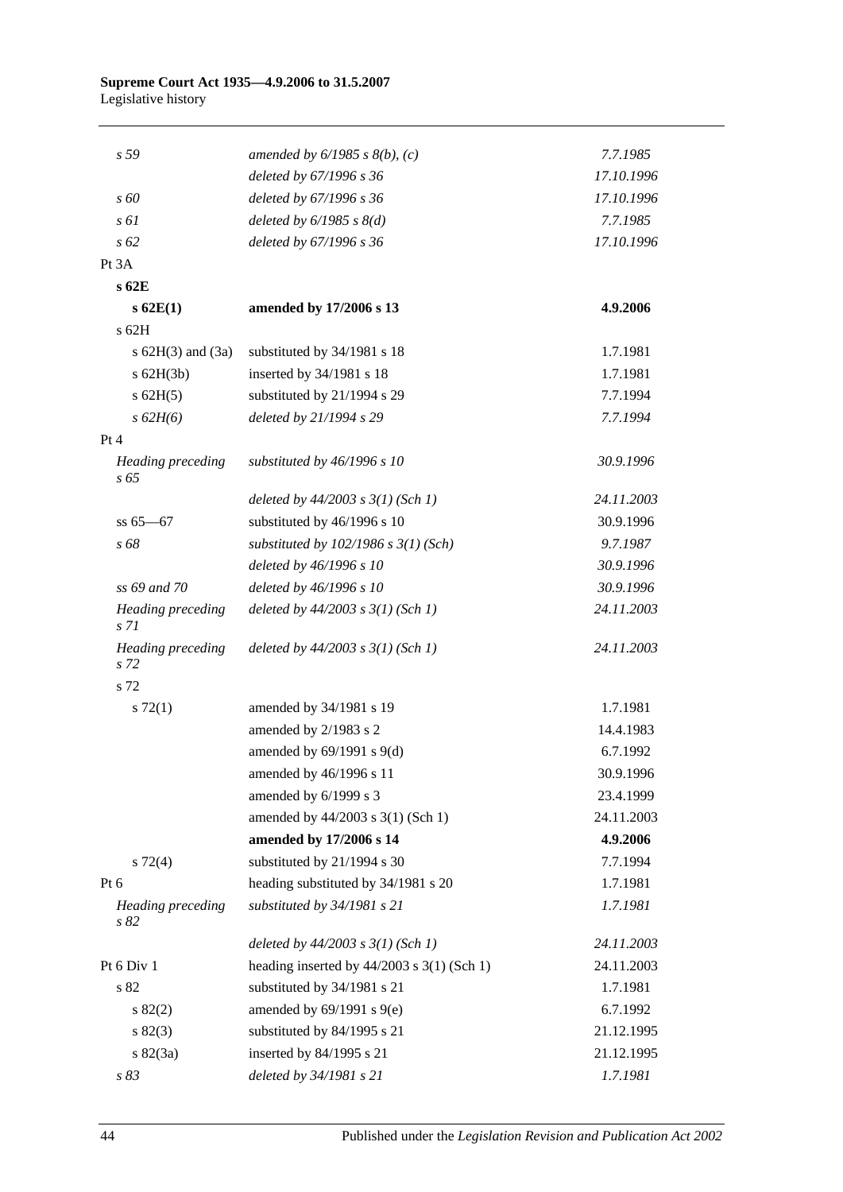| | | |
|---|---|---|
| *s 59* | *amended by 6/1985 s 8(b), (c)* | *7.7.1985* |
| | *deleted by 67/1996 s 36* | *17.10.1996* |
| *s 60* | *deleted by 67/1996 s 36* | *17.10.1996* |
| *s 61* | *deleted by 6/1985 s 8(d)* | *7.7.1985* |
| *s 62* | *deleted by 67/1996 s 36* | *17.10.1996* |
| Pt 3A | | |
| **s 62E** | | |
| **s 62E(1)** | **amended by 17/2006 s 13** | **4.9.2006** |
| s 62H | | |
| s 62H(3) and (3a) | substituted by 34/1981 s 18 | 1.7.1981 |
| s 62H(3b) | inserted by 34/1981 s 18 | 1.7.1981 |
| s 62H(5) | substituted by 21/1994 s 29 | 7.7.1994 |
| *s 62H(6)* | *deleted by 21/1994 s 29* | *7.7.1994* |
| Pt 4 | | |
| *Heading preceding s 65* | *substituted by 46/1996 s 10* | *30.9.1996* |
| | *deleted by 44/2003 s 3(1) (Sch 1)* | *24.11.2003* |
| ss 65—67 | substituted by 46/1996 s 10 | 30.9.1996 |
| *s 68* | *substituted by 102/1986 s 3(1) (Sch)* | *9.7.1987* |
| | *deleted by 46/1996 s 10* | *30.9.1996* |
| *ss 69 and 70* | *deleted by 46/1996 s 10* | *30.9.1996* |
| *Heading preceding s 71* | *deleted by 44/2003 s 3(1) (Sch 1)* | *24.11.2003* |
| *Heading preceding s 72* | *deleted by 44/2003 s 3(1) (Sch 1)* | *24.11.2003* |
| s 72 | | |
| s 72(1) | amended by 34/1981 s 19 | 1.7.1981 |
| | amended by 2/1983 s 2 | 14.4.1983 |
| | amended by 69/1991 s 9(d) | 6.7.1992 |
| | amended by 46/1996 s 11 | 30.9.1996 |
| | amended by 6/1999 s 3 | 23.4.1999 |
| | amended by 44/2003 s 3(1) (Sch 1) | 24.11.2003 |
| | **amended by 17/2006 s 14** | **4.9.2006** |
| s 72(4) | substituted by 21/1994 s 30 | 7.7.1994 |
| Pt 6 | heading substituted by 34/1981 s 20 | 1.7.1981 |
| *Heading preceding s 82* | *substituted by 34/1981 s 21* | *1.7.1981* |
| | *deleted by 44/2003 s 3(1) (Sch 1)* | *24.11.2003* |
| Pt 6 Div 1 | heading inserted by 44/2003 s 3(1) (Sch 1) | 24.11.2003 |
| s 82 | substituted by 34/1981 s 21 | 1.7.1981 |
| s 82(2) | amended by 69/1991 s 9(e) | 6.7.1992 |
| s 82(3) | substituted by 84/1995 s 21 | 21.12.1995 |
| s 82(3a) | inserted by 84/1995 s 21 | 21.12.1995 |
| *s 83* | *deleted by 34/1981 s 21* | *1.7.1981* |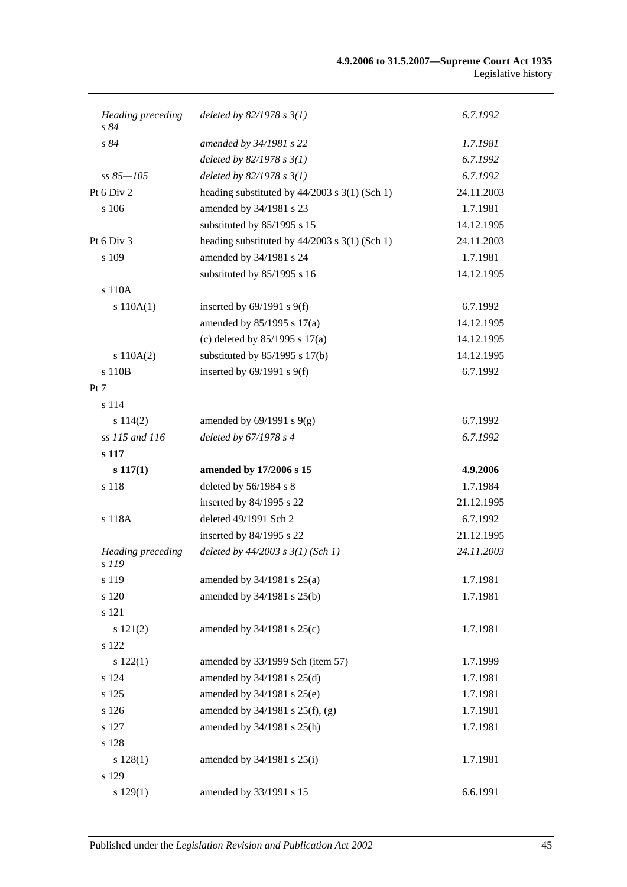| | | |
|---|---|---|
| *Heading preceding s 84* | *deleted by 82/1978 s 3(1)* | *6.7.1992* |
| *s 84* | *amended by 34/1981 s 22* | *1.7.1981* |
| | *deleted by 82/1978 s 3(1)* | *6.7.1992* |
| *ss 85—105* | *deleted by 82/1978 s 3(1)* | *6.7.1992* |
| Pt 6 Div 2 | heading substituted by 44/2003 s 3(1) (Sch 1) | 24.11.2003 |
| s 106 | amended by 34/1981 s 23 | 1.7.1981 |
| | substituted by 85/1995 s 15 | 14.12.1995 |
| Pt 6 Div 3 | heading substituted by 44/2003 s 3(1) (Sch 1) | 24.11.2003 |
| s 109 | amended by 34/1981 s 24 | 1.7.1981 |
| | substituted by 85/1995 s 16 | 14.12.1995 |
| s 110A | | |
| s 110A(1) | inserted by 69/1991 s 9(f) | 6.7.1992 |
| | amended by 85/1995 s 17(a) | 14.12.1995 |
| | (c) deleted by 85/1995 s 17(a) | 14.12.1995 |
| s 110A(2) | substituted by 85/1995 s 17(b) | 14.12.1995 |
| s 110B | inserted by 69/1991 s 9(f) | 6.7.1992 |
| Pt 7 | | |
| s 114 | | |
| s 114(2) | amended by 69/1991 s 9(g) | 6.7.1992 |
| *ss 115 and 116* | *deleted by 67/1978 s 4* | *6.7.1992* |
| **s 117** | | |
| **s 117(1)** | **amended by 17/2006 s 15** | **4.9.2006** |
| s 118 | deleted by 56/1984 s 8 | 1.7.1984 |
| | inserted by 84/1995 s 22 | 21.12.1995 |
| s 118A | deleted 49/1991 Sch 2 | 6.7.1992 |
| | inserted by 84/1995 s 22 | 21.12.1995 |
| *Heading preceding s 119* | *deleted by 44/2003 s 3(1) (Sch 1)* | *24.11.2003* |
| s 119 | amended by 34/1981 s 25(a) | 1.7.1981 |
| s 120 | amended by 34/1981 s 25(b) | 1.7.1981 |
| s 121 | | |
| s 121(2) | amended by 34/1981 s 25(c) | 1.7.1981 |
| s 122 | | |
| s 122(1) | amended by 33/1999 Sch (item 57) | 1.7.1999 |
| s 124 | amended by 34/1981 s 25(d) | 1.7.1981 |
| s 125 | amended by 34/1981 s 25(e) | 1.7.1981 |
| s 126 | amended by 34/1981 s 25(f), (g) | 1.7.1981 |
| s 127 | amended by 34/1981 s 25(h) | 1.7.1981 |
| s 128 | | |
| s 128(1) | amended by 34/1981 s 25(i) | 1.7.1981 |
| s 129 | | |
| s 129(1) | amended by 33/1991 s 15 | 6.6.1991 |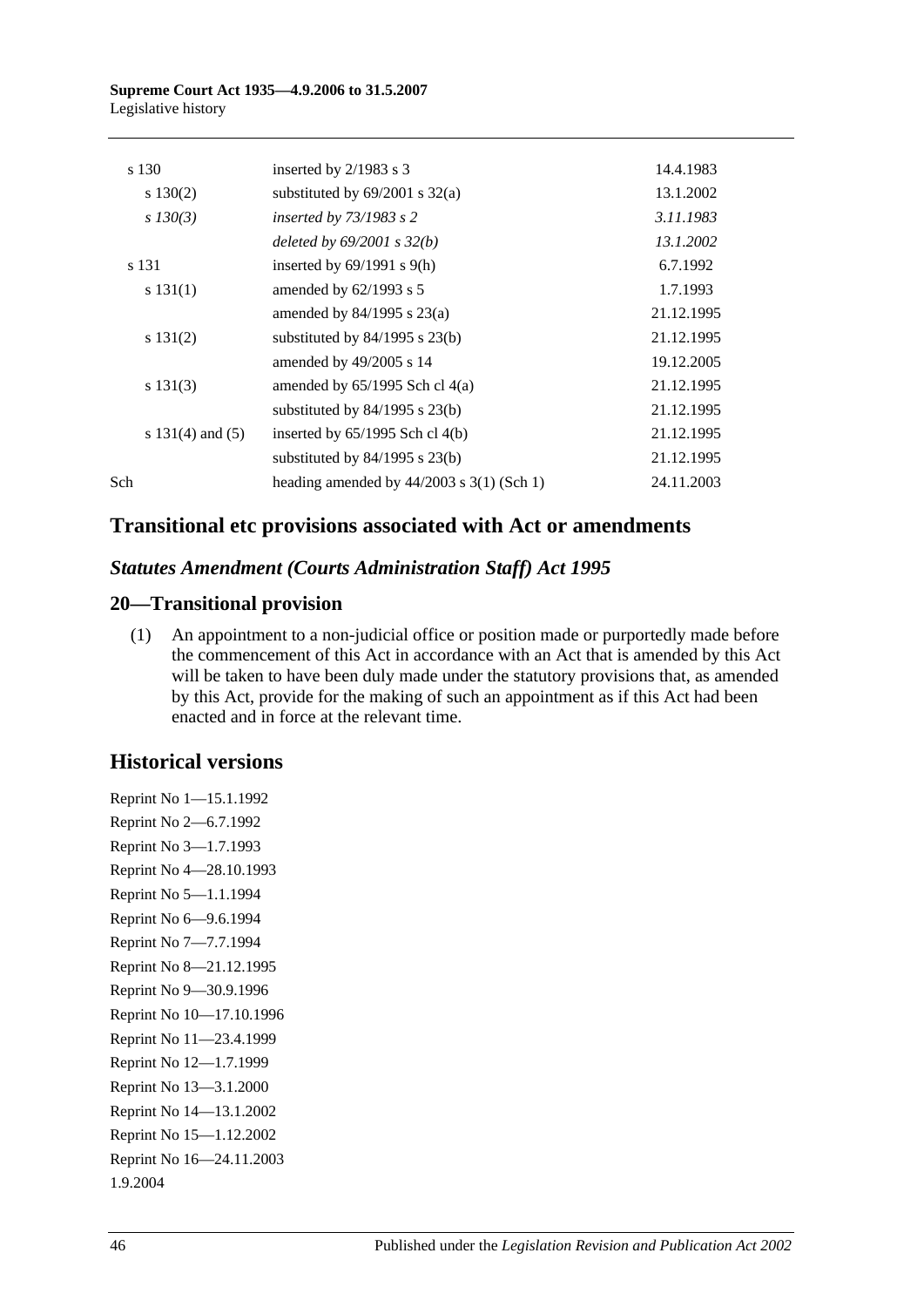| | | |
|---|---|---|
| s 130 | inserted by 2/1983 s 3 | 14.4.1983 |
| s 130(2) | substituted by 69/2001 s 32(a) | 13.1.2002 |
| *s 130(3)* | *inserted by 73/1983 s 2* | *3.11.1983* |
| | *deleted by 69/2001 s 32(b)* | *13.1.2002* |
| s 131 | inserted by 69/1991 s 9(h) | 6.7.1992 |
| s 131(1) | amended by 62/1993 s 5 | 1.7.1993 |
| | amended by 84/1995 s 23(a) | 21.12.1995 |
| s 131(2) | substituted by 84/1995 s 23(b) | 21.12.1995 |
| | amended by 49/2005 s 14 | 19.12.2005 |
| s 131(3) | amended by 65/1995 Sch cl 4(a) | 21.12.1995 |
| | substituted by 84/1995 s 23(b) | 21.12.1995 |
| s 131(4) and (5) | inserted by 65/1995 Sch cl 4(b) | 21.12.1995 |
| | substituted by 84/1995 s 23(b) | 21.12.1995 |
| Sch | heading amended by 44/2003 s 3(1) (Sch 1) | 24.11.2003 |

## Transitional etc provisions associated with Act or amendments

### *Statutes Amendment (Courts Administration Staff) Act 1995*

### 20—Transitional provision

(1) An appointment to a non-judicial office or position made or purportedly made before the commencement of this Act in accordance with an Act that is amended by this Act will be taken to have been duly made under the statutory provisions that, as amended by this Act, provide for the making of such an appointment as if this Act had been enacted and in force at the relevant time.

## Historical versions

Reprint No 1—15.1.1992
Reprint No 2—6.7.1992
Reprint No 3—1.7.1993
Reprint No 4—28.10.1993
Reprint No 5—1.1.1994
Reprint No 6—9.6.1994
Reprint No 7—7.7.1994
Reprint No 8—21.12.1995
Reprint No 9—30.9.1996
Reprint No 10—17.10.1996
Reprint No 11—23.4.1999
Reprint No 12—1.7.1999
Reprint No 13—3.1.2000
Reprint No 14—13.1.2002
Reprint No 15—1.12.2002
Reprint No 16—24.11.2003
1.9.2004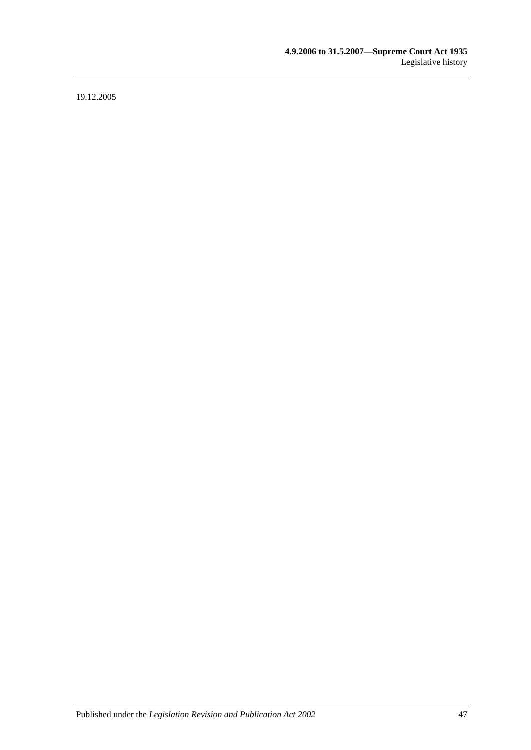19.12.2005